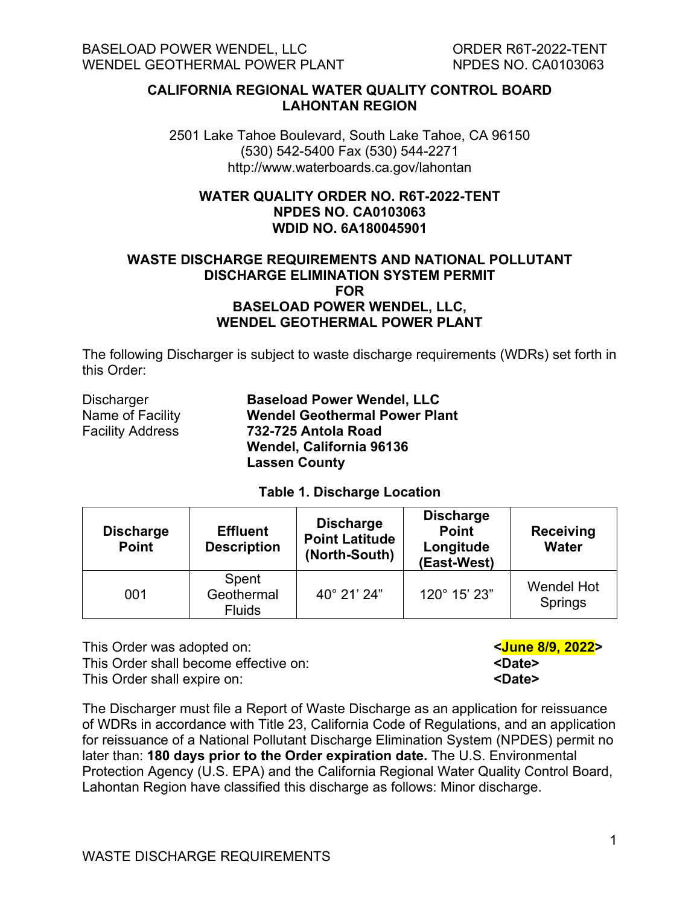## CALIFORNIA REGIONAL WATER QUALITY CONTROL BOARD
## LAHONTAN REGION

2501 Lake Tahoe Boulevard, South Lake Tahoe, CA 96150
(530) 542-5400 Fax (530) 544-2271
http://www.waterboards.ca.gov/lahontan

### WATER QUALITY ORDER NO. R6T-2022-TENT
### NPDES NO. CA0103063
### WDID NO. 6A180045901

### WASTE DISCHARGE REQUIREMENTS AND NATIONAL POLLUTANT DISCHARGE ELIMINATION SYSTEM PERMIT FOR BASELOAD POWER WENDEL, LLC, WENDEL GEOTHERMAL POWER PLANT

The following Discharger is subject to waste discharge requirements (WDRs) set forth in this Order:

| | |
|---|---|
| Discharger | **Baseload Power Wendel, LLC** |
| Name of Facility | **Wendel Geothermal Power Plant** |
| Facility Address | **732-725 Antola Road**<br>**Wendel, California 96136**<br>**Lassen County** |

**Table 1. Discharge Location**

| Discharge Point | Effluent Description | Discharge Point Latitude (North-South) | Discharge Point Longitude (East-West) | Receiving Water |
|---|---|---|---|---|
| 001 | Spent Geothermal Fluids | 40° 21’ 24” | 120° 15’ 23” | Wendel Hot Springs |

| | |
|---|---|
| This Order was adopted on: | **<June 8/9, 2022>** |
| This Order shall become effective on: | **<Date>** |
| This Order shall expire on: | **<Date>** |

The Discharger must file a Report of Waste Discharge as an application for reissuance of WDRs in accordance with Title 23, California Code of Regulations, and an application for reissuance of a National Pollutant Discharge Elimination System (NPDES) permit no later than: **180 days prior to the Order expiration date.** The U.S. Environmental Protection Agency (U.S. EPA) and the California Regional Water Quality Control Board, Lahontan Region have classified this discharge as follows: Minor discharge.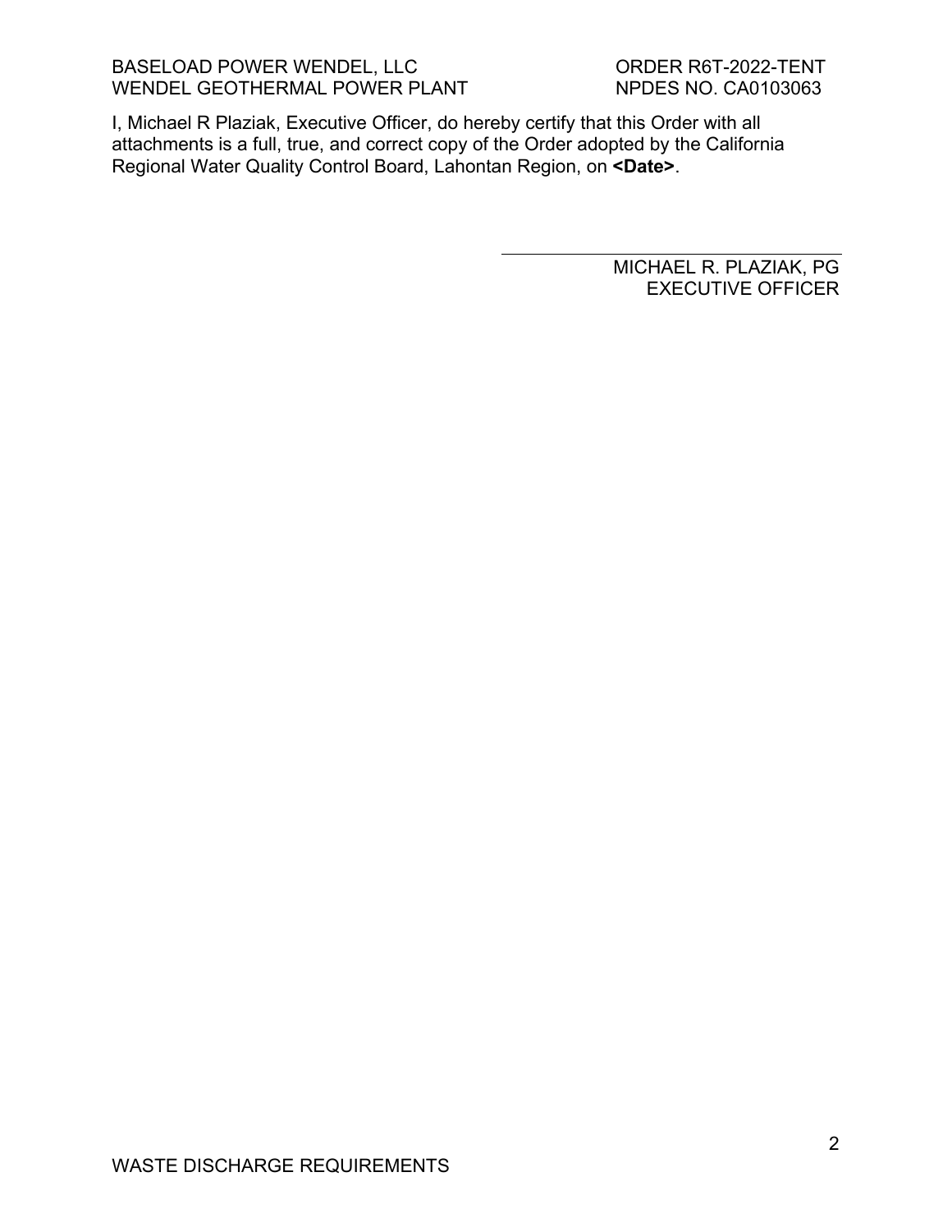I, Michael R Plaziak, Executive Officer, do hereby certify that this Order with all attachments is a full, true, and correct copy of the Order adopted by the California Regional Water Quality Control Board, Lahontan Region, on **<Date>**.

MICHAEL R. PLAZIAK, PG
EXECUTIVE OFFICER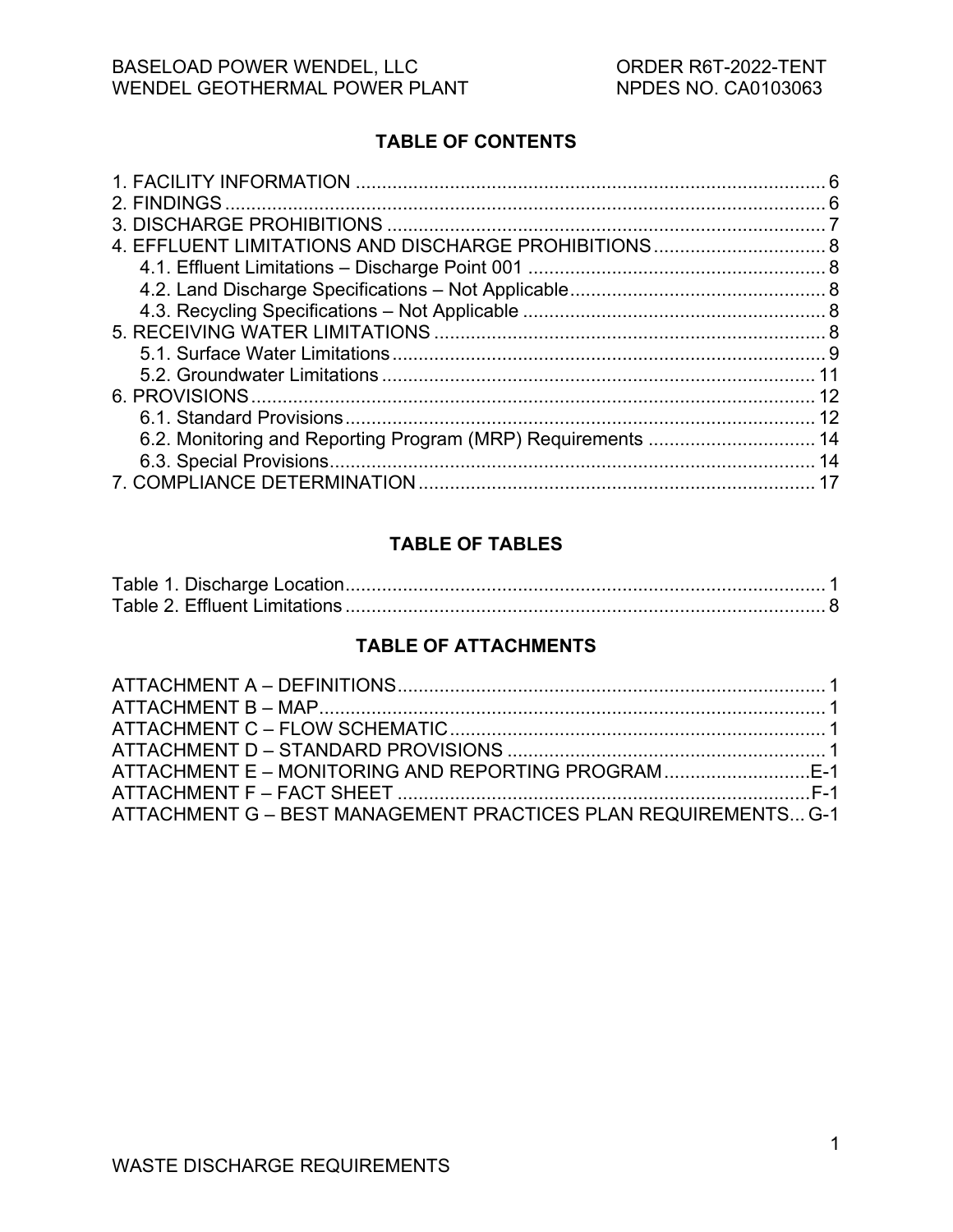## TABLE OF CONTENTS

1. FACILITY INFORMATION .......... 6
2. FINDINGS .......... 6
3. DISCHARGE PROHIBITIONS .......... 7
4. EFFLUENT LIMITATIONS AND DISCHARGE PROHIBITIONS .......... 8
   - 4.1. Effluent Limitations – Discharge Point 001 .......... 8
   - 4.2. Land Discharge Specifications – Not Applicable .......... 8
   - 4.3. Recycling Specifications – Not Applicable .......... 8
5. RECEIVING WATER LIMITATIONS .......... 8
   - 5.1. Surface Water Limitations .......... 9
   - 5.2. Groundwater Limitations .......... 11
6. PROVISIONS .......... 12
   - 6.1. Standard Provisions .......... 12
   - 6.2. Monitoring and Reporting Program (MRP) Requirements .......... 14
   - 6.3. Special Provisions .......... 14
7. COMPLIANCE DETERMINATION .......... 17

## TABLE OF TABLES

Table 1. Discharge Location .......... 1
Table 2. Effluent Limitations .......... 8

## TABLE OF ATTACHMENTS

ATTACHMENT A – DEFINITIONS .......... 1
ATTACHMENT B – MAP .......... 1
ATTACHMENT C – FLOW SCHEMATIC .......... 1
ATTACHMENT D – STANDARD PROVISIONS .......... 1
ATTACHMENT E – MONITORING AND REPORTING PROGRAM .......... E-1
ATTACHMENT F – FACT SHEET .......... F-1
ATTACHMENT G – BEST MANAGEMENT PRACTICES PLAN REQUIREMENTS .......... G-1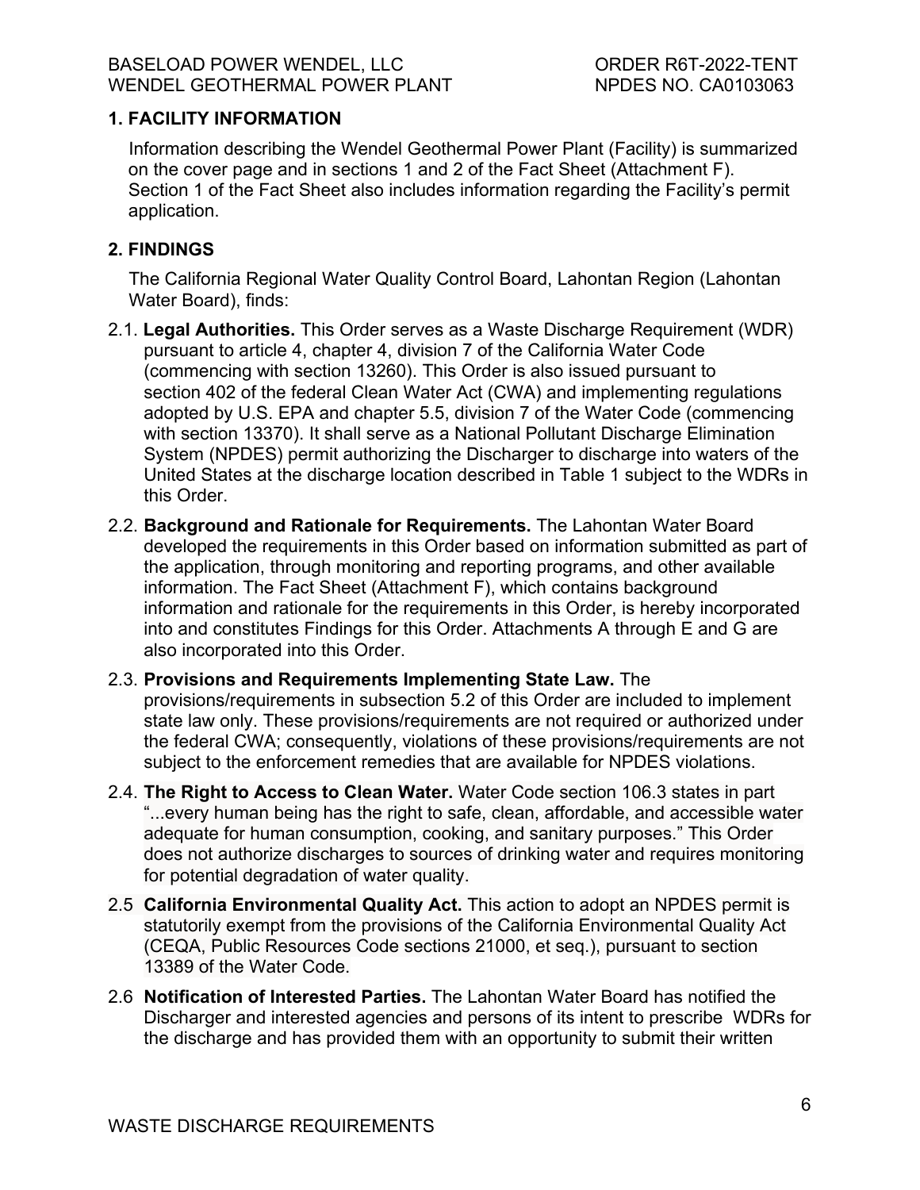## 1. FACILITY INFORMATION

Information describing the Wendel Geothermal Power Plant (Facility) is summarized on the cover page and in sections 1 and 2 of the Fact Sheet (Attachment F). Section 1 of the Fact Sheet also includes information regarding the Facility's permit application.

## 2. FINDINGS

The California Regional Water Quality Control Board, Lahontan Region (Lahontan Water Board), finds:

2.1. **Legal Authorities.** This Order serves as a Waste Discharge Requirement (WDR) pursuant to article 4, chapter 4, division 7 of the California Water Code (commencing with section 13260). This Order is also issued pursuant to section 402 of the federal Clean Water Act (CWA) and implementing regulations adopted by U.S. EPA and chapter 5.5, division 7 of the Water Code (commencing with section 13370). It shall serve as a National Pollutant Discharge Elimination System (NPDES) permit authorizing the Discharger to discharge into waters of the United States at the discharge location described in Table 1 subject to the WDRs in this Order.

2.2. **Background and Rationale for Requirements.** The Lahontan Water Board developed the requirements in this Order based on information submitted as part of the application, through monitoring and reporting programs, and other available information. The Fact Sheet (Attachment F), which contains background information and rationale for the requirements in this Order, is hereby incorporated into and constitutes Findings for this Order. Attachments A through E and G are also incorporated into this Order.

2.3. **Provisions and Requirements Implementing State Law.** The provisions/requirements in subsection 5.2 of this Order are included to implement state law only. These provisions/requirements are not required or authorized under the federal CWA; consequently, violations of these provisions/requirements are not subject to the enforcement remedies that are available for NPDES violations.

2.4. **The Right to Access to Clean Water.** Water Code section 106.3 states in part "...every human being has the right to safe, clean, affordable, and accessible water adequate for human consumption, cooking, and sanitary purposes." This Order does not authorize discharges to sources of drinking water and requires monitoring for potential degradation of water quality.

2.5 **California Environmental Quality Act.** This action to adopt an NPDES permit is statutorily exempt from the provisions of the California Environmental Quality Act (CEQA, Public Resources Code sections 21000, et seq.), pursuant to section 13389 of the Water Code.

2.6 **Notification of Interested Parties.** The Lahontan Water Board has notified the Discharger and interested agencies and persons of its intent to prescribe WDRs for the discharge and has provided them with an opportunity to submit their written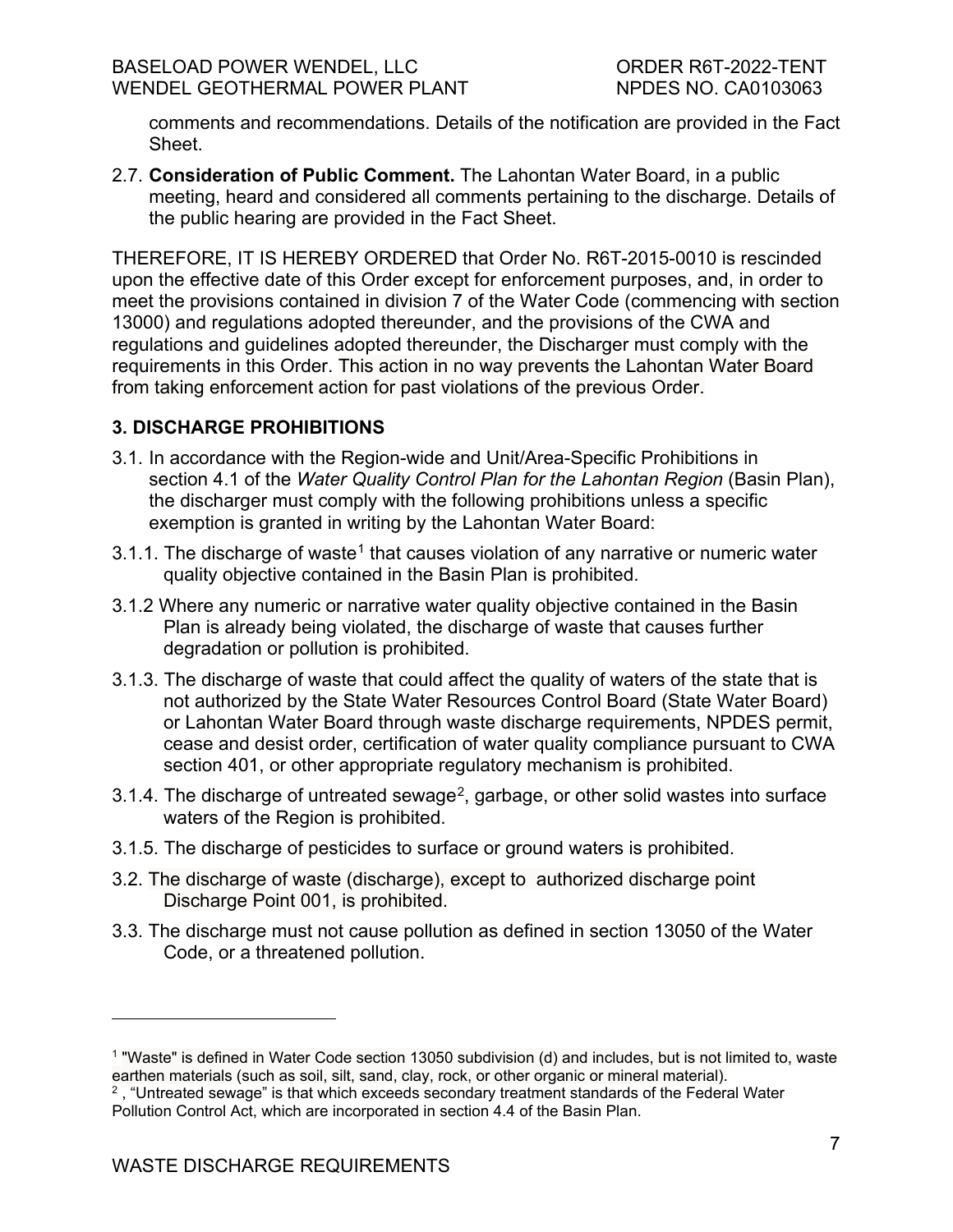comments and recommendations. Details of the notification are provided in the Fact Sheet.

2.7. **Consideration of Public Comment.** The Lahontan Water Board, in a public meeting, heard and considered all comments pertaining to the discharge. Details of the public hearing are provided in the Fact Sheet.

THEREFORE, IT IS HEREBY ORDERED that Order No. R6T-2015-0010 is rescinded upon the effective date of this Order except for enforcement purposes, and, in order to meet the provisions contained in division 7 of the Water Code (commencing with section 13000) and regulations adopted thereunder, and the provisions of the CWA and regulations and guidelines adopted thereunder, the Discharger must comply with the requirements in this Order. This action in no way prevents the Lahontan Water Board from taking enforcement action for past violations of the previous Order.

## 3. DISCHARGE PROHIBITIONS

3.1. In accordance with the Region-wide and Unit/Area-Specific Prohibitions in section 4.1 of the *Water Quality Control Plan for the Lahontan Region* (Basin Plan), the discharger must comply with the following prohibitions unless a specific exemption is granted in writing by the Lahontan Water Board:

3.1.1. The discharge of waste[1] that causes violation of any narrative or numeric water quality objective contained in the Basin Plan is prohibited.

3.1.2 Where any numeric or narrative water quality objective contained in the Basin Plan is already being violated, the discharge of waste that causes further degradation or pollution is prohibited.

3.1.3. The discharge of waste that could affect the quality of waters of the state that is not authorized by the State Water Resources Control Board (State Water Board) or Lahontan Water Board through waste discharge requirements, NPDES permit, cease and desist order, certification of water quality compliance pursuant to CWA section 401, or other appropriate regulatory mechanism is prohibited.

3.1.4. The discharge of untreated sewage[2], garbage, or other solid wastes into surface waters of the Region is prohibited.

3.1.5. The discharge of pesticides to surface or ground waters is prohibited.

3.2. The discharge of waste (discharge), except to authorized discharge point Discharge Point 001, is prohibited.

3.3. The discharge must not cause pollution as defined in section 13050 of the Water Code, or a threatened pollution.

---

[1] "Waste" is defined in Water Code section 13050 subdivision (d) and includes, but is not limited to, waste earthen materials (such as soil, silt, sand, clay, rock, or other organic or mineral material).

[2] , "Untreated sewage" is that which exceeds secondary treatment standards of the Federal Water Pollution Control Act, which are incorporated in section 4.4 of the Basin Plan.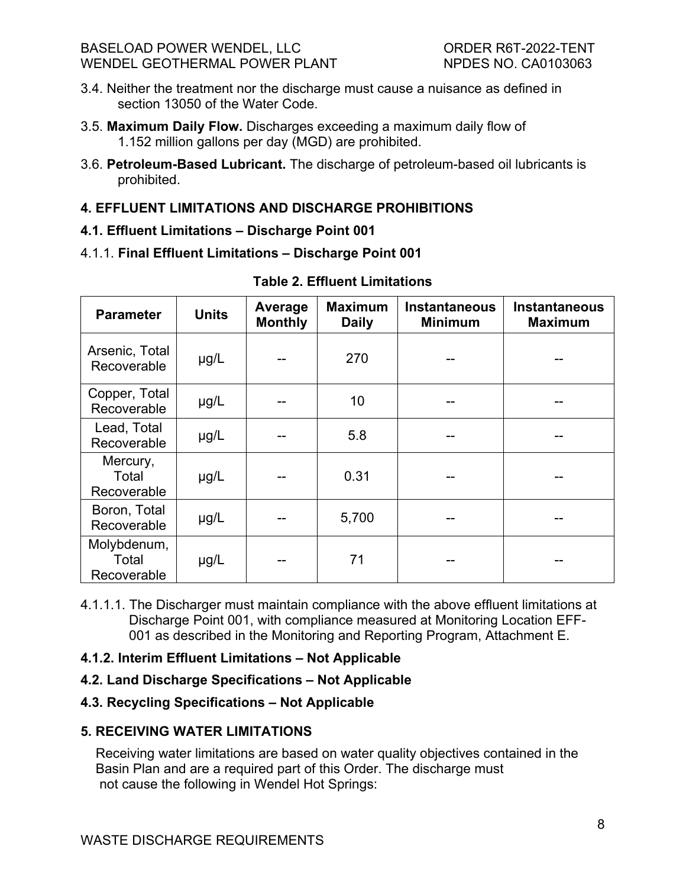3.4. Neither the treatment nor the discharge must cause a nuisance as defined in section 13050 of the Water Code.

3.5. **Maximum Daily Flow.** Discharges exceeding a maximum daily flow of 1.152 million gallons per day (MGD) are prohibited.

3.6. **Petroleum-Based Lubricant.** The discharge of petroleum-based oil lubricants is prohibited.

## 4. EFFLUENT LIMITATIONS AND DISCHARGE PROHIBITIONS

### 4.1. Effluent Limitations – Discharge Point 001

4.1.1. **Final Effluent Limitations – Discharge Point 001**

**Table 2. Effluent Limitations**

| Parameter | Units | Average Monthly | Maximum Daily | Instantaneous Minimum | Instantaneous Maximum |
|---|---|---|---|---|---|
| Arsenic, Total Recoverable | µg/L | -- | 270 | -- | -- |
| Copper, Total Recoverable | µg/L | -- | 10 | -- | -- |
| Lead, Total Recoverable | µg/L | -- | 5.8 | -- | -- |
| Mercury, Total Recoverable | µg/L | -- | 0.31 | -- | -- |
| Boron, Total Recoverable | µg/L | -- | 5,700 | -- | -- |
| Molybdenum, Total Recoverable | µg/L | -- | 71 | -- | -- |

4.1.1.1. The Discharger must maintain compliance with the above effluent limitations at Discharge Point 001, with compliance measured at Monitoring Location EFF-001 as described in the Monitoring and Reporting Program, Attachment E.

**4.1.2. Interim Effluent Limitations – Not Applicable**

### 4.2. Land Discharge Specifications – Not Applicable

### 4.3. Recycling Specifications – Not Applicable

## 5. RECEIVING WATER LIMITATIONS

Receiving water limitations are based on water quality objectives contained in the Basin Plan and are a required part of this Order. The discharge must not cause the following in Wendel Hot Springs: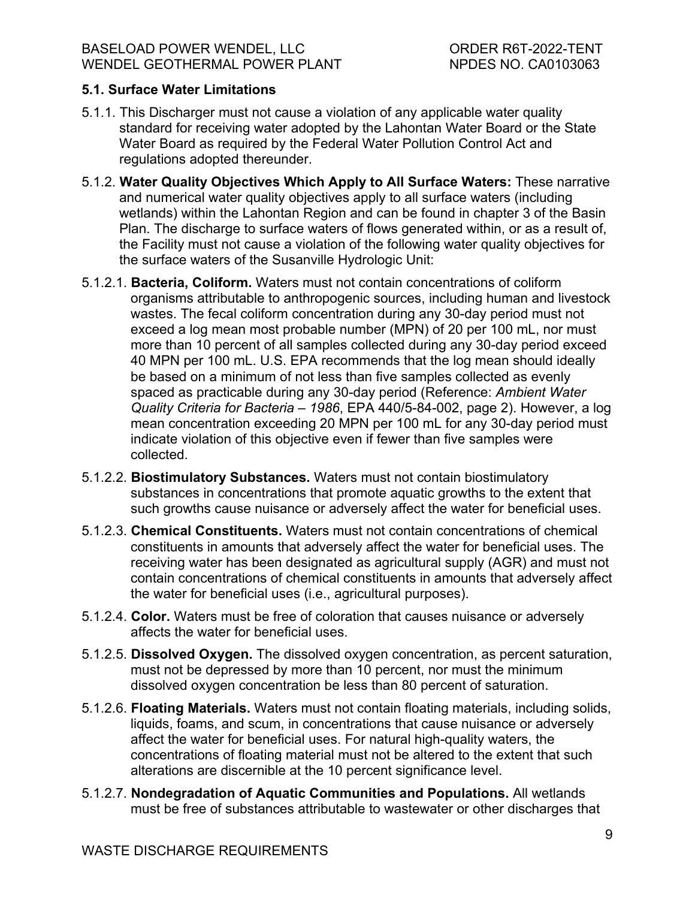### 5.1. Surface Water Limitations

5.1.1. This Discharger must not cause a violation of any applicable water quality standard for receiving water adopted by the Lahontan Water Board or the State Water Board as required by the Federal Water Pollution Control Act and regulations adopted thereunder.

5.1.2. **Water Quality Objectives Which Apply to All Surface Waters:** These narrative and numerical water quality objectives apply to all surface waters (including wetlands) within the Lahontan Region and can be found in chapter 3 of the Basin Plan. The discharge to surface waters of flows generated within, or as a result of, the Facility must not cause a violation of the following water quality objectives for the surface waters of the Susanville Hydrologic Unit:

5.1.2.1. **Bacteria, Coliform.** Waters must not contain concentrations of coliform organisms attributable to anthropogenic sources, including human and livestock wastes. The fecal coliform concentration during any 30-day period must not exceed a log mean most probable number (MPN) of 20 per 100 mL, nor must more than 10 percent of all samples collected during any 30-day period exceed 40 MPN per 100 mL. U.S. EPA recommends that the log mean should ideally be based on a minimum of not less than five samples collected as evenly spaced as practicable during any 30-day period (Reference: *Ambient Water Quality Criteria for Bacteria – 1986*, EPA 440/5-84-002, page 2). However, a log mean concentration exceeding 20 MPN per 100 mL for any 30-day period must indicate violation of this objective even if fewer than five samples were collected.

5.1.2.2. **Biostimulatory Substances.** Waters must not contain biostimulatory substances in concentrations that promote aquatic growths to the extent that such growths cause nuisance or adversely affect the water for beneficial uses.

5.1.2.3. **Chemical Constituents.** Waters must not contain concentrations of chemical constituents in amounts that adversely affect the water for beneficial uses. The receiving water has been designated as agricultural supply (AGR) and must not contain concentrations of chemical constituents in amounts that adversely affect the water for beneficial uses (i.e., agricultural purposes).

5.1.2.4. **Color.** Waters must be free of coloration that causes nuisance or adversely affects the water for beneficial uses.

5.1.2.5. **Dissolved Oxygen.** The dissolved oxygen concentration, as percent saturation, must not be depressed by more than 10 percent, nor must the minimum dissolved oxygen concentration be less than 80 percent of saturation.

5.1.2.6. **Floating Materials.** Waters must not contain floating materials, including solids, liquids, foams, and scum, in concentrations that cause nuisance or adversely affect the water for beneficial uses. For natural high-quality waters, the concentrations of floating material must not be altered to the extent that such alterations are discernible at the 10 percent significance level.

5.1.2.7. **Nondegradation of Aquatic Communities and Populations.** All wetlands must be free of substances attributable to wastewater or other discharges that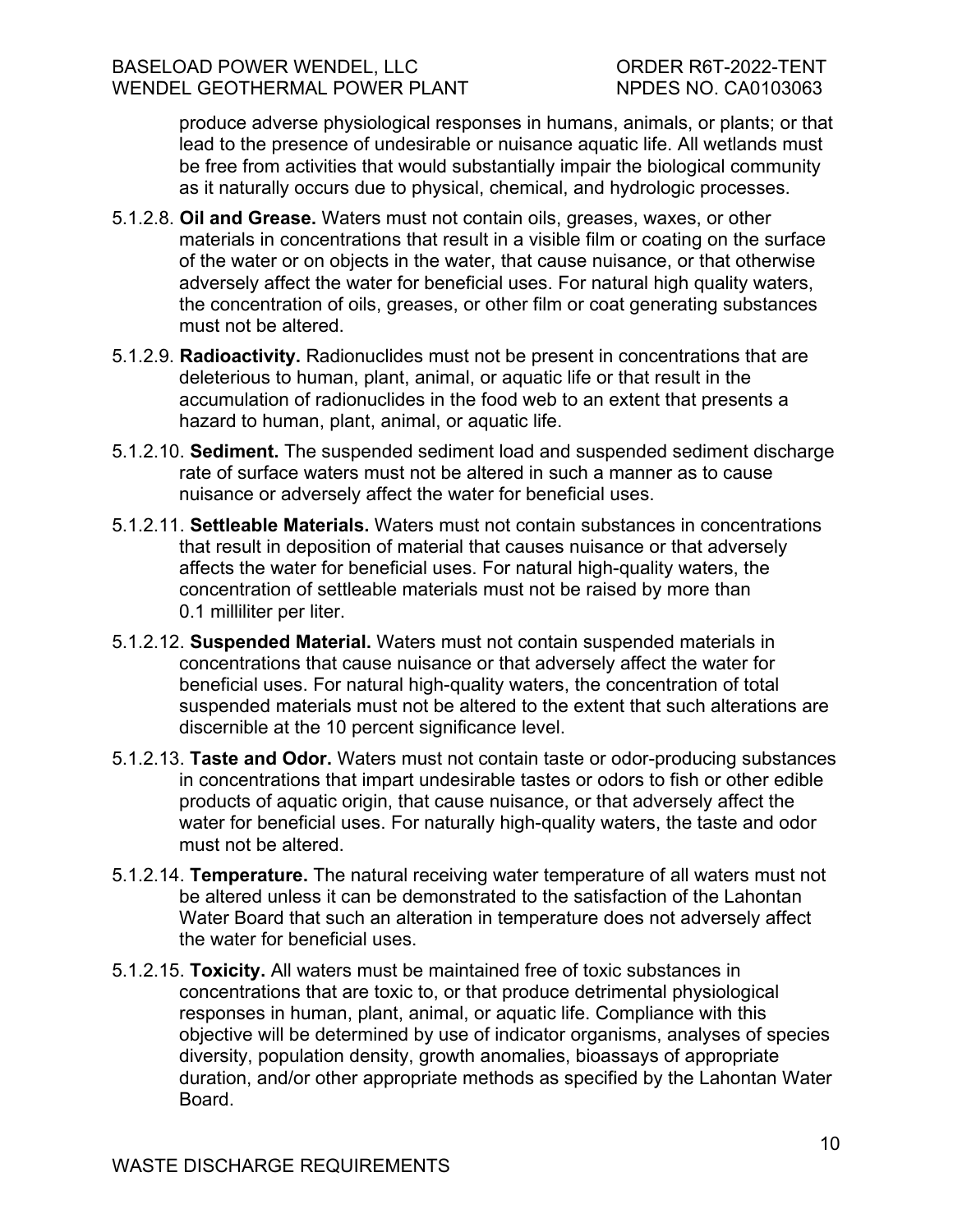produce adverse physiological responses in humans, animals, or plants; or that lead to the presence of undesirable or nuisance aquatic life. All wetlands must be free from activities that would substantially impair the biological community as it naturally occurs due to physical, chemical, and hydrologic processes.

5.1.2.8. **Oil and Grease.** Waters must not contain oils, greases, waxes, or other materials in concentrations that result in a visible film or coating on the surface of the water or on objects in the water, that cause nuisance, or that otherwise adversely affect the water for beneficial uses. For natural high quality waters, the concentration of oils, greases, or other film or coat generating substances must not be altered.

5.1.2.9. **Radioactivity.** Radionuclides must not be present in concentrations that are deleterious to human, plant, animal, or aquatic life or that result in the accumulation of radionuclides in the food web to an extent that presents a hazard to human, plant, animal, or aquatic life.

5.1.2.10. **Sediment.** The suspended sediment load and suspended sediment discharge rate of surface waters must not be altered in such a manner as to cause nuisance or adversely affect the water for beneficial uses.

5.1.2.11. **Settleable Materials.** Waters must not contain substances in concentrations that result in deposition of material that causes nuisance or that adversely affects the water for beneficial uses. For natural high-quality waters, the concentration of settleable materials must not be raised by more than 0.1 milliliter per liter.

5.1.2.12. **Suspended Material.** Waters must not contain suspended materials in concentrations that cause nuisance or that adversely affect the water for beneficial uses. For natural high-quality waters, the concentration of total suspended materials must not be altered to the extent that such alterations are discernible at the 10 percent significance level.

5.1.2.13. **Taste and Odor.** Waters must not contain taste or odor-producing substances in concentrations that impart undesirable tastes or odors to fish or other edible products of aquatic origin, that cause nuisance, or that adversely affect the water for beneficial uses. For naturally high-quality waters, the taste and odor must not be altered.

5.1.2.14. **Temperature.** The natural receiving water temperature of all waters must not be altered unless it can be demonstrated to the satisfaction of the Lahontan Water Board that such an alteration in temperature does not adversely affect the water for beneficial uses.

5.1.2.15. **Toxicity.** All waters must be maintained free of toxic substances in concentrations that are toxic to, or that produce detrimental physiological responses in human, plant, animal, or aquatic life. Compliance with this objective will be determined by use of indicator organisms, analyses of species diversity, population density, growth anomalies, bioassays of appropriate duration, and/or other appropriate methods as specified by the Lahontan Water Board.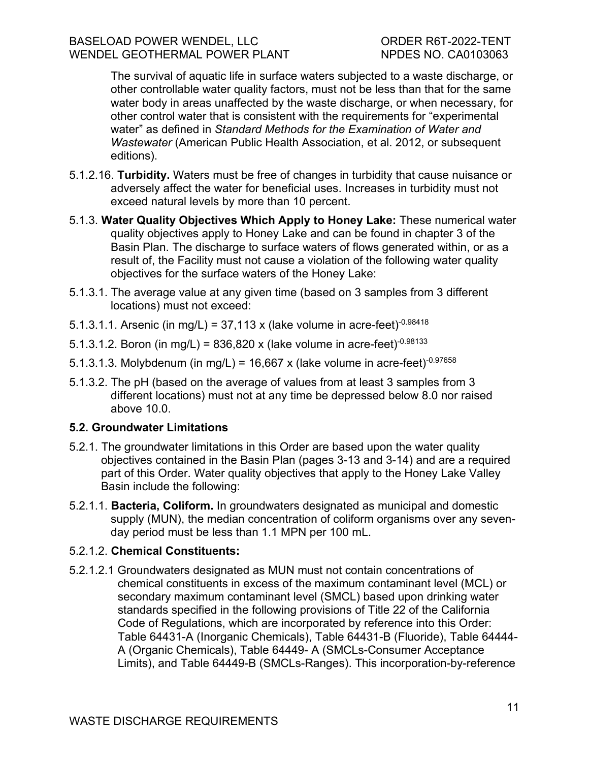The survival of aquatic life in surface waters subjected to a waste discharge, or other controllable water quality factors, must not be less than that for the same water body in areas unaffected by the waste discharge, or when necessary, for other control water that is consistent with the requirements for "experimental water" as defined in *Standard Methods for the Examination of Water and Wastewater* (American Public Health Association, et al. 2012, or subsequent editions).

5.1.2.16. **Turbidity.** Waters must be free of changes in turbidity that cause nuisance or adversely affect the water for beneficial uses. Increases in turbidity must not exceed natural levels by more than 10 percent.

5.1.3. **Water Quality Objectives Which Apply to Honey Lake:** These numerical water quality objectives apply to Honey Lake and can be found in chapter 3 of the Basin Plan. The discharge to surface waters of flows generated within, or as a result of, the Facility must not cause a violation of the following water quality objectives for the surface waters of the Honey Lake:

5.1.3.1. The average value at any given time (based on 3 samples from 3 different locations) must not exceed:

5.1.3.1.1. Arsenic (in mg/L) = 37,113 x (lake volume in acre-feet)$^{-0.98418}$

5.1.3.1.2. Boron (in mg/L) = 836,820 x (lake volume in acre-feet)$^{-0.98133}$

5.1.3.1.3. Molybdenum (in mg/L) = 16,667 x (lake volume in acre-feet)$^{-0.97658}$

5.1.3.2. The pH (based on the average of values from at least 3 samples from 3 different locations) must not at any time be depressed below 8.0 nor raised above 10.0.

## 5.2. Groundwater Limitations

5.2.1. The groundwater limitations in this Order are based upon the water quality objectives contained in the Basin Plan (pages 3-13 and 3-14) and are a required part of this Order. Water quality objectives that apply to the Honey Lake Valley Basin include the following:

5.2.1.1. **Bacteria, Coliform.** In groundwaters designated as municipal and domestic supply (MUN), the median concentration of coliform organisms over any seven-day period must be less than 1.1 MPN per 100 mL.

5.2.1.2. **Chemical Constituents:**

5.2.1.2.1 Groundwaters designated as MUN must not contain concentrations of chemical constituents in excess of the maximum contaminant level (MCL) or secondary maximum contaminant level (SMCL) based upon drinking water standards specified in the following provisions of Title 22 of the California Code of Regulations, which are incorporated by reference into this Order: Table 64431-A (Inorganic Chemicals), Table 64431-B (Fluoride), Table 64444-A (Organic Chemicals), Table 64449- A (SMCLs-Consumer Acceptance Limits), and Table 64449-B (SMCLs-Ranges). This incorporation-by-reference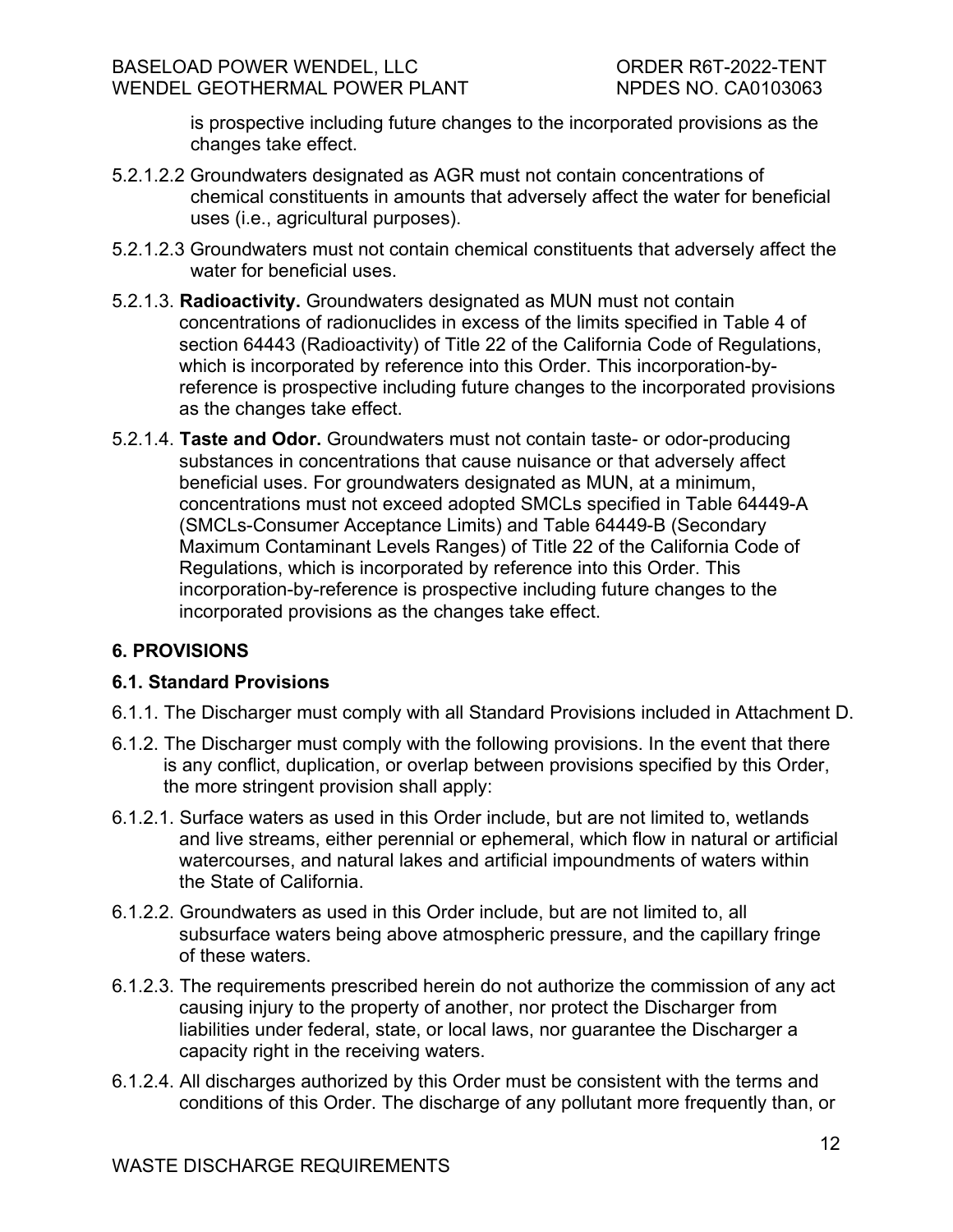is prospective including future changes to the incorporated provisions as the changes take effect.

5.2.1.2.2 Groundwaters designated as AGR must not contain concentrations of chemical constituents in amounts that adversely affect the water for beneficial uses (i.e., agricultural purposes).

5.2.1.2.3 Groundwaters must not contain chemical constituents that adversely affect the water for beneficial uses.

5.2.1.3. **Radioactivity.** Groundwaters designated as MUN must not contain concentrations of radionuclides in excess of the limits specified in Table 4 of section 64443 (Radioactivity) of Title 22 of the California Code of Regulations, which is incorporated by reference into this Order. This incorporation-by-reference is prospective including future changes to the incorporated provisions as the changes take effect.

5.2.1.4. **Taste and Odor.** Groundwaters must not contain taste- or odor-producing substances in concentrations that cause nuisance or that adversely affect beneficial uses. For groundwaters designated as MUN, at a minimum, concentrations must not exceed adopted SMCLs specified in Table 64449-A (SMCLs-Consumer Acceptance Limits) and Table 64449-B (Secondary Maximum Contaminant Levels Ranges) of Title 22 of the California Code of Regulations, which is incorporated by reference into this Order. This incorporation-by-reference is prospective including future changes to the incorporated provisions as the changes take effect.

## 6. PROVISIONS

### 6.1. Standard Provisions

6.1.1. The Discharger must comply with all Standard Provisions included in Attachment D.

6.1.2. The Discharger must comply with the following provisions. In the event that there is any conflict, duplication, or overlap between provisions specified by this Order, the more stringent provision shall apply:

6.1.2.1. Surface waters as used in this Order include, but are not limited to, wetlands and live streams, either perennial or ephemeral, which flow in natural or artificial watercourses, and natural lakes and artificial impoundments of waters within the State of California.

6.1.2.2. Groundwaters as used in this Order include, but are not limited to, all subsurface waters being above atmospheric pressure, and the capillary fringe of these waters.

6.1.2.3. The requirements prescribed herein do not authorize the commission of any act causing injury to the property of another, nor protect the Discharger from liabilities under federal, state, or local laws, nor guarantee the Discharger a capacity right in the receiving waters.

6.1.2.4. All discharges authorized by this Order must be consistent with the terms and conditions of this Order. The discharge of any pollutant more frequently than, or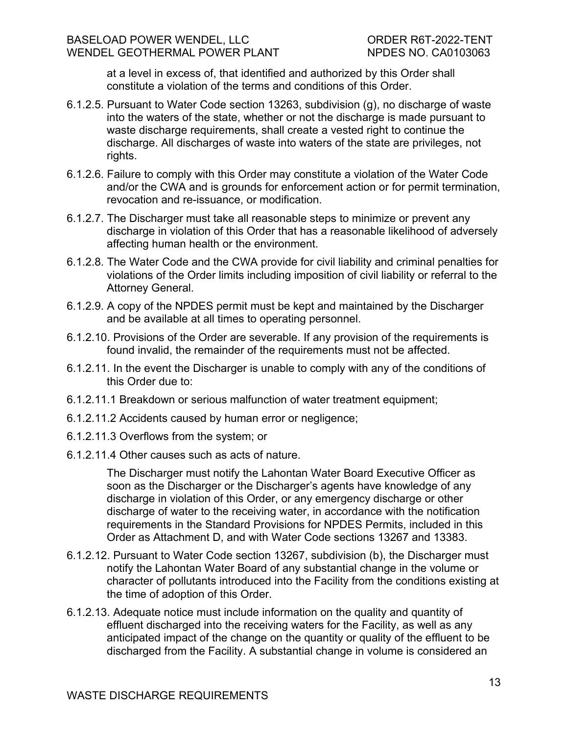at a level in excess of, that identified and authorized by this Order shall constitute a violation of the terms and conditions of this Order.

6.1.2.5. Pursuant to Water Code section 13263, subdivision (g), no discharge of waste into the waters of the state, whether or not the discharge is made pursuant to waste discharge requirements, shall create a vested right to continue the discharge. All discharges of waste into waters of the state are privileges, not rights.

6.1.2.6. Failure to comply with this Order may constitute a violation of the Water Code and/or the CWA and is grounds for enforcement action or for permit termination, revocation and re-issuance, or modification.

6.1.2.7. The Discharger must take all reasonable steps to minimize or prevent any discharge in violation of this Order that has a reasonable likelihood of adversely affecting human health or the environment.

6.1.2.8. The Water Code and the CWA provide for civil liability and criminal penalties for violations of the Order limits including imposition of civil liability or referral to the Attorney General.

6.1.2.9. A copy of the NPDES permit must be kept and maintained by the Discharger and be available at all times to operating personnel.

6.1.2.10. Provisions of the Order are severable. If any provision of the requirements is found invalid, the remainder of the requirements must not be affected.

6.1.2.11. In the event the Discharger is unable to comply with any of the conditions of this Order due to:

6.1.2.11.1 Breakdown or serious malfunction of water treatment equipment;

6.1.2.11.2 Accidents caused by human error or negligence;

6.1.2.11.3 Overflows from the system; or

6.1.2.11.4 Other causes such as acts of nature.

The Discharger must notify the Lahontan Water Board Executive Officer as soon as the Discharger or the Discharger's agents have knowledge of any discharge in violation of this Order, or any emergency discharge or other discharge of water to the receiving water, in accordance with the notification requirements in the Standard Provisions for NPDES Permits, included in this Order as Attachment D, and with Water Code sections 13267 and 13383.

6.1.2.12. Pursuant to Water Code section 13267, subdivision (b), the Discharger must notify the Lahontan Water Board of any substantial change in the volume or character of pollutants introduced into the Facility from the conditions existing at the time of adoption of this Order.

6.1.2.13. Adequate notice must include information on the quality and quantity of effluent discharged into the receiving waters for the Facility, as well as any anticipated impact of the change on the quantity or quality of the effluent to be discharged from the Facility. A substantial change in volume is considered an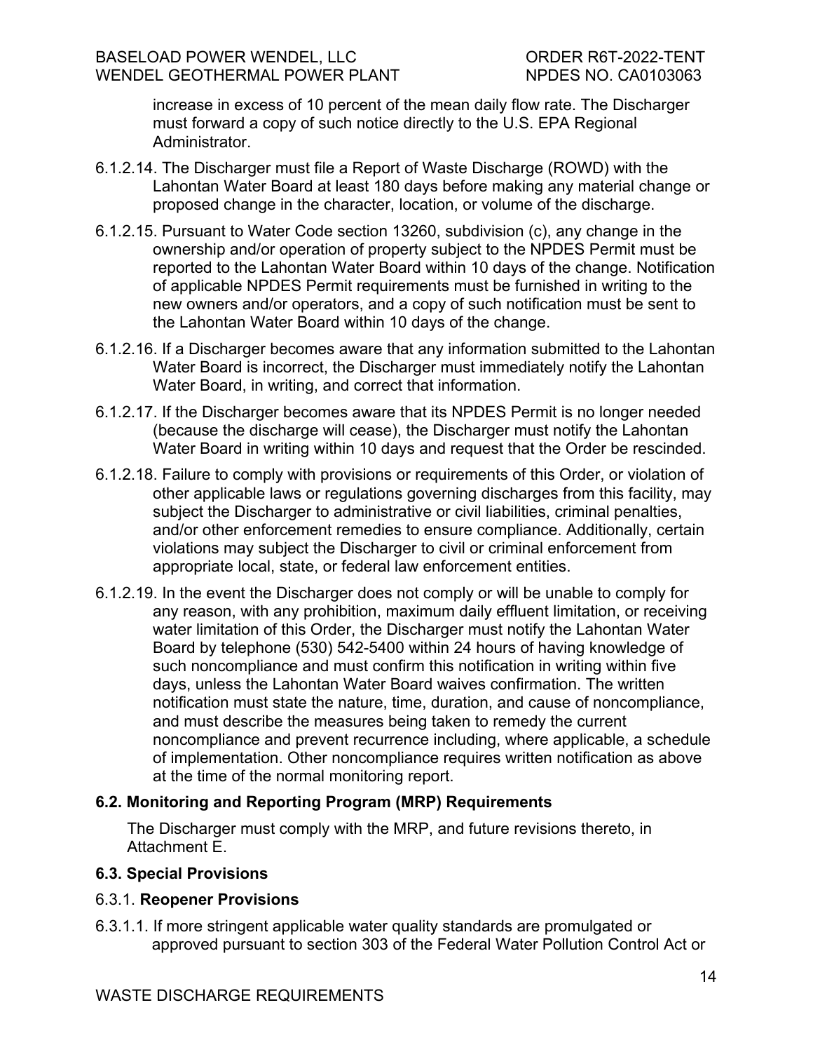increase in excess of 10 percent of the mean daily flow rate. The Discharger must forward a copy of such notice directly to the U.S. EPA Regional Administrator.

6.1.2.14. The Discharger must file a Report of Waste Discharge (ROWD) with the Lahontan Water Board at least 180 days before making any material change or proposed change in the character, location, or volume of the discharge.

6.1.2.15. Pursuant to Water Code section 13260, subdivision (c), any change in the ownership and/or operation of property subject to the NPDES Permit must be reported to the Lahontan Water Board within 10 days of the change. Notification of applicable NPDES Permit requirements must be furnished in writing to the new owners and/or operators, and a copy of such notification must be sent to the Lahontan Water Board within 10 days of the change.

6.1.2.16. If a Discharger becomes aware that any information submitted to the Lahontan Water Board is incorrect, the Discharger must immediately notify the Lahontan Water Board, in writing, and correct that information.

6.1.2.17. If the Discharger becomes aware that its NPDES Permit is no longer needed (because the discharge will cease), the Discharger must notify the Lahontan Water Board in writing within 10 days and request that the Order be rescinded.

6.1.2.18. Failure to comply with provisions or requirements of this Order, or violation of other applicable laws or regulations governing discharges from this facility, may subject the Discharger to administrative or civil liabilities, criminal penalties, and/or other enforcement remedies to ensure compliance. Additionally, certain violations may subject the Discharger to civil or criminal enforcement from appropriate local, state, or federal law enforcement entities.

6.1.2.19. In the event the Discharger does not comply or will be unable to comply for any reason, with any prohibition, maximum daily effluent limitation, or receiving water limitation of this Order, the Discharger must notify the Lahontan Water Board by telephone (530) 542-5400 within 24 hours of having knowledge of such noncompliance and must confirm this notification in writing within five days, unless the Lahontan Water Board waives confirmation. The written notification must state the nature, time, duration, and cause of noncompliance, and must describe the measures being taken to remedy the current noncompliance and prevent recurrence including, where applicable, a schedule of implementation. Other noncompliance requires written notification as above at the time of the normal monitoring report.

### 6.2. Monitoring and Reporting Program (MRP) Requirements

The Discharger must comply with the MRP, and future revisions thereto, in Attachment E.

### 6.3. Special Provisions

6.3.1. **Reopener Provisions**

6.3.1.1. If more stringent applicable water quality standards are promulgated or approved pursuant to section 303 of the Federal Water Pollution Control Act or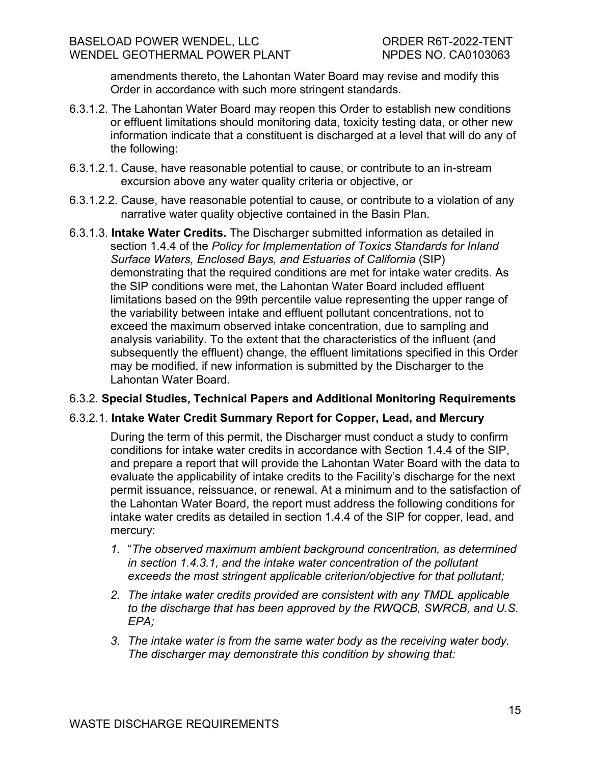amendments thereto, the Lahontan Water Board may revise and modify this Order in accordance with such more stringent standards.

6.3.1.2. The Lahontan Water Board may reopen this Order to establish new conditions or effluent limitations should monitoring data, toxicity testing data, or other new information indicate that a constituent is discharged at a level that will do any of the following:

6.3.1.2.1. Cause, have reasonable potential to cause, or contribute to an in-stream excursion above any water quality criteria or objective, or

6.3.1.2.2. Cause, have reasonable potential to cause, or contribute to a violation of any narrative water quality objective contained in the Basin Plan.

6.3.1.3. **Intake Water Credits.** The Discharger submitted information as detailed in section 1.4.4 of the *Policy for Implementation of Toxics Standards for Inland Surface Waters, Enclosed Bays, and Estuaries of California* (SIP) demonstrating that the required conditions are met for intake water credits. As the SIP conditions were met, the Lahontan Water Board included effluent limitations based on the 99th percentile value representing the upper range of the variability between intake and effluent pollutant concentrations, not to exceed the maximum observed intake concentration, due to sampling and analysis variability. To the extent that the characteristics of the influent (and subsequently the effluent) change, the effluent limitations specified in this Order may be modified, if new information is submitted by the Discharger to the Lahontan Water Board.

6.3.2. **Special Studies, Technical Papers and Additional Monitoring Requirements**

6.3.2.1. **Intake Water Credit Summary Report for Copper, Lead, and Mercury**

During the term of this permit, the Discharger must conduct a study to confirm conditions for intake water credits in accordance with Section 1.4.4 of the SIP, and prepare a report that will provide the Lahontan Water Board with the data to evaluate the applicability of intake credits to the Facility's discharge for the next permit issuance, reissuance, or renewal. At a minimum and to the satisfaction of the Lahontan Water Board, the report must address the following conditions for intake water credits as detailed in section 1.4.4 of the SIP for copper, lead, and mercury:

1. "*The observed maximum ambient background concentration, as determined in section 1.4.3.1, and the intake water concentration of the pollutant exceeds the most stringent applicable criterion/objective for that pollutant;*
2. *The intake water credits provided are consistent with any TMDL applicable to the discharge that has been approved by the RWQCB, SWRCB, and U.S. EPA;*
3. *The intake water is from the same water body as the receiving water body. The discharger may demonstrate this condition by showing that:*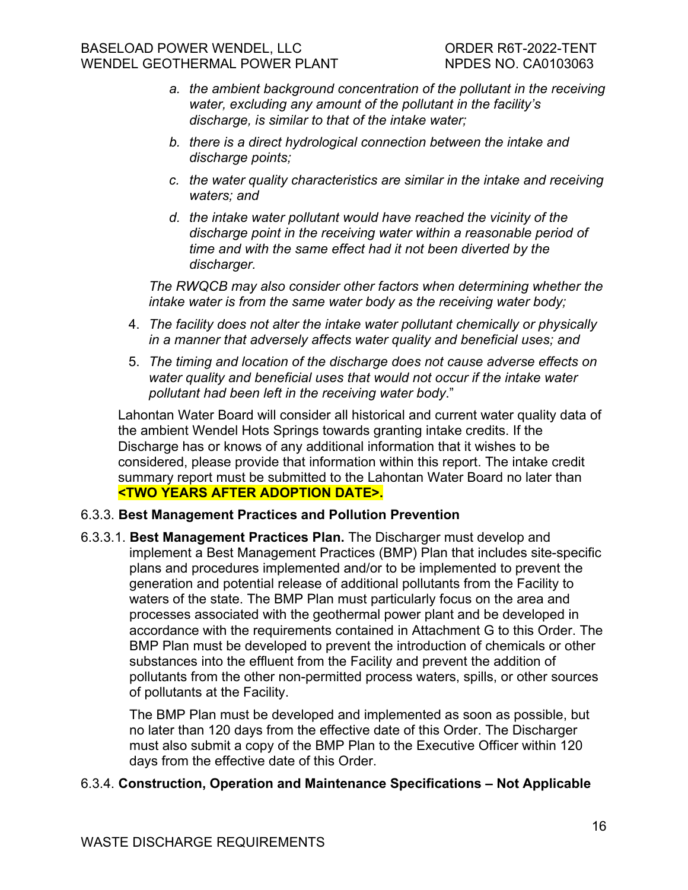*a. the ambient background concentration of the pollutant in the receiving water, excluding any amount of the pollutant in the facility's discharge, is similar to that of the intake water;*

*b. there is a direct hydrological connection between the intake and discharge points;*

*c. the water quality characteristics are similar in the intake and receiving waters; and*

*d. the intake water pollutant would have reached the vicinity of the discharge point in the receiving water within a reasonable period of time and with the same effect had it not been diverted by the discharger.*

*The RWQCB may also consider other factors when determining whether the intake water is from the same water body as the receiving water body;*

4. *The facility does not alter the intake water pollutant chemically or physically in a manner that adversely affects water quality and beneficial uses; and*
5. *The timing and location of the discharge does not cause adverse effects on water quality and beneficial uses that would not occur if the intake water pollutant had been left in the receiving water body*."

Lahontan Water Board will consider all historical and current water quality data of the ambient Wendel Hots Springs towards granting intake credits. If the Discharge has or knows of any additional information that it wishes to be considered, please provide that information within this report. The intake credit summary report must be submitted to the Lahontan Water Board no later than **<TWO YEARS AFTER ADOPTION DATE>.**

6.3.3. **Best Management Practices and Pollution Prevention**

6.3.3.1. **Best Management Practices Plan.** The Discharger must develop and implement a Best Management Practices (BMP) Plan that includes site-specific plans and procedures implemented and/or to be implemented to prevent the generation and potential release of additional pollutants from the Facility to waters of the state. The BMP Plan must particularly focus on the area and processes associated with the geothermal power plant and be developed in accordance with the requirements contained in Attachment G to this Order. The BMP Plan must be developed to prevent the introduction of chemicals or other substances into the effluent from the Facility and prevent the addition of pollutants from the other non-permitted process waters, spills, or other sources of pollutants at the Facility.

The BMP Plan must be developed and implemented as soon as possible, but no later than 120 days from the effective date of this Order. The Discharger must also submit a copy of the BMP Plan to the Executive Officer within 120 days from the effective date of this Order.

6.3.4. **Construction, Operation and Maintenance Specifications – Not Applicable**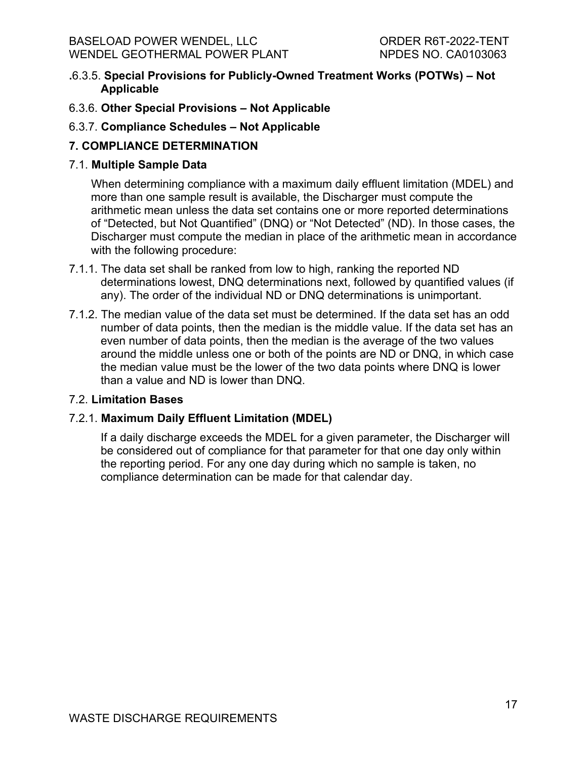.6.3.5. **Special Provisions for Publicly-Owned Treatment Works (POTWs) – Not Applicable**

6.3.6. **Other Special Provisions – Not Applicable**

6.3.7. **Compliance Schedules – Not Applicable**

## 7. COMPLIANCE DETERMINATION

### 7.1. Multiple Sample Data

When determining compliance with a maximum daily effluent limitation (MDEL) and more than one sample result is available, the Discharger must compute the arithmetic mean unless the data set contains one or more reported determinations of "Detected, but Not Quantified" (DNQ) or "Not Detected" (ND). In those cases, the Discharger must compute the median in place of the arithmetic mean in accordance with the following procedure:

7.1.1. The data set shall be ranked from low to high, ranking the reported ND determinations lowest, DNQ determinations next, followed by quantified values (if any). The order of the individual ND or DNQ determinations is unimportant.

7.1.2. The median value of the data set must be determined. If the data set has an odd number of data points, then the median is the middle value. If the data set has an even number of data points, then the median is the average of the two values around the middle unless one or both of the points are ND or DNQ, in which case the median value must be the lower of the two data points where DNQ is lower than a value and ND is lower than DNQ.

### 7.2. Limitation Bases

#### 7.2.1. Maximum Daily Effluent Limitation (MDEL)

If a daily discharge exceeds the MDEL for a given parameter, the Discharger will be considered out of compliance for that parameter for that one day only within the reporting period. For any one day during which no sample is taken, no compliance determination can be made for that calendar day.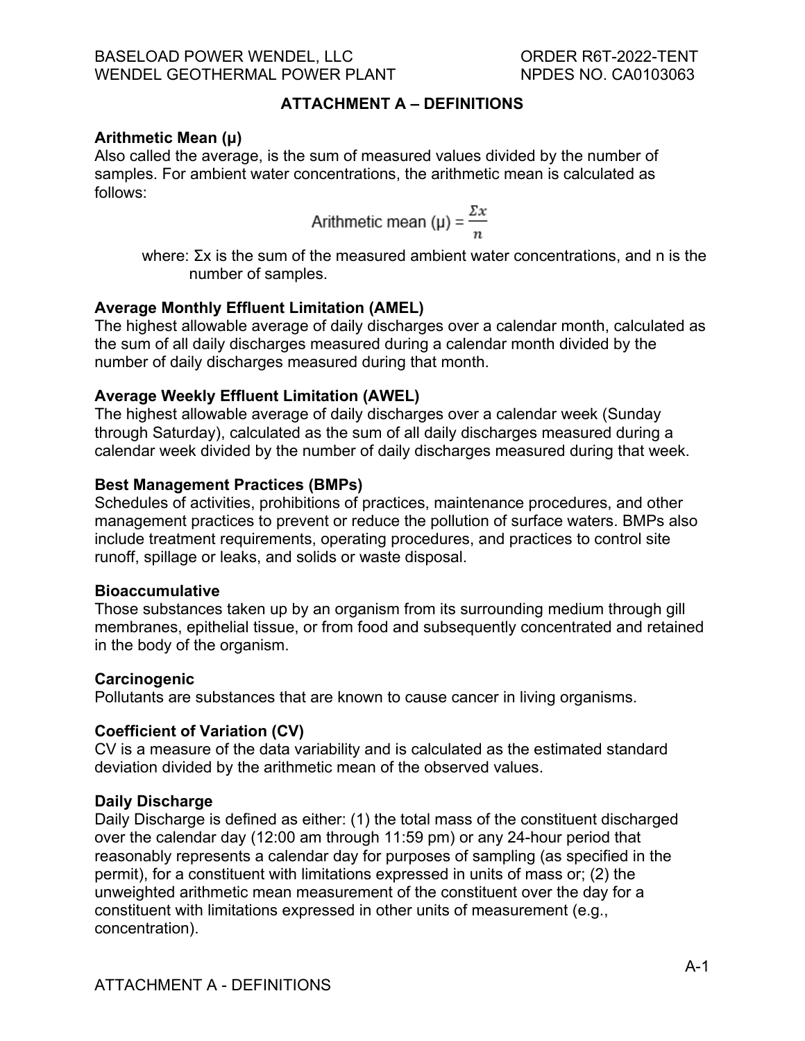## ATTACHMENT A – DEFINITIONS

**Arithmetic Mean (μ)**
Also called the average, is the sum of measured values divided by the number of samples. For ambient water concentrations, the arithmetic mean is calculated as follows:

$$\text{Arithmetic mean } (\mu) = \frac{\Sigma x}{n}$$

where: Σx is the sum of the measured ambient water concentrations, and n is the number of samples.

**Average Monthly Effluent Limitation (AMEL)**
The highest allowable average of daily discharges over a calendar month, calculated as the sum of all daily discharges measured during a calendar month divided by the number of daily discharges measured during that month.

**Average Weekly Effluent Limitation (AWEL)**
The highest allowable average of daily discharges over a calendar week (Sunday through Saturday), calculated as the sum of all daily discharges measured during a calendar week divided by the number of daily discharges measured during that week.

**Best Management Practices (BMPs)**
Schedules of activities, prohibitions of practices, maintenance procedures, and other management practices to prevent or reduce the pollution of surface waters. BMPs also include treatment requirements, operating procedures, and practices to control site runoff, spillage or leaks, and solids or waste disposal.

**Bioaccumulative**
Those substances taken up by an organism from its surrounding medium through gill membranes, epithelial tissue, or from food and subsequently concentrated and retained in the body of the organism.

**Carcinogenic**
Pollutants are substances that are known to cause cancer in living organisms.

**Coefficient of Variation (CV)**
CV is a measure of the data variability and is calculated as the estimated standard deviation divided by the arithmetic mean of the observed values.

**Daily Discharge**
Daily Discharge is defined as either: (1) the total mass of the constituent discharged over the calendar day (12:00 am through 11:59 pm) or any 24-hour period that reasonably represents a calendar day for purposes of sampling (as specified in the permit), for a constituent with limitations expressed in units of mass or; (2) the unweighted arithmetic mean measurement of the constituent over the day for a constituent with limitations expressed in other units of measurement (e.g., concentration).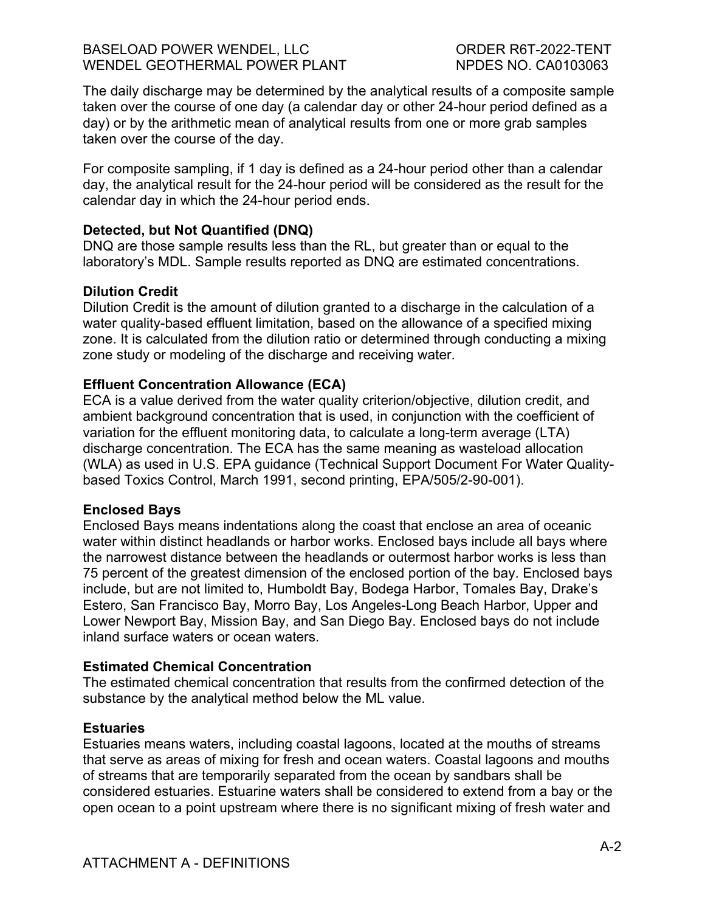The daily discharge may be determined by the analytical results of a composite sample taken over the course of one day (a calendar day or other 24-hour period defined as a day) or by the arithmetic mean of analytical results from one or more grab samples taken over the course of the day.

For composite sampling, if 1 day is defined as a 24-hour period other than a calendar day, the analytical result for the 24-hour period will be considered as the result for the calendar day in which the 24-hour period ends.

**Detected, but Not Quantified (DNQ)**
DNQ are those sample results less than the RL, but greater than or equal to the laboratory's MDL. Sample results reported as DNQ are estimated concentrations.

**Dilution Credit**
Dilution Credit is the amount of dilution granted to a discharge in the calculation of a water quality-based effluent limitation, based on the allowance of a specified mixing zone. It is calculated from the dilution ratio or determined through conducting a mixing zone study or modeling of the discharge and receiving water.

**Effluent Concentration Allowance (ECA)**
ECA is a value derived from the water quality criterion/objective, dilution credit, and ambient background concentration that is used, in conjunction with the coefficient of variation for the effluent monitoring data, to calculate a long-term average (LTA) discharge concentration. The ECA has the same meaning as wasteload allocation (WLA) as used in U.S. EPA guidance (Technical Support Document For Water Quality-based Toxics Control, March 1991, second printing, EPA/505/2-90-001).

**Enclosed Bays**
Enclosed Bays means indentations along the coast that enclose an area of oceanic water within distinct headlands or harbor works. Enclosed bays include all bays where the narrowest distance between the headlands or outermost harbor works is less than 75 percent of the greatest dimension of the enclosed portion of the bay. Enclosed bays include, but are not limited to, Humboldt Bay, Bodega Harbor, Tomales Bay, Drake's Estero, San Francisco Bay, Morro Bay, Los Angeles-Long Beach Harbor, Upper and Lower Newport Bay, Mission Bay, and San Diego Bay. Enclosed bays do not include inland surface waters or ocean waters.

**Estimated Chemical Concentration**
The estimated chemical concentration that results from the confirmed detection of the substance by the analytical method below the ML value.

**Estuaries**
Estuaries means waters, including coastal lagoons, located at the mouths of streams that serve as areas of mixing for fresh and ocean waters. Coastal lagoons and mouths of streams that are temporarily separated from the ocean by sandbars shall be considered estuaries. Estuarine waters shall be considered to extend from a bay or the open ocean to a point upstream where there is no significant mixing of fresh water and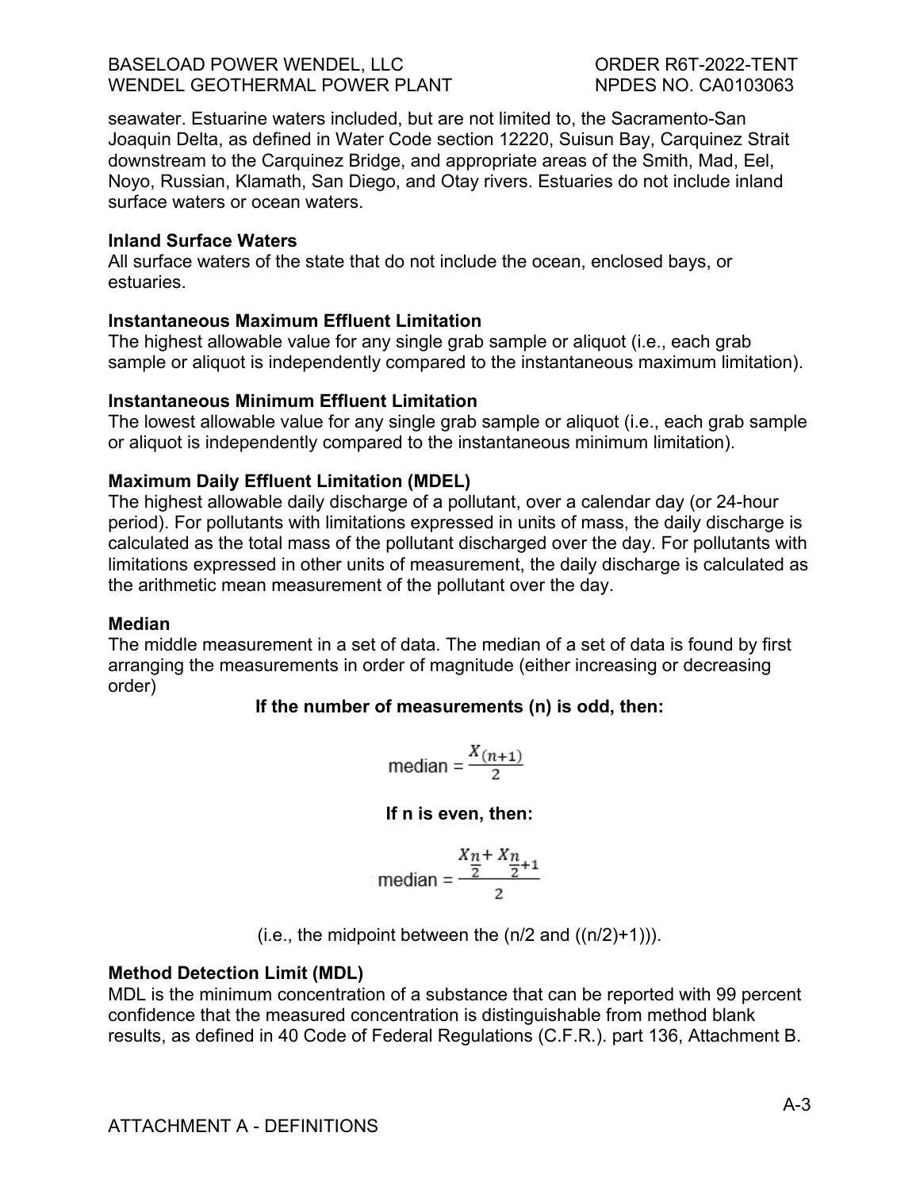seawater. Estuarine waters included, but are not limited to, the Sacramento-San Joaquin Delta, as defined in Water Code section 12220, Suisun Bay, Carquinez Strait downstream to the Carquinez Bridge, and appropriate areas of the Smith, Mad, Eel, Noyo, Russian, Klamath, San Diego, and Otay rivers. Estuaries do not include inland surface waters or ocean waters.

**Inland Surface Waters**
All surface waters of the state that do not include the ocean, enclosed bays, or estuaries.

**Instantaneous Maximum Effluent Limitation**
The highest allowable value for any single grab sample or aliquot (i.e., each grab sample or aliquot is independently compared to the instantaneous maximum limitation).

**Instantaneous Minimum Effluent Limitation**
The lowest allowable value for any single grab sample or aliquot (i.e., each grab sample or aliquot is independently compared to the instantaneous minimum limitation).

**Maximum Daily Effluent Limitation (MDEL)**
The highest allowable daily discharge of a pollutant, over a calendar day (or 24-hour period). For pollutants with limitations expressed in units of mass, the daily discharge is calculated as the total mass of the pollutant discharged over the day. For pollutants with limitations expressed in other units of measurement, the daily discharge is calculated as the arithmetic mean measurement of the pollutant over the day.

**Median**
The middle measurement in a set of data. The median of a set of data is found by first arranging the measurements in order of magnitude (either increasing or decreasing order)

**If the number of measurements (n) is odd, then:**

$$\text{median} = \frac{X_{(n+1)}}{2}$$

**If n is even, then:**

$$\text{median} = \frac{X_{\frac{n}{2}} + X_{\frac{n}{2}+1}}{2}$$

(i.e., the midpoint between the (n/2 and ((n/2)+1))).

**Method Detection Limit (MDL)**
MDL is the minimum concentration of a substance that can be reported with 99 percent confidence that the measured concentration is distinguishable from method blank results, as defined in 40 Code of Federal Regulations (C.F.R.). part 136, Attachment B.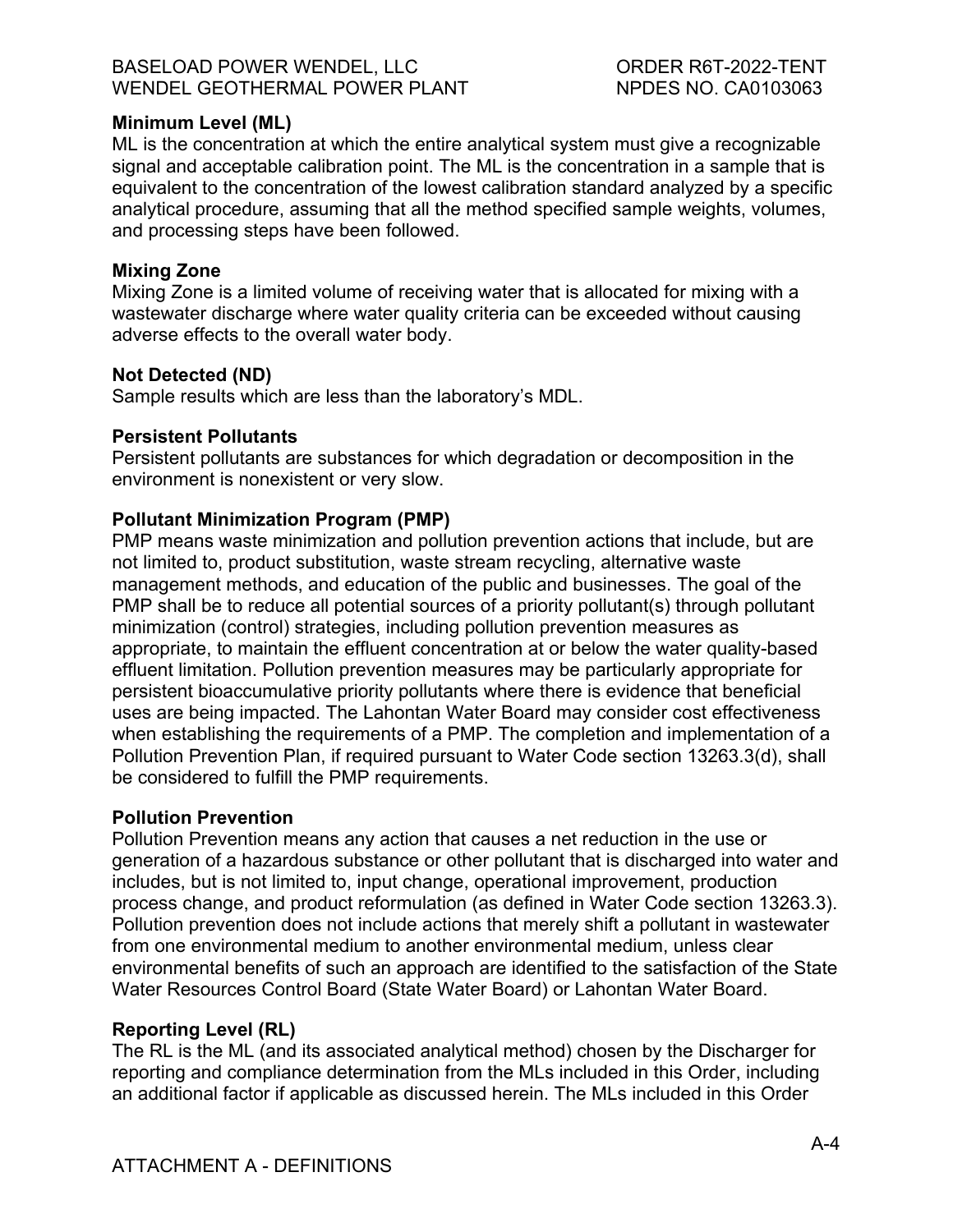**Minimum Level (ML)**
ML is the concentration at which the entire analytical system must give a recognizable signal and acceptable calibration point. The ML is the concentration in a sample that is equivalent to the concentration of the lowest calibration standard analyzed by a specific analytical procedure, assuming that all the method specified sample weights, volumes, and processing steps have been followed.

**Mixing Zone**
Mixing Zone is a limited volume of receiving water that is allocated for mixing with a wastewater discharge where water quality criteria can be exceeded without causing adverse effects to the overall water body.

**Not Detected (ND)**
Sample results which are less than the laboratory's MDL.

**Persistent Pollutants**
Persistent pollutants are substances for which degradation or decomposition in the environment is nonexistent or very slow.

**Pollutant Minimization Program (PMP)**
PMP means waste minimization and pollution prevention actions that include, but are not limited to, product substitution, waste stream recycling, alternative waste management methods, and education of the public and businesses. The goal of the PMP shall be to reduce all potential sources of a priority pollutant(s) through pollutant minimization (control) strategies, including pollution prevention measures as appropriate, to maintain the effluent concentration at or below the water quality-based effluent limitation. Pollution prevention measures may be particularly appropriate for persistent bioaccumulative priority pollutants where there is evidence that beneficial uses are being impacted. The Lahontan Water Board may consider cost effectiveness when establishing the requirements of a PMP. The completion and implementation of a Pollution Prevention Plan, if required pursuant to Water Code section 13263.3(d), shall be considered to fulfill the PMP requirements.

**Pollution Prevention**
Pollution Prevention means any action that causes a net reduction in the use or generation of a hazardous substance or other pollutant that is discharged into water and includes, but is not limited to, input change, operational improvement, production process change, and product reformulation (as defined in Water Code section 13263.3). Pollution prevention does not include actions that merely shift a pollutant in wastewater from one environmental medium to another environmental medium, unless clear environmental benefits of such an approach are identified to the satisfaction of the State Water Resources Control Board (State Water Board) or Lahontan Water Board.

**Reporting Level (RL)**
The RL is the ML (and its associated analytical method) chosen by the Discharger for reporting and compliance determination from the MLs included in this Order, including an additional factor if applicable as discussed herein. The MLs included in this Order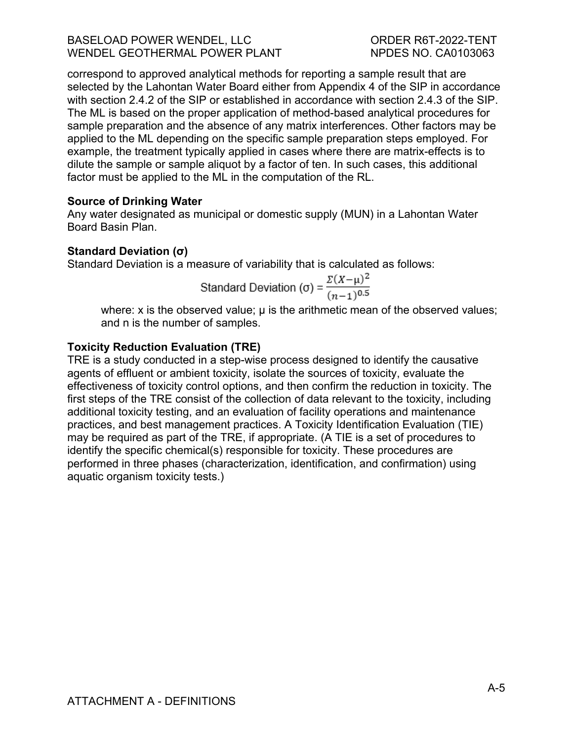correspond to approved analytical methods for reporting a sample result that are selected by the Lahontan Water Board either from Appendix 4 of the SIP in accordance with section 2.4.2 of the SIP or established in accordance with section 2.4.3 of the SIP. The ML is based on the proper application of method-based analytical procedures for sample preparation and the absence of any matrix interferences. Other factors may be applied to the ML depending on the specific sample preparation steps employed. For example, the treatment typically applied in cases where there are matrix-effects is to dilute the sample or sample aliquot by a factor of ten. In such cases, this additional factor must be applied to the ML in the computation of the RL.

**Source of Drinking Water**
Any water designated as municipal or domestic supply (MUN) in a Lahontan Water Board Basin Plan.

**Standard Deviation (σ)**
Standard Deviation is a measure of variability that is calculated as follows:

$$\text{Standard Deviation } (\sigma) = \frac{\Sigma(X-\mu)^2}{(n-1)^{0.5}}$$

where: x is the observed value; μ is the arithmetic mean of the observed values; and n is the number of samples.

**Toxicity Reduction Evaluation (TRE)**
TRE is a study conducted in a step-wise process designed to identify the causative agents of effluent or ambient toxicity, isolate the sources of toxicity, evaluate the effectiveness of toxicity control options, and then confirm the reduction in toxicity. The first steps of the TRE consist of the collection of data relevant to the toxicity, including additional toxicity testing, and an evaluation of facility operations and maintenance practices, and best management practices. A Toxicity Identification Evaluation (TIE) may be required as part of the TRE, if appropriate. (A TIE is a set of procedures to identify the specific chemical(s) responsible for toxicity. These procedures are performed in three phases (characterization, identification, and confirmation) using aquatic organism toxicity tests.)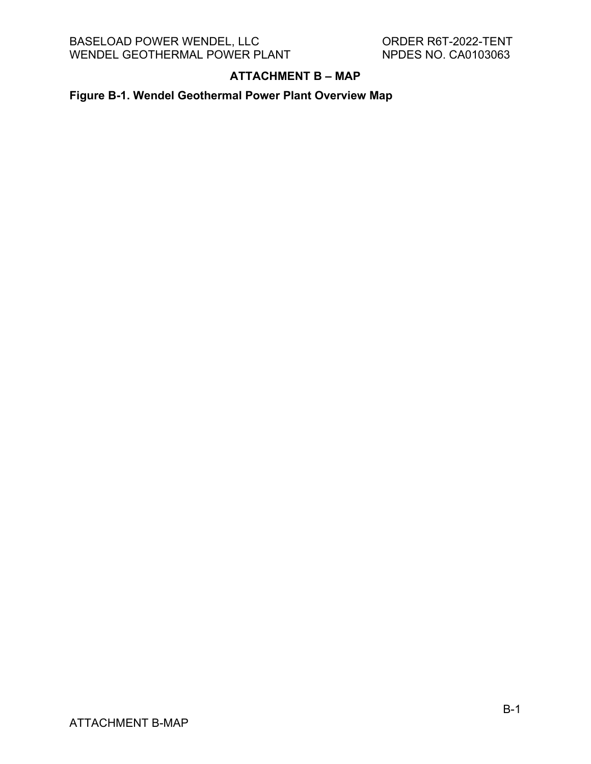## ATTACHMENT B – MAP

**Figure B-1. Wendel Geothermal Power Plant Overview Map**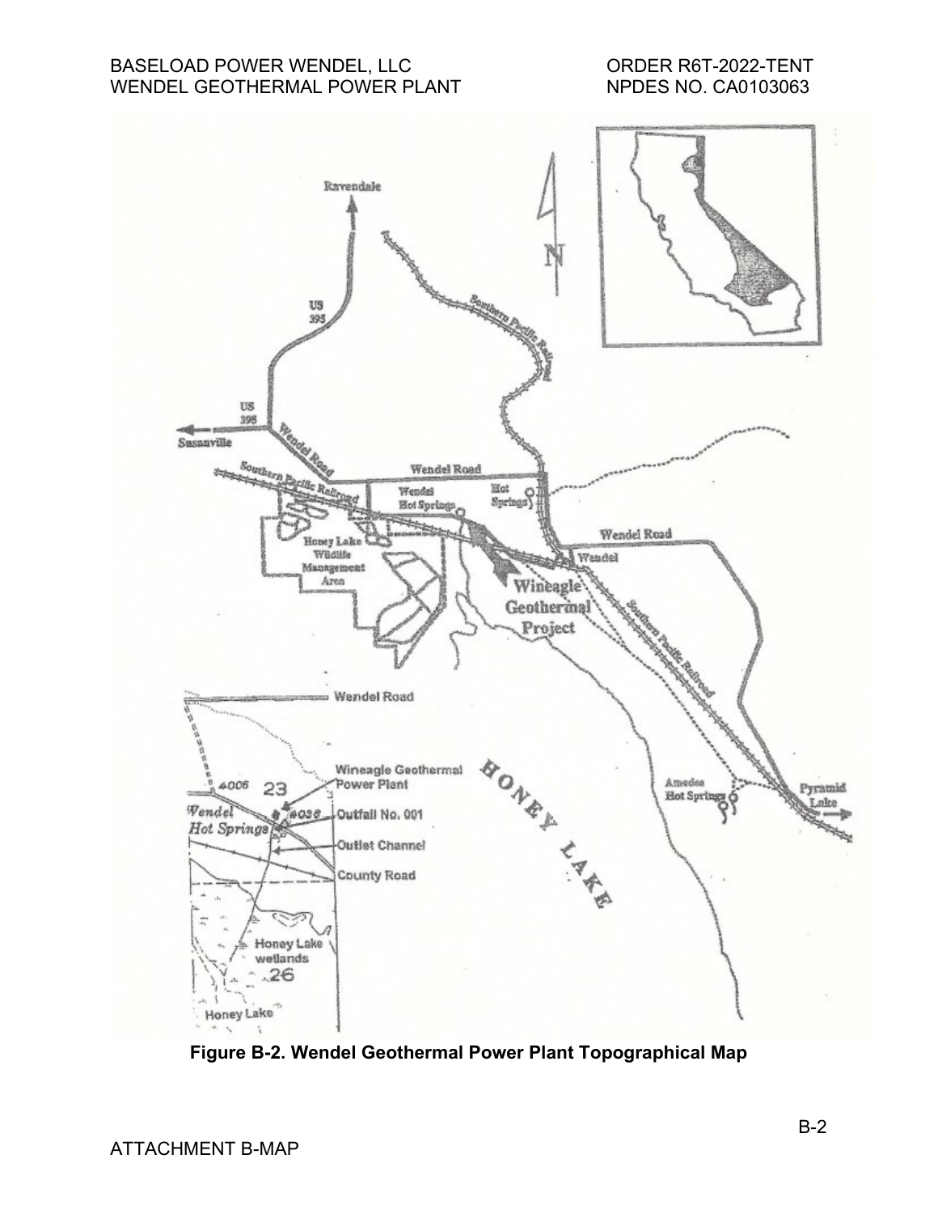Figure B-2. Wendel Geothermal Power Plant Topographical Map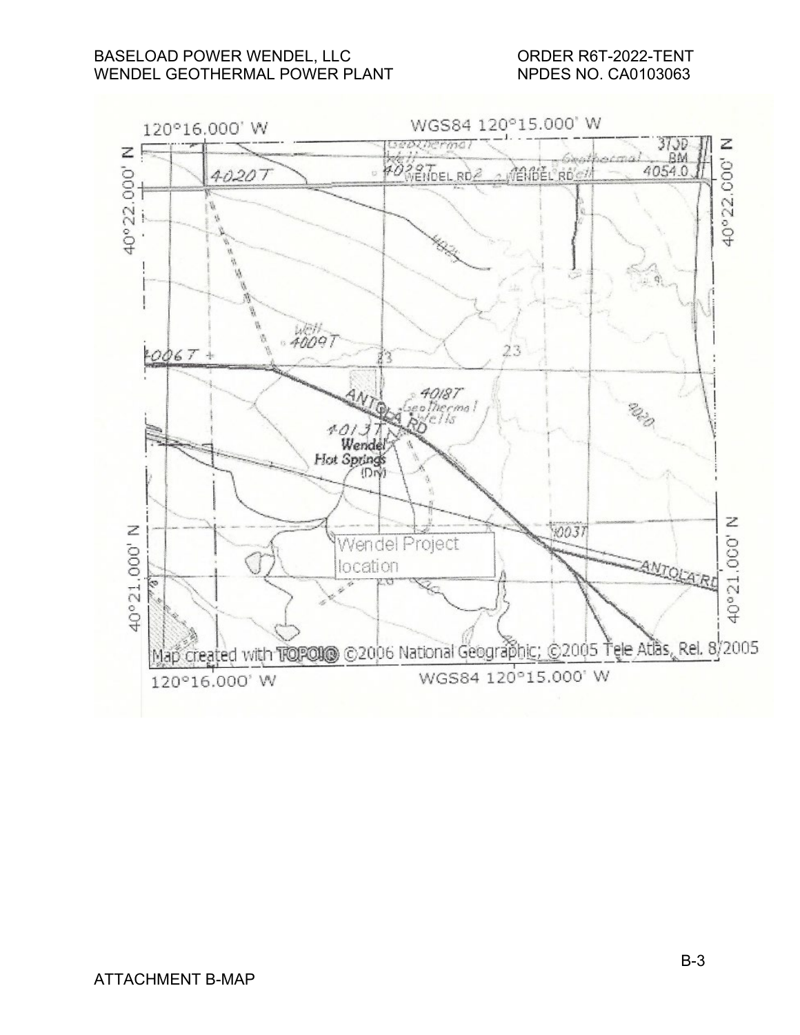120°16.000' W

WGS84 120°15.000' W

40°22.000' N

40°21.000' N

Geothermal Well

WENDEL RD

ANTOLA RD

Wendel Hot Springs (Dry)

Geothermal Wells

Well

Wendel Project location

Map created with TOPO!® ©2006 National Geographic; ©2005 Tele Atlas, Rel. 8/2005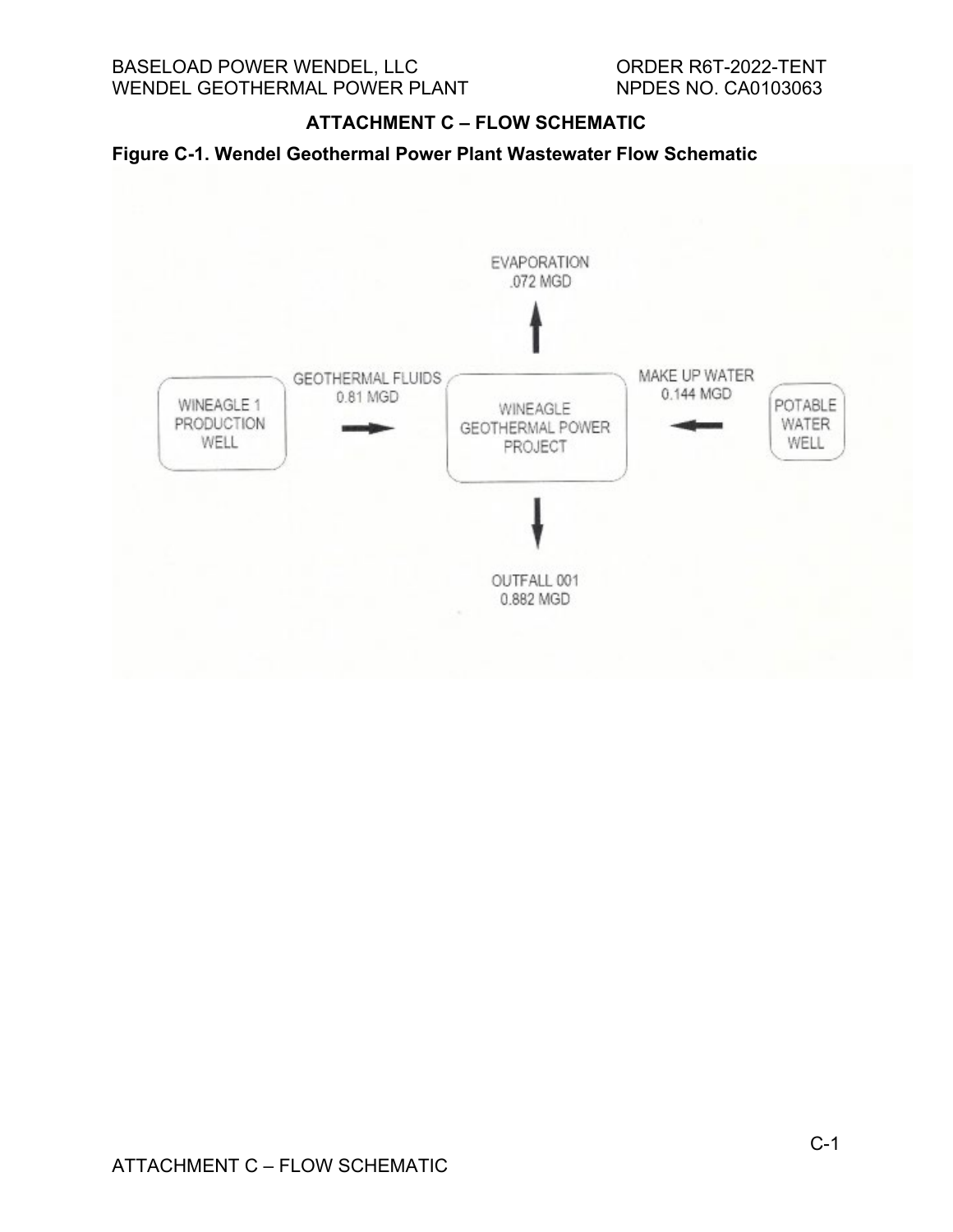## ATTACHMENT C – FLOW SCHEMATIC

**Figure C-1. Wendel Geothermal Power Plant Wastewater Flow Schematic**

EVAPORATION
.072 MGD

GEOTHERMAL FLUIDS
0.81 MGD

WINEAGLE 1
PRODUCTION
WELL

WINEAGLE
GEOTHERMAL POWER
PROJECT

MAKE UP WATER
0.144 MGD

POTABLE
WATER
WELL

OUTFALL 001
0.882 MGD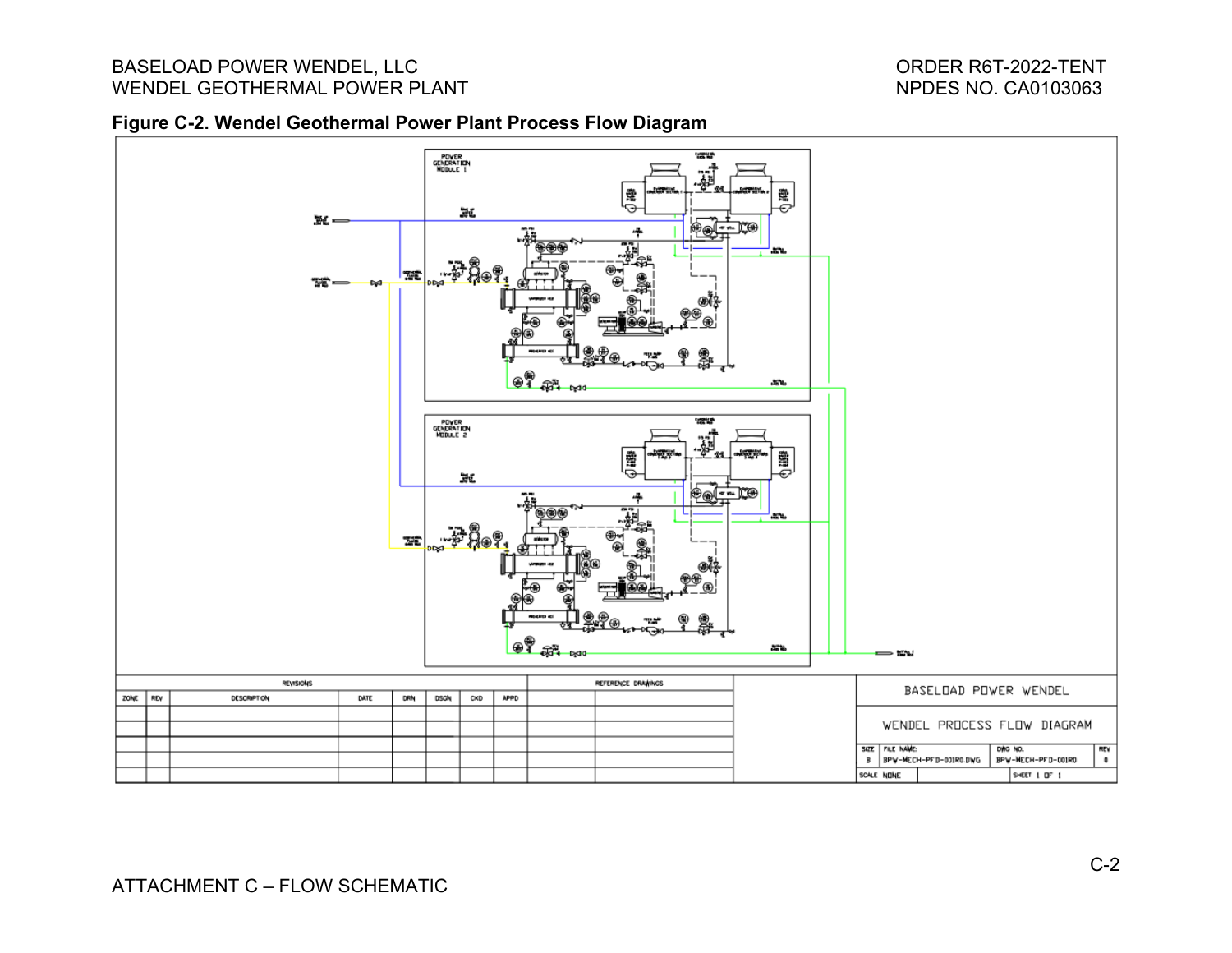**Figure C-2. Wendel Geothermal Power Plant Process Flow Diagram**

| REVISIONS | | | | | | | |
|---|---|---|---|---|---|---|---|
| ZONE | REV | DESCRIPTION | DATE | DRN | DSGN | CKD | APPD |
| | | | | | | | |
| | | | | | | | |
| | | | | | | | |
| | | | | | | | |
| | | | | | | | |

| REFERENCE DRAWINGS | |
|---|---|
| | |
| | |
| | |
| | |
| | |

BASELOAD POWER WENDEL

WENDEL PROCESS FLOW DIAGRAM

| SIZE | FILE NAME: | DWG NO. | REV |
|---|---|---|---|
| B | BPW-MECH-PFD-001R0.DWG | BPW-MECH-PFD-001R0 | 0 |
| SCALE NONE | | SHEET 1 OF 1 | |

ATTACHMENT C – FLOW SCHEMATIC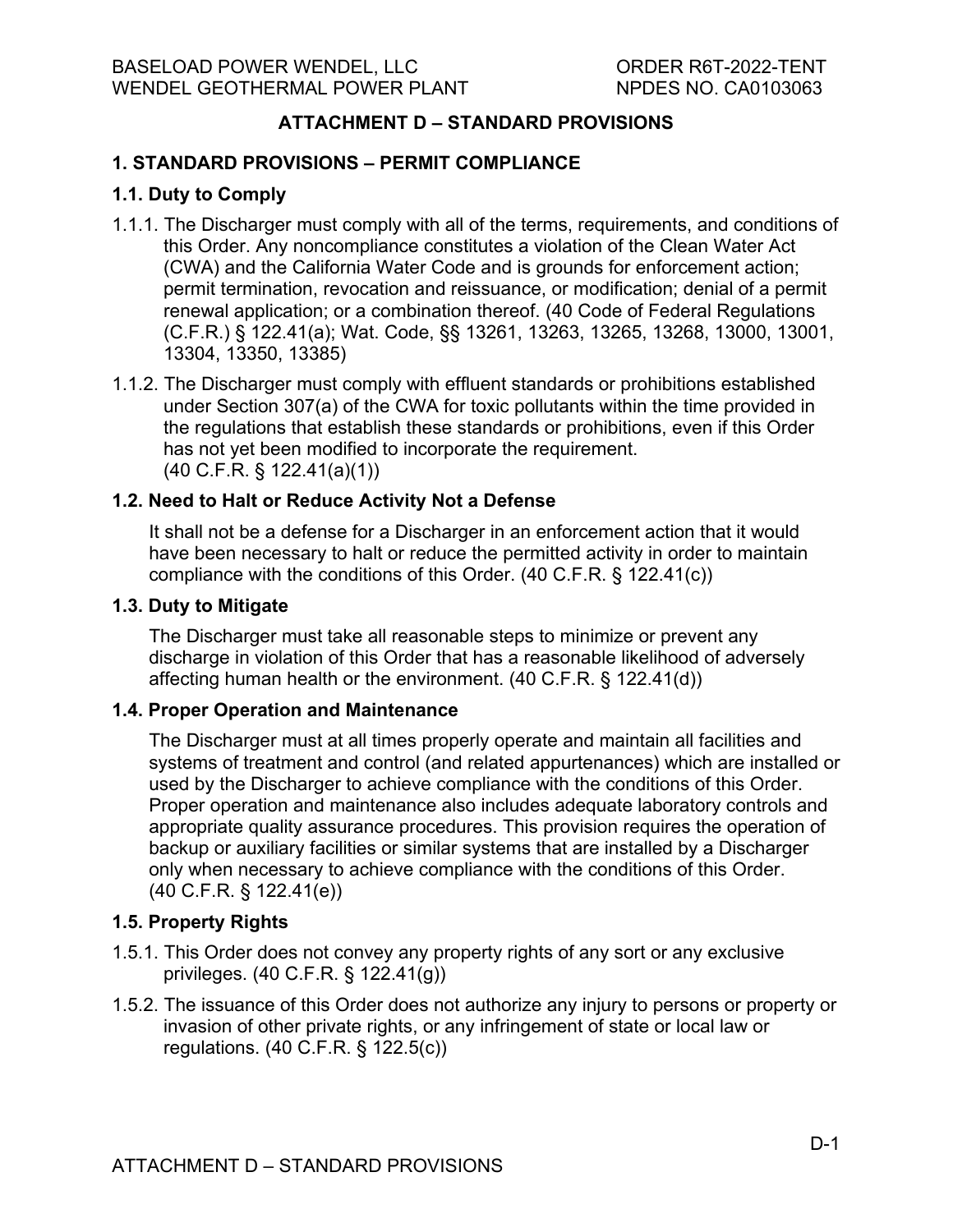# ATTACHMENT D – STANDARD PROVISIONS

## 1. STANDARD PROVISIONS – PERMIT COMPLIANCE

### 1.1. Duty to Comply

1.1.1. The Discharger must comply with all of the terms, requirements, and conditions of this Order. Any noncompliance constitutes a violation of the Clean Water Act (CWA) and the California Water Code and is grounds for enforcement action; permit termination, revocation and reissuance, or modification; denial of a permit renewal application; or a combination thereof. (40 Code of Federal Regulations (C.F.R.) § 122.41(a); Wat. Code, §§ 13261, 13263, 13265, 13268, 13000, 13001, 13304, 13350, 13385)

1.1.2. The Discharger must comply with effluent standards or prohibitions established under Section 307(a) of the CWA for toxic pollutants within the time provided in the regulations that establish these standards or prohibitions, even if this Order has not yet been modified to incorporate the requirement. (40 C.F.R. § 122.41(a)(1))

### 1.2. Need to Halt or Reduce Activity Not a Defense

It shall not be a defense for a Discharger in an enforcement action that it would have been necessary to halt or reduce the permitted activity in order to maintain compliance with the conditions of this Order. (40 C.F.R. § 122.41(c))

### 1.3. Duty to Mitigate

The Discharger must take all reasonable steps to minimize or prevent any discharge in violation of this Order that has a reasonable likelihood of adversely affecting human health or the environment. (40 C.F.R. § 122.41(d))

### 1.4. Proper Operation and Maintenance

The Discharger must at all times properly operate and maintain all facilities and systems of treatment and control (and related appurtenances) which are installed or used by the Discharger to achieve compliance with the conditions of this Order. Proper operation and maintenance also includes adequate laboratory controls and appropriate quality assurance procedures. This provision requires the operation of backup or auxiliary facilities or similar systems that are installed by a Discharger only when necessary to achieve compliance with the conditions of this Order. (40 C.F.R. § 122.41(e))

### 1.5. Property Rights

1.5.1. This Order does not convey any property rights of any sort or any exclusive privileges. (40 C.F.R. § 122.41(g))

1.5.2. The issuance of this Order does not authorize any injury to persons or property or invasion of other private rights, or any infringement of state or local law or regulations. (40 C.F.R. § 122.5(c))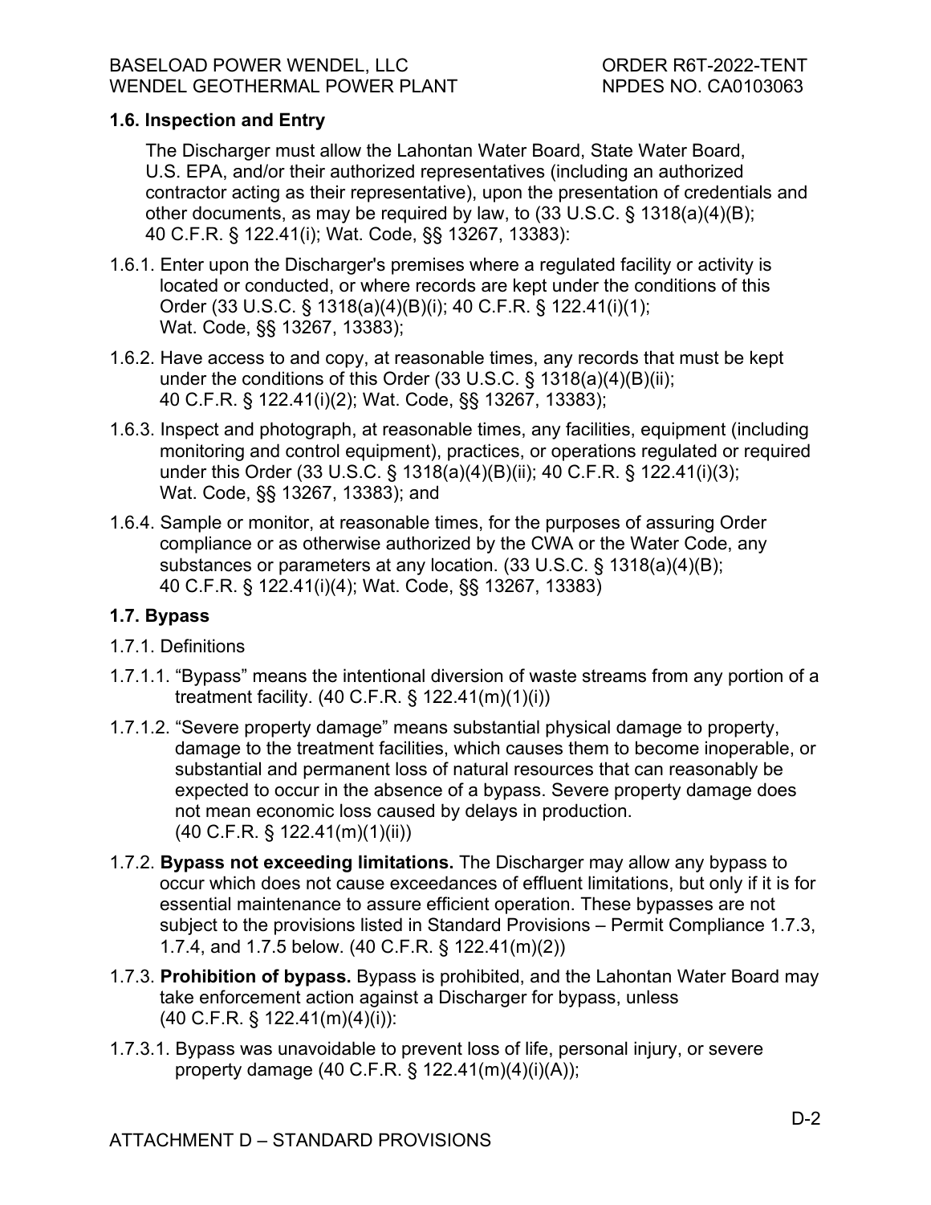### 1.6. Inspection and Entry

The Discharger must allow the Lahontan Water Board, State Water Board, U.S. EPA, and/or their authorized representatives (including an authorized contractor acting as their representative), upon the presentation of credentials and other documents, as may be required by law, to (33 U.S.C. § 1318(a)(4)(B); 40 C.F.R. § 122.41(i); Wat. Code, §§ 13267, 13383):

1.6.1. Enter upon the Discharger's premises where a regulated facility or activity is located or conducted, or where records are kept under the conditions of this Order (33 U.S.C. § 1318(a)(4)(B)(i); 40 C.F.R. § 122.41(i)(1); Wat. Code, §§ 13267, 13383);

1.6.2. Have access to and copy, at reasonable times, any records that must be kept under the conditions of this Order (33 U.S.C. § 1318(a)(4)(B)(ii); 40 C.F.R. § 122.41(i)(2); Wat. Code, §§ 13267, 13383);

1.6.3. Inspect and photograph, at reasonable times, any facilities, equipment (including monitoring and control equipment), practices, or operations regulated or required under this Order (33 U.S.C. § 1318(a)(4)(B)(ii); 40 C.F.R. § 122.41(i)(3); Wat. Code, §§ 13267, 13383); and

1.6.4. Sample or monitor, at reasonable times, for the purposes of assuring Order compliance or as otherwise authorized by the CWA or the Water Code, any substances or parameters at any location. (33 U.S.C. § 1318(a)(4)(B); 40 C.F.R. § 122.41(i)(4); Wat. Code, §§ 13267, 13383)

### 1.7. Bypass

1.7.1. Definitions

1.7.1.1. "Bypass" means the intentional diversion of waste streams from any portion of a treatment facility. (40 C.F.R. § 122.41(m)(1)(i))

1.7.1.2. "Severe property damage" means substantial physical damage to property, damage to the treatment facilities, which causes them to become inoperable, or substantial and permanent loss of natural resources that can reasonably be expected to occur in the absence of a bypass. Severe property damage does not mean economic loss caused by delays in production. (40 C.F.R. § 122.41(m)(1)(ii))

1.7.2. **Bypass not exceeding limitations.** The Discharger may allow any bypass to occur which does not cause exceedances of effluent limitations, but only if it is for essential maintenance to assure efficient operation. These bypasses are not subject to the provisions listed in Standard Provisions – Permit Compliance 1.7.3, 1.7.4, and 1.7.5 below. (40 C.F.R. § 122.41(m)(2))

1.7.3. **Prohibition of bypass.** Bypass is prohibited, and the Lahontan Water Board may take enforcement action against a Discharger for bypass, unless (40 C.F.R. § 122.41(m)(4)(i)):

1.7.3.1. Bypass was unavoidable to prevent loss of life, personal injury, or severe property damage (40 C.F.R. § 122.41(m)(4)(i)(A));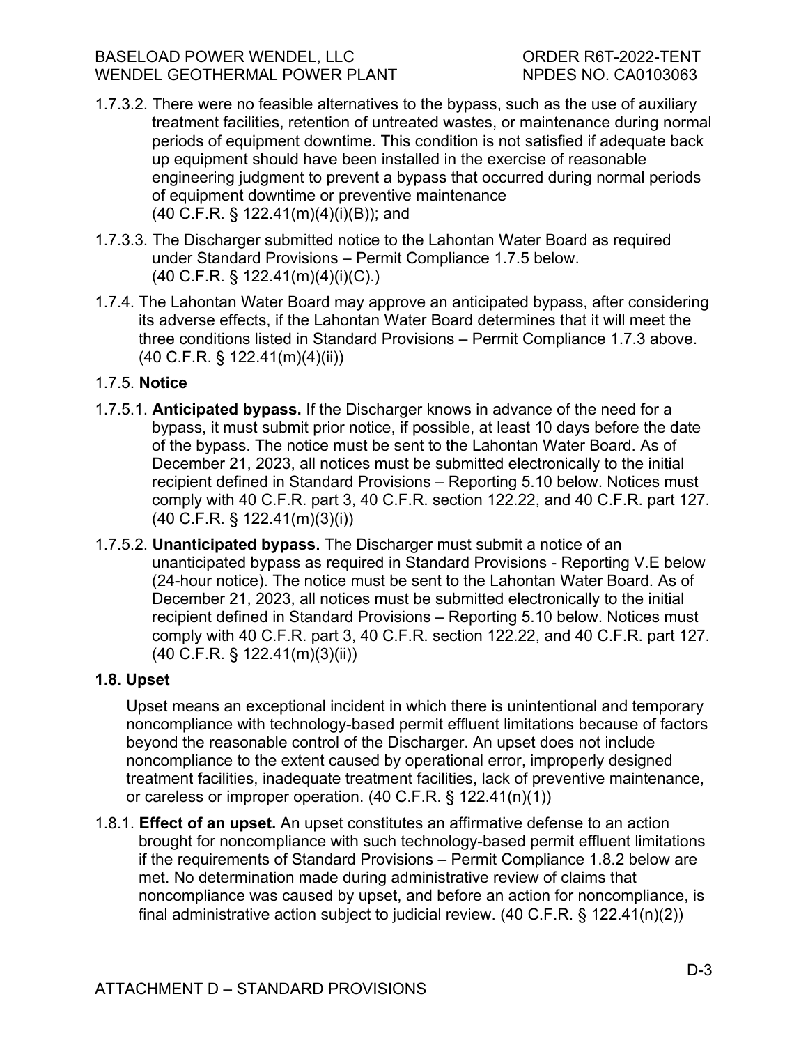1.7.3.2. There were no feasible alternatives to the bypass, such as the use of auxiliary treatment facilities, retention of untreated wastes, or maintenance during normal periods of equipment downtime. This condition is not satisfied if adequate back up equipment should have been installed in the exercise of reasonable engineering judgment to prevent a bypass that occurred during normal periods of equipment downtime or preventive maintenance (40 C.F.R. § 122.41(m)(4)(i)(B)); and

1.7.3.3. The Discharger submitted notice to the Lahontan Water Board as required under Standard Provisions – Permit Compliance 1.7.5 below. (40 C.F.R. § 122.41(m)(4)(i)(C).)

1.7.4. The Lahontan Water Board may approve an anticipated bypass, after considering its adverse effects, if the Lahontan Water Board determines that it will meet the three conditions listed in Standard Provisions – Permit Compliance 1.7.3 above. (40 C.F.R. § 122.41(m)(4)(ii))

1.7.5. **Notice**

1.7.5.1. **Anticipated bypass.** If the Discharger knows in advance of the need for a bypass, it must submit prior notice, if possible, at least 10 days before the date of the bypass. The notice must be sent to the Lahontan Water Board. As of December 21, 2023, all notices must be submitted electronically to the initial recipient defined in Standard Provisions – Reporting 5.10 below. Notices must comply with 40 C.F.R. part 3, 40 C.F.R. section 122.22, and 40 C.F.R. part 127. (40 C.F.R. § 122.41(m)(3)(i))

1.7.5.2. **Unanticipated bypass.** The Discharger must submit a notice of an unanticipated bypass as required in Standard Provisions - Reporting V.E below (24-hour notice). The notice must be sent to the Lahontan Water Board. As of December 21, 2023, all notices must be submitted electronically to the initial recipient defined in Standard Provisions – Reporting 5.10 below. Notices must comply with 40 C.F.R. part 3, 40 C.F.R. section 122.22, and 40 C.F.R. part 127. (40 C.F.R. § 122.41(m)(3)(ii))

**1.8. Upset**

Upset means an exceptional incident in which there is unintentional and temporary noncompliance with technology-based permit effluent limitations because of factors beyond the reasonable control of the Discharger. An upset does not include noncompliance to the extent caused by operational error, improperly designed treatment facilities, inadequate treatment facilities, lack of preventive maintenance, or careless or improper operation. (40 C.F.R. § 122.41(n)(1))

1.8.1. **Effect of an upset.** An upset constitutes an affirmative defense to an action brought for noncompliance with such technology-based permit effluent limitations if the requirements of Standard Provisions – Permit Compliance 1.8.2 below are met. No determination made during administrative review of claims that noncompliance was caused by upset, and before an action for noncompliance, is final administrative action subject to judicial review. (40 C.F.R. § 122.41(n)(2))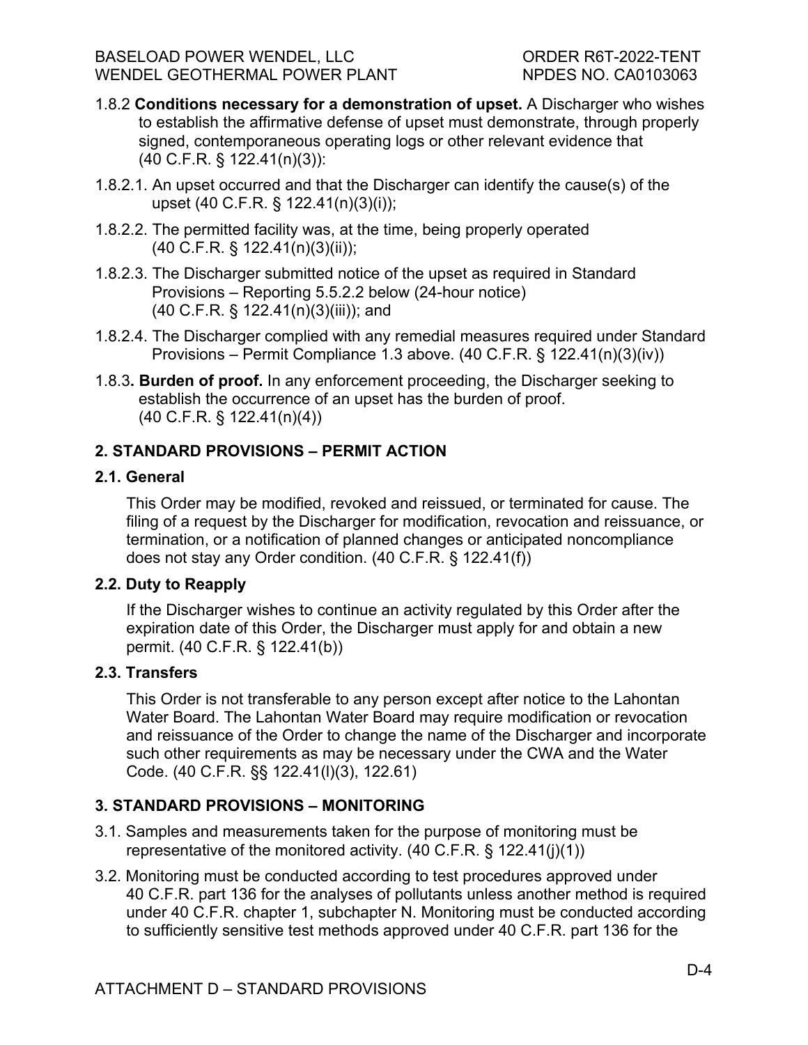1.8.2 **Conditions necessary for a demonstration of upset.** A Discharger who wishes to establish the affirmative defense of upset must demonstrate, through properly signed, contemporaneous operating logs or other relevant evidence that (40 C.F.R. § 122.41(n)(3)):

1.8.2.1. An upset occurred and that the Discharger can identify the cause(s) of the upset (40 C.F.R. § 122.41(n)(3)(i));

1.8.2.2. The permitted facility was, at the time, being properly operated (40 C.F.R. § 122.41(n)(3)(ii));

1.8.2.3. The Discharger submitted notice of the upset as required in Standard Provisions – Reporting 5.5.2.2 below (24-hour notice) (40 C.F.R. § 122.41(n)(3)(iii)); and

1.8.2.4. The Discharger complied with any remedial measures required under Standard Provisions – Permit Compliance 1.3 above. (40 C.F.R. § 122.41(n)(3)(iv))

1.8.3**. Burden of proof.** In any enforcement proceeding, the Discharger seeking to establish the occurrence of an upset has the burden of proof. (40 C.F.R. § 122.41(n)(4))

## 2. STANDARD PROVISIONS – PERMIT ACTION

### 2.1. General

This Order may be modified, revoked and reissued, or terminated for cause. The filing of a request by the Discharger for modification, revocation and reissuance, or termination, or a notification of planned changes or anticipated noncompliance does not stay any Order condition. (40 C.F.R. § 122.41(f))

### 2.2. Duty to Reapply

If the Discharger wishes to continue an activity regulated by this Order after the expiration date of this Order, the Discharger must apply for and obtain a new permit. (40 C.F.R. § 122.41(b))

### 2.3. Transfers

This Order is not transferable to any person except after notice to the Lahontan Water Board. The Lahontan Water Board may require modification or revocation and reissuance of the Order to change the name of the Discharger and incorporate such other requirements as may be necessary under the CWA and the Water Code. (40 C.F.R. §§ 122.41(l)(3), 122.61)

## 3. STANDARD PROVISIONS – MONITORING

3.1. Samples and measurements taken for the purpose of monitoring must be representative of the monitored activity. (40 C.F.R. § 122.41(j)(1))

3.2. Monitoring must be conducted according to test procedures approved under 40 C.F.R. part 136 for the analyses of pollutants unless another method is required under 40 C.F.R. chapter 1, subchapter N. Monitoring must be conducted according to sufficiently sensitive test methods approved under 40 C.F.R. part 136 for the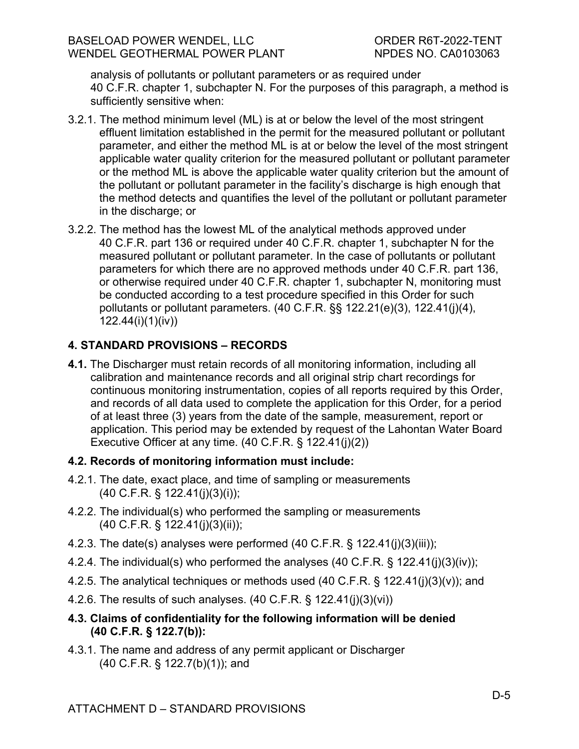analysis of pollutants or pollutant parameters or as required under 40 C.F.R. chapter 1, subchapter N. For the purposes of this paragraph, a method is sufficiently sensitive when:

3.2.1. The method minimum level (ML) is at or below the level of the most stringent effluent limitation established in the permit for the measured pollutant or pollutant parameter, and either the method ML is at or below the level of the most stringent applicable water quality criterion for the measured pollutant or pollutant parameter or the method ML is above the applicable water quality criterion but the amount of the pollutant or pollutant parameter in the facility's discharge is high enough that the method detects and quantifies the level of the pollutant or pollutant parameter in the discharge; or

3.2.2. The method has the lowest ML of the analytical methods approved under 40 C.F.R. part 136 or required under 40 C.F.R. chapter 1, subchapter N for the measured pollutant or pollutant parameter. In the case of pollutants or pollutant parameters for which there are no approved methods under 40 C.F.R. part 136, or otherwise required under 40 C.F.R. chapter 1, subchapter N, monitoring must be conducted according to a test procedure specified in this Order for such pollutants or pollutant parameters. (40 C.F.R. §§ 122.21(e)(3), 122.41(j)(4), 122.44(i)(1)(iv))

## 4. STANDARD PROVISIONS – RECORDS

**4.1.** The Discharger must retain records of all monitoring information, including all calibration and maintenance records and all original strip chart recordings for continuous monitoring instrumentation, copies of all reports required by this Order, and records of all data used to complete the application for this Order, for a period of at least three (3) years from the date of the sample, measurement, report or application. This period may be extended by request of the Lahontan Water Board Executive Officer at any time. (40 C.F.R. § 122.41(j)(2))

**4.2. Records of monitoring information must include:**

4.2.1. The date, exact place, and time of sampling or measurements (40 C.F.R. § 122.41(j)(3)(i));

4.2.2. The individual(s) who performed the sampling or measurements (40 C.F.R. § 122.41(j)(3)(ii));

4.2.3. The date(s) analyses were performed (40 C.F.R. § 122.41(j)(3)(iii));

4.2.4. The individual(s) who performed the analyses (40 C.F.R. § 122.41(j)(3)(iv));

4.2.5. The analytical techniques or methods used (40 C.F.R. § 122.41(j)(3)(v)); and

4.2.6. The results of such analyses. (40 C.F.R. § 122.41(j)(3)(vi))

**4.3. Claims of confidentiality for the following information will be denied (40 C.F.R. § 122.7(b)):**

4.3.1. The name and address of any permit applicant or Discharger (40 C.F.R. § 122.7(b)(1)); and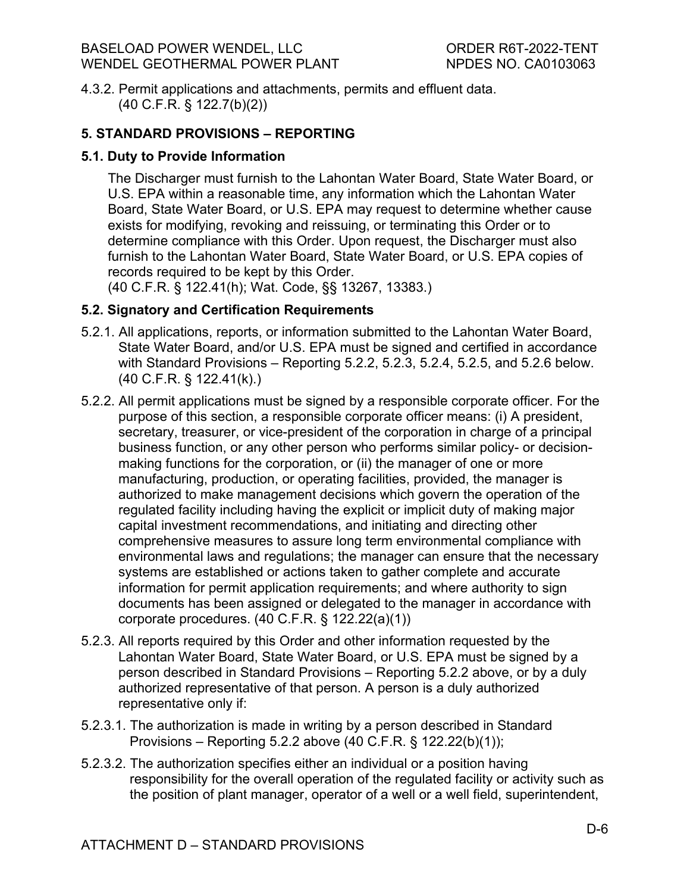4.3.2. Permit applications and attachments, permits and effluent data. (40 C.F.R. § 122.7(b)(2))

## 5. STANDARD PROVISIONS – REPORTING

### 5.1. Duty to Provide Information

The Discharger must furnish to the Lahontan Water Board, State Water Board, or U.S. EPA within a reasonable time, any information which the Lahontan Water Board, State Water Board, or U.S. EPA may request to determine whether cause exists for modifying, revoking and reissuing, or terminating this Order or to determine compliance with this Order. Upon request, the Discharger must also furnish to the Lahontan Water Board, State Water Board, or U.S. EPA copies of records required to be kept by this Order.
(40 C.F.R. § 122.41(h); Wat. Code, §§ 13267, 13383.)

### 5.2. Signatory and Certification Requirements

5.2.1. All applications, reports, or information submitted to the Lahontan Water Board, State Water Board, and/or U.S. EPA must be signed and certified in accordance with Standard Provisions – Reporting 5.2.2, 5.2.3, 5.2.4, 5.2.5, and 5.2.6 below. (40 C.F.R. § 122.41(k).)

5.2.2. All permit applications must be signed by a responsible corporate officer. For the purpose of this section, a responsible corporate officer means: (i) A president, secretary, treasurer, or vice-president of the corporation in charge of a principal business function, or any other person who performs similar policy- or decision-making functions for the corporation, or (ii) the manager of one or more manufacturing, production, or operating facilities, provided, the manager is authorized to make management decisions which govern the operation of the regulated facility including having the explicit or implicit duty of making major capital investment recommendations, and initiating and directing other comprehensive measures to assure long term environmental compliance with environmental laws and regulations; the manager can ensure that the necessary systems are established or actions taken to gather complete and accurate information for permit application requirements; and where authority to sign documents has been assigned or delegated to the manager in accordance with corporate procedures. (40 C.F.R. § 122.22(a)(1))

5.2.3. All reports required by this Order and other information requested by the Lahontan Water Board, State Water Board, or U.S. EPA must be signed by a person described in Standard Provisions – Reporting 5.2.2 above, or by a duly authorized representative of that person. A person is a duly authorized representative only if:

5.2.3.1. The authorization is made in writing by a person described in Standard Provisions – Reporting 5.2.2 above (40 C.F.R. § 122.22(b)(1));

5.2.3.2. The authorization specifies either an individual or a position having responsibility for the overall operation of the regulated facility or activity such as the position of plant manager, operator of a well or a well field, superintendent,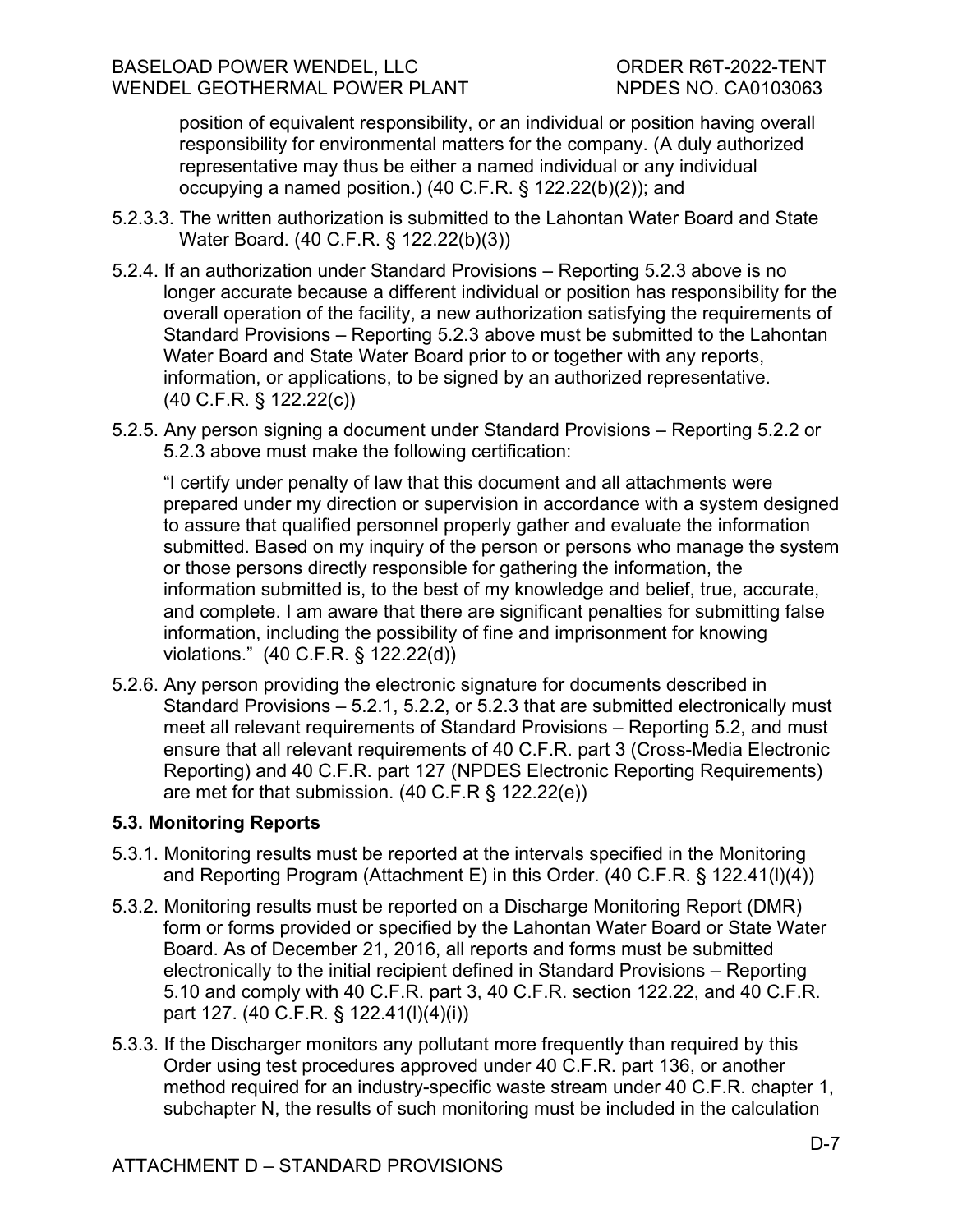position of equivalent responsibility, or an individual or position having overall responsibility for environmental matters for the company. (A duly authorized representative may thus be either a named individual or any individual occupying a named position.) (40 C.F.R. § 122.22(b)(2)); and

5.2.3.3. The written authorization is submitted to the Lahontan Water Board and State Water Board. (40 C.F.R. § 122.22(b)(3))

5.2.4. If an authorization under Standard Provisions – Reporting 5.2.3 above is no longer accurate because a different individual or position has responsibility for the overall operation of the facility, a new authorization satisfying the requirements of Standard Provisions – Reporting 5.2.3 above must be submitted to the Lahontan Water Board and State Water Board prior to or together with any reports, information, or applications, to be signed by an authorized representative. (40 C.F.R. § 122.22(c))

5.2.5. Any person signing a document under Standard Provisions – Reporting 5.2.2 or 5.2.3 above must make the following certification:

"I certify under penalty of law that this document and all attachments were prepared under my direction or supervision in accordance with a system designed to assure that qualified personnel properly gather and evaluate the information submitted. Based on my inquiry of the person or persons who manage the system or those persons directly responsible for gathering the information, the information submitted is, to the best of my knowledge and belief, true, accurate, and complete. I am aware that there are significant penalties for submitting false information, including the possibility of fine and imprisonment for knowing violations." (40 C.F.R. § 122.22(d))

5.2.6. Any person providing the electronic signature for documents described in Standard Provisions – 5.2.1, 5.2.2, or 5.2.3 that are submitted electronically must meet all relevant requirements of Standard Provisions – Reporting 5.2, and must ensure that all relevant requirements of 40 C.F.R. part 3 (Cross-Media Electronic Reporting) and 40 C.F.R. part 127 (NPDES Electronic Reporting Requirements) are met for that submission. (40 C.F.R § 122.22(e))

**5.3. Monitoring Reports**

5.3.1. Monitoring results must be reported at the intervals specified in the Monitoring and Reporting Program (Attachment E) in this Order. (40 C.F.R. § 122.41(l)(4))

5.3.2. Monitoring results must be reported on a Discharge Monitoring Report (DMR) form or forms provided or specified by the Lahontan Water Board or State Water Board. As of December 21, 2016, all reports and forms must be submitted electronically to the initial recipient defined in Standard Provisions – Reporting 5.10 and comply with 40 C.F.R. part 3, 40 C.F.R. section 122.22, and 40 C.F.R. part 127. (40 C.F.R. § 122.41(l)(4)(i))

5.3.3. If the Discharger monitors any pollutant more frequently than required by this Order using test procedures approved under 40 C.F.R. part 136, or another method required for an industry-specific waste stream under 40 C.F.R. chapter 1, subchapter N, the results of such monitoring must be included in the calculation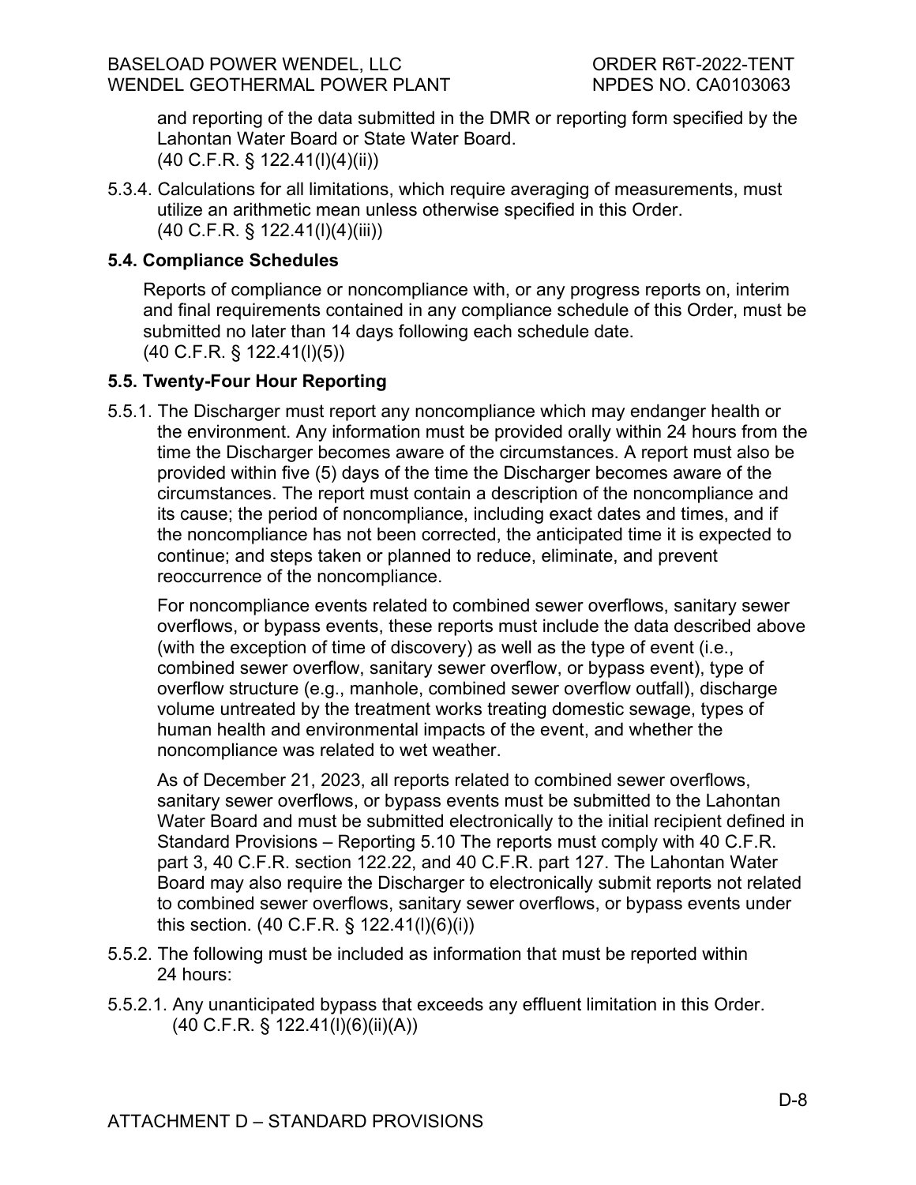and reporting of the data submitted in the DMR or reporting form specified by the Lahontan Water Board or State Water Board. (40 C.F.R. § 122.41(l)(4)(ii))

5.3.4. Calculations for all limitations, which require averaging of measurements, must utilize an arithmetic mean unless otherwise specified in this Order. (40 C.F.R. § 122.41(l)(4)(iii))

### 5.4. Compliance Schedules

Reports of compliance or noncompliance with, or any progress reports on, interim and final requirements contained in any compliance schedule of this Order, must be submitted no later than 14 days following each schedule date. (40 C.F.R. § 122.41(l)(5))

### 5.5. Twenty-Four Hour Reporting

5.5.1. The Discharger must report any noncompliance which may endanger health or the environment. Any information must be provided orally within 24 hours from the time the Discharger becomes aware of the circumstances. A report must also be provided within five (5) days of the time the Discharger becomes aware of the circumstances. The report must contain a description of the noncompliance and its cause; the period of noncompliance, including exact dates and times, and if the noncompliance has not been corrected, the anticipated time it is expected to continue; and steps taken or planned to reduce, eliminate, and prevent reoccurrence of the noncompliance.

For noncompliance events related to combined sewer overflows, sanitary sewer overflows, or bypass events, these reports must include the data described above (with the exception of time of discovery) as well as the type of event (i.e., combined sewer overflow, sanitary sewer overflow, or bypass event), type of overflow structure (e.g., manhole, combined sewer overflow outfall), discharge volume untreated by the treatment works treating domestic sewage, types of human health and environmental impacts of the event, and whether the noncompliance was related to wet weather.

As of December 21, 2023, all reports related to combined sewer overflows, sanitary sewer overflows, or bypass events must be submitted to the Lahontan Water Board and must be submitted electronically to the initial recipient defined in Standard Provisions – Reporting 5.10 The reports must comply with 40 C.F.R. part 3, 40 C.F.R. section 122.22, and 40 C.F.R. part 127. The Lahontan Water Board may also require the Discharger to electronically submit reports not related to combined sewer overflows, sanitary sewer overflows, or bypass events under this section. (40 C.F.R. § 122.41(l)(6)(i))

5.5.2. The following must be included as information that must be reported within 24 hours:

5.5.2.1. Any unanticipated bypass that exceeds any effluent limitation in this Order. (40 C.F.R. § 122.41(l)(6)(ii)(A))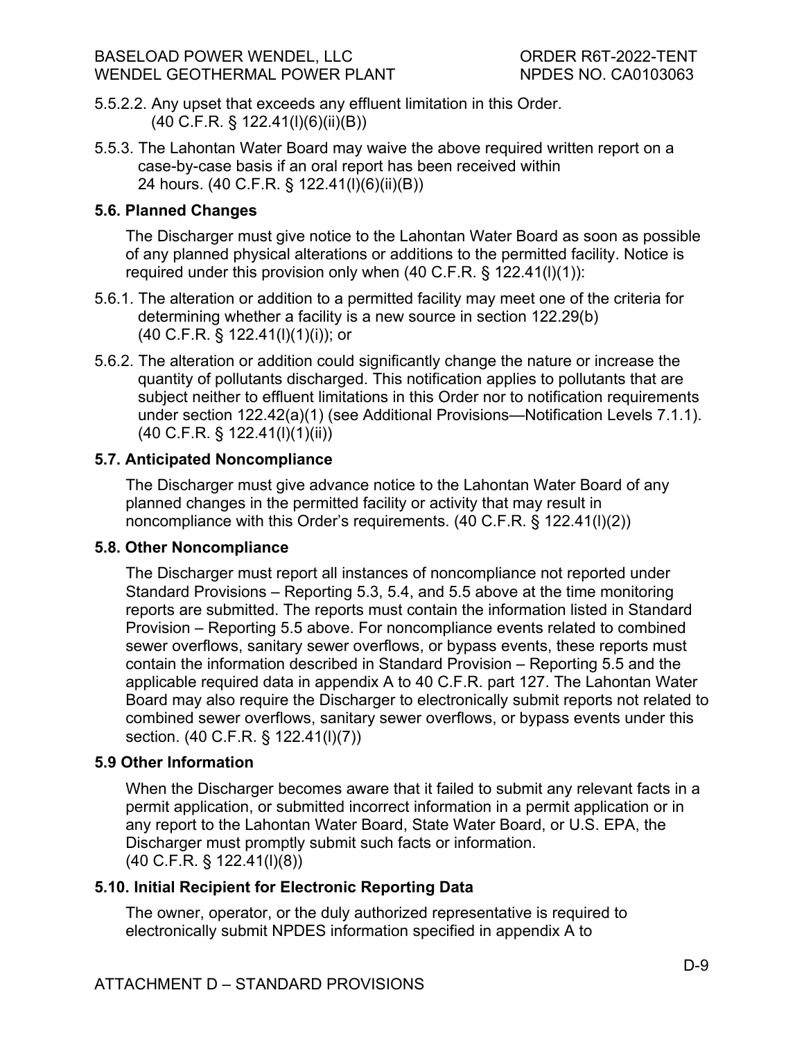5.5.2.2. Any upset that exceeds any effluent limitation in this Order. (40 C.F.R. § 122.41(l)(6)(ii)(B))

5.5.3. The Lahontan Water Board may waive the above required written report on a case-by-case basis if an oral report has been received within 24 hours. (40 C.F.R. § 122.41(l)(6)(ii)(B))

**5.6. Planned Changes**

The Discharger must give notice to the Lahontan Water Board as soon as possible of any planned physical alterations or additions to the permitted facility. Notice is required under this provision only when (40 C.F.R. § 122.41(l)(1)):

5.6.1. The alteration or addition to a permitted facility may meet one of the criteria for determining whether a facility is a new source in section 122.29(b) (40 C.F.R. § 122.41(l)(1)(i)); or

5.6.2. The alteration or addition could significantly change the nature or increase the quantity of pollutants discharged. This notification applies to pollutants that are subject neither to effluent limitations in this Order nor to notification requirements under section 122.42(a)(1) (see Additional Provisions—Notification Levels 7.1.1). (40 C.F.R. § 122.41(l)(1)(ii))

**5.7. Anticipated Noncompliance**

The Discharger must give advance notice to the Lahontan Water Board of any planned changes in the permitted facility or activity that may result in noncompliance with this Order's requirements. (40 C.F.R. § 122.41(l)(2))

**5.8. Other Noncompliance**

The Discharger must report all instances of noncompliance not reported under Standard Provisions – Reporting 5.3, 5.4, and 5.5 above at the time monitoring reports are submitted. The reports must contain the information listed in Standard Provision – Reporting 5.5 above. For noncompliance events related to combined sewer overflows, sanitary sewer overflows, or bypass events, these reports must contain the information described in Standard Provision – Reporting 5.5 and the applicable required data in appendix A to 40 C.F.R. part 127. The Lahontan Water Board may also require the Discharger to electronically submit reports not related to combined sewer overflows, sanitary sewer overflows, or bypass events under this section. (40 C.F.R. § 122.41(l)(7))

**5.9 Other Information**

When the Discharger becomes aware that it failed to submit any relevant facts in a permit application, or submitted incorrect information in a permit application or in any report to the Lahontan Water Board, State Water Board, or U.S. EPA, the Discharger must promptly submit such facts or information. (40 C.F.R. § 122.41(l)(8))

**5.10. Initial Recipient for Electronic Reporting Data**

The owner, operator, or the duly authorized representative is required to electronically submit NPDES information specified in appendix A to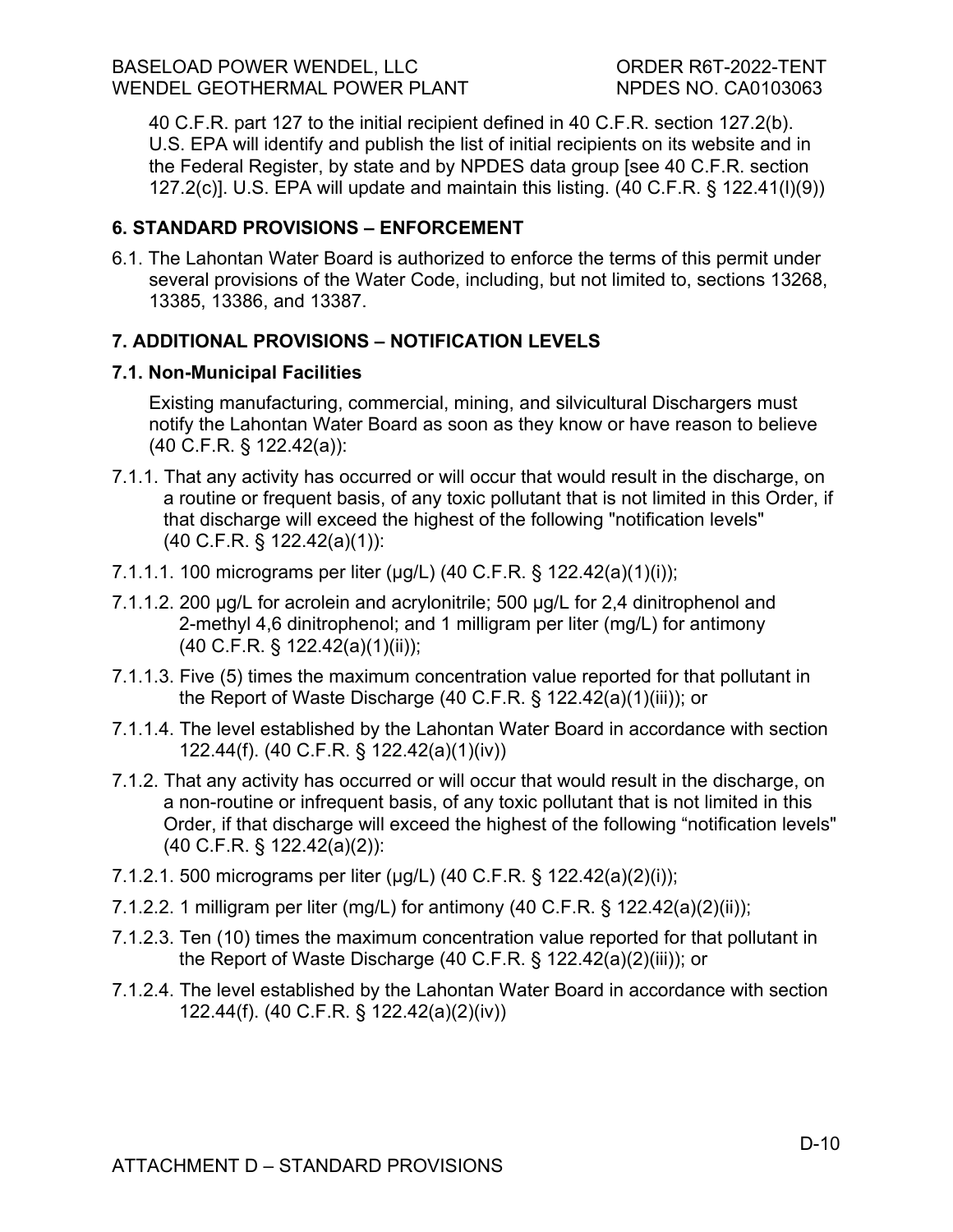40 C.F.R. part 127 to the initial recipient defined in 40 C.F.R. section 127.2(b). U.S. EPA will identify and publish the list of initial recipients on its website and in the Federal Register, by state and by NPDES data group [see 40 C.F.R. section 127.2(c)]. U.S. EPA will update and maintain this listing. (40 C.F.R. § 122.41(l)(9))

## 6. STANDARD PROVISIONS – ENFORCEMENT

6.1. The Lahontan Water Board is authorized to enforce the terms of this permit under several provisions of the Water Code, including, but not limited to, sections 13268, 13385, 13386, and 13387.

## 7. ADDITIONAL PROVISIONS – NOTIFICATION LEVELS

### 7.1. Non-Municipal Facilities

Existing manufacturing, commercial, mining, and silvicultural Dischargers must notify the Lahontan Water Board as soon as they know or have reason to believe (40 C.F.R. § 122.42(a)):

7.1.1. That any activity has occurred or will occur that would result in the discharge, on a routine or frequent basis, of any toxic pollutant that is not limited in this Order, if that discharge will exceed the highest of the following "notification levels" (40 C.F.R. § 122.42(a)(1)):

7.1.1.1. 100 micrograms per liter (µg/L) (40 C.F.R. § 122.42(a)(1)(i));

7.1.1.2. 200 µg/L for acrolein and acrylonitrile; 500 µg/L for 2,4 dinitrophenol and 2-methyl 4,6 dinitrophenol; and 1 milligram per liter (mg/L) for antimony (40 C.F.R. § 122.42(a)(1)(ii));

7.1.1.3. Five (5) times the maximum concentration value reported for that pollutant in the Report of Waste Discharge (40 C.F.R. § 122.42(a)(1)(iii)); or

7.1.1.4. The level established by the Lahontan Water Board in accordance with section 122.44(f). (40 C.F.R. § 122.42(a)(1)(iv))

7.1.2. That any activity has occurred or will occur that would result in the discharge, on a non-routine or infrequent basis, of any toxic pollutant that is not limited in this Order, if that discharge will exceed the highest of the following "notification levels" (40 C.F.R. § 122.42(a)(2)):

7.1.2.1. 500 micrograms per liter (µg/L) (40 C.F.R. § 122.42(a)(2)(i));

7.1.2.2. 1 milligram per liter (mg/L) for antimony (40 C.F.R. § 122.42(a)(2)(ii));

7.1.2.3. Ten (10) times the maximum concentration value reported for that pollutant in the Report of Waste Discharge (40 C.F.R. § 122.42(a)(2)(iii)); or

7.1.2.4. The level established by the Lahontan Water Board in accordance with section 122.44(f). (40 C.F.R. § 122.42(a)(2)(iv))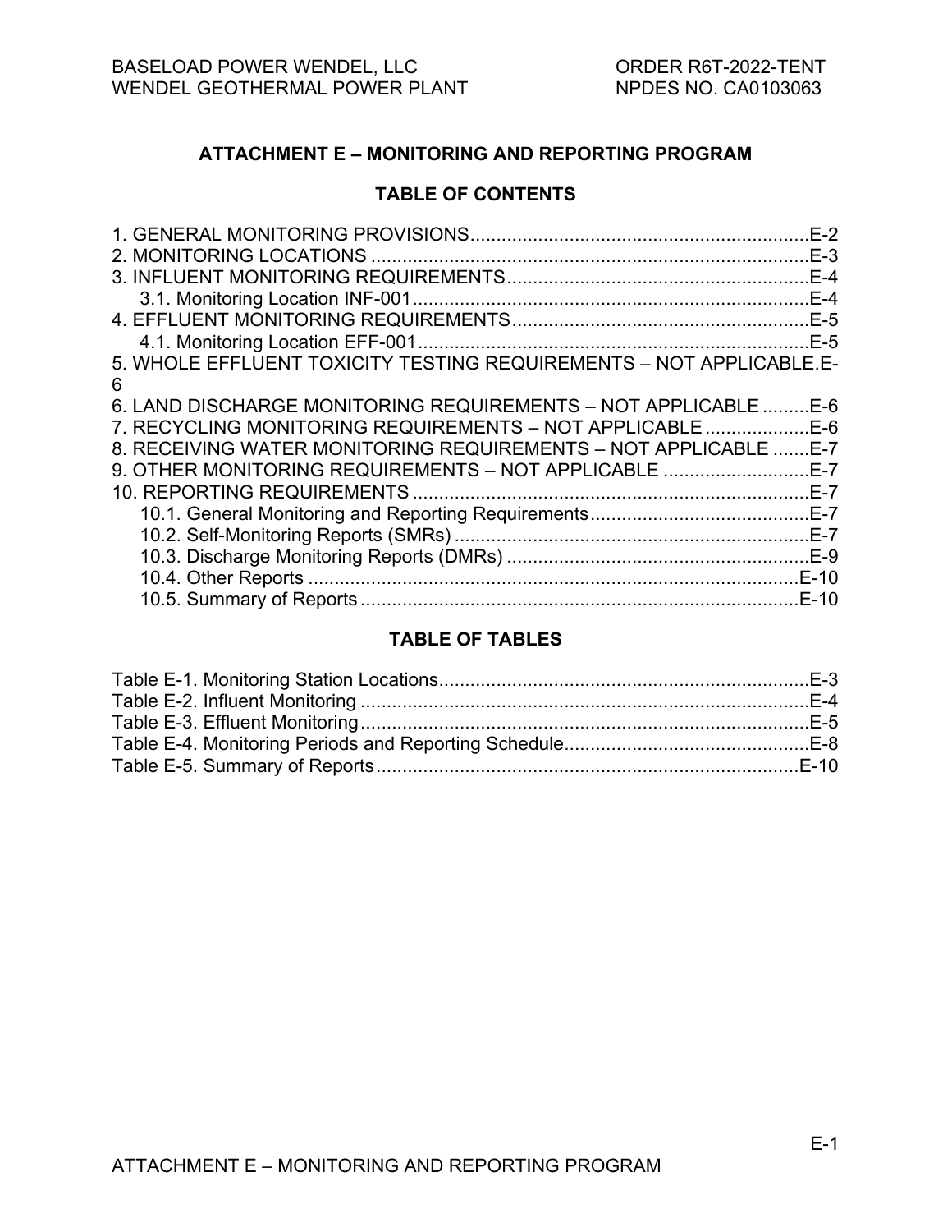# ATTACHMENT E – MONITORING AND REPORTING PROGRAM

## TABLE OF CONTENTS

1. GENERAL MONITORING PROVISIONS....E-2
2. MONITORING LOCATIONS....E-3
3. INFLUENT MONITORING REQUIREMENTS....E-4
   - 3.1. Monitoring Location INF-001....E-4
4. EFFLUENT MONITORING REQUIREMENTS....E-5
   - 4.1. Monitoring Location EFF-001....E-5
5. WHOLE EFFLUENT TOXICITY TESTING REQUIREMENTS – NOT APPLICABLE.E-6
6. LAND DISCHARGE MONITORING REQUIREMENTS – NOT APPLICABLE....E-6
7. RECYCLING MONITORING REQUIREMENTS – NOT APPLICABLE....E-6
8. RECEIVING WATER MONITORING REQUIREMENTS – NOT APPLICABLE....E-7
9. OTHER MONITORING REQUIREMENTS – NOT APPLICABLE....E-7
10. REPORTING REQUIREMENTS....E-7
    - 10.1. General Monitoring and Reporting Requirements....E-7
    - 10.2. Self-Monitoring Reports (SMRs)....E-7
    - 10.3. Discharge Monitoring Reports (DMRs)....E-9
    - 10.4. Other Reports....E-10
    - 10.5. Summary of Reports....E-10

## TABLE OF TABLES

Table E-1. Monitoring Station Locations....E-3
Table E-2. Influent Monitoring....E-4
Table E-3. Effluent Monitoring....E-5
Table E-4. Monitoring Periods and Reporting Schedule....E-8
Table E-5. Summary of Reports....E-10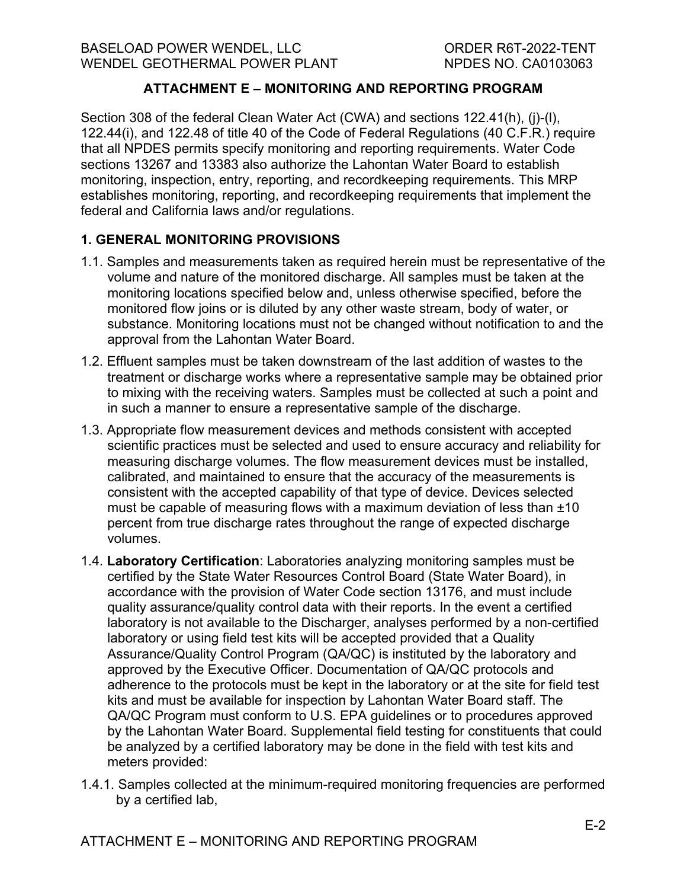## ATTACHMENT E – MONITORING AND REPORTING PROGRAM

Section 308 of the federal Clean Water Act (CWA) and sections 122.41(h), (j)-(l), 122.44(i), and 122.48 of title 40 of the Code of Federal Regulations (40 C.F.R.) require that all NPDES permits specify monitoring and reporting requirements. Water Code sections 13267 and 13383 also authorize the Lahontan Water Board to establish monitoring, inspection, entry, reporting, and recordkeeping requirements. This MRP establishes monitoring, reporting, and recordkeeping requirements that implement the federal and California laws and/or regulations.

### 1. GENERAL MONITORING PROVISIONS

1.1. Samples and measurements taken as required herein must be representative of the volume and nature of the monitored discharge. All samples must be taken at the monitoring locations specified below and, unless otherwise specified, before the monitored flow joins or is diluted by any other waste stream, body of water, or substance. Monitoring locations must not be changed without notification to and the approval from the Lahontan Water Board.

1.2. Effluent samples must be taken downstream of the last addition of wastes to the treatment or discharge works where a representative sample may be obtained prior to mixing with the receiving waters. Samples must be collected at such a point and in such a manner to ensure a representative sample of the discharge.

1.3. Appropriate flow measurement devices and methods consistent with accepted scientific practices must be selected and used to ensure accuracy and reliability for measuring discharge volumes. The flow measurement devices must be installed, calibrated, and maintained to ensure that the accuracy of the measurements is consistent with the accepted capability of that type of device. Devices selected must be capable of measuring flows with a maximum deviation of less than ±10 percent from true discharge rates throughout the range of expected discharge volumes.

1.4. **Laboratory Certification**: Laboratories analyzing monitoring samples must be certified by the State Water Resources Control Board (State Water Board), in accordance with the provision of Water Code section 13176, and must include quality assurance/quality control data with their reports. In the event a certified laboratory is not available to the Discharger, analyses performed by a non-certified laboratory or using field test kits will be accepted provided that a Quality Assurance/Quality Control Program (QA/QC) is instituted by the laboratory and approved by the Executive Officer. Documentation of QA/QC protocols and adherence to the protocols must be kept in the laboratory or at the site for field test kits and must be available for inspection by Lahontan Water Board staff. The QA/QC Program must conform to U.S. EPA guidelines or to procedures approved by the Lahontan Water Board. Supplemental field testing for constituents that could be analyzed by a certified laboratory may be done in the field with test kits and meters provided:

1.4.1. Samples collected at the minimum-required monitoring frequencies are performed by a certified lab,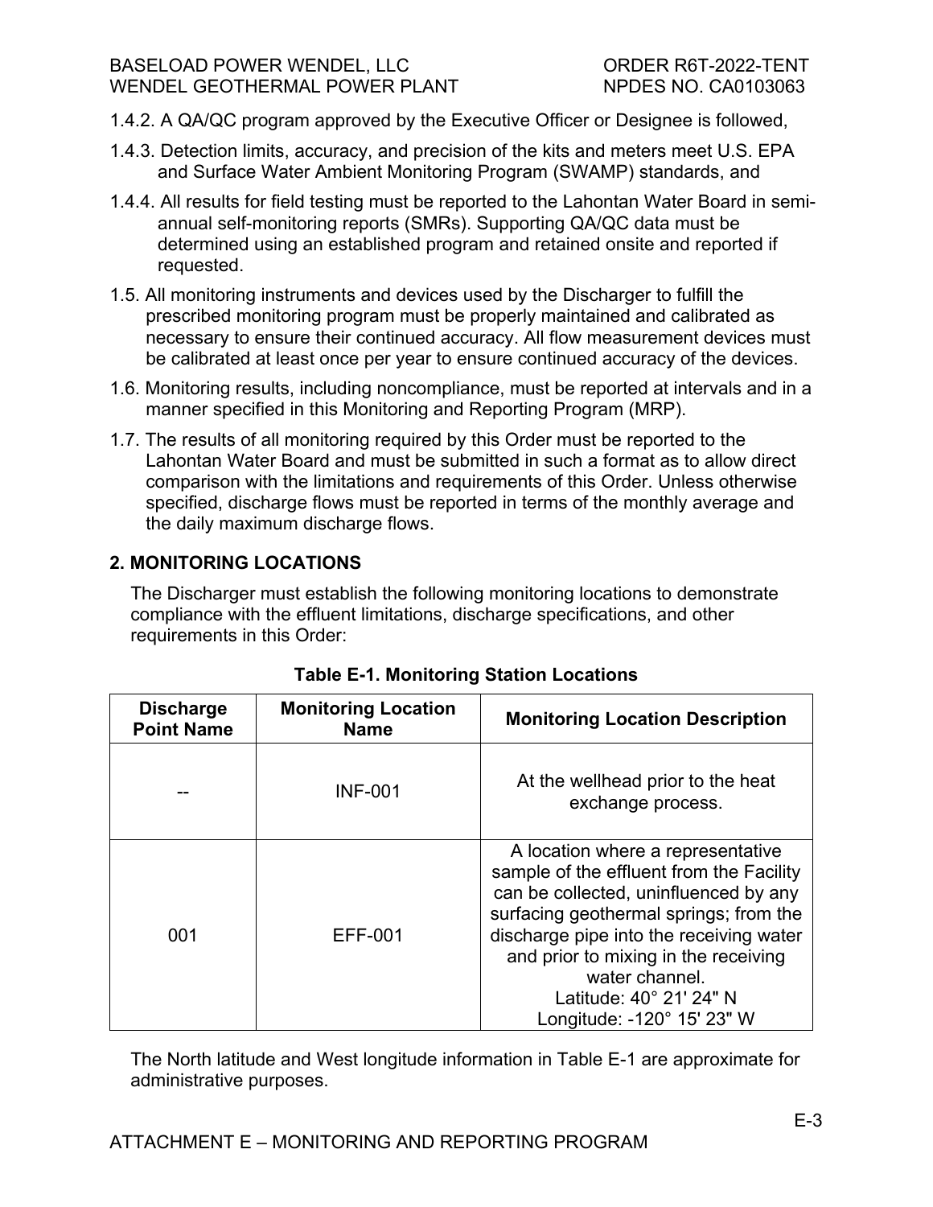1.4.2. A QA/QC program approved by the Executive Officer or Designee is followed,

1.4.3. Detection limits, accuracy, and precision of the kits and meters meet U.S. EPA and Surface Water Ambient Monitoring Program (SWAMP) standards, and

1.4.4. All results for field testing must be reported to the Lahontan Water Board in semi-annual self-monitoring reports (SMRs). Supporting QA/QC data must be determined using an established program and retained onsite and reported if requested.

1.5. All monitoring instruments and devices used by the Discharger to fulfill the prescribed monitoring program must be properly maintained and calibrated as necessary to ensure their continued accuracy. All flow measurement devices must be calibrated at least once per year to ensure continued accuracy of the devices.

1.6. Monitoring results, including noncompliance, must be reported at intervals and in a manner specified in this Monitoring and Reporting Program (MRP).

1.7. The results of all monitoring required by this Order must be reported to the Lahontan Water Board and must be submitted in such a format as to allow direct comparison with the limitations and requirements of this Order. Unless otherwise specified, discharge flows must be reported in terms of the monthly average and the daily maximum discharge flows.

## 2. MONITORING LOCATIONS

The Discharger must establish the following monitoring locations to demonstrate compliance with the effluent limitations, discharge specifications, and other requirements in this Order:

**Table E-1. Monitoring Station Locations**

| Discharge Point Name | Monitoring Location Name | Monitoring Location Description |
|---|---|---|
| -- | INF-001 | At the wellhead prior to the heat exchange process. |
| 001 | EFF-001 | A location where a representative sample of the effluent from the Facility can be collected, uninfluenced by any surfacing geothermal springs; from the discharge pipe into the receiving water and prior to mixing in the receiving water channel. Latitude: 40° 21' 24" N Longitude: -120° 15' 23" W |

The North latitude and West longitude information in Table E-1 are approximate for administrative purposes.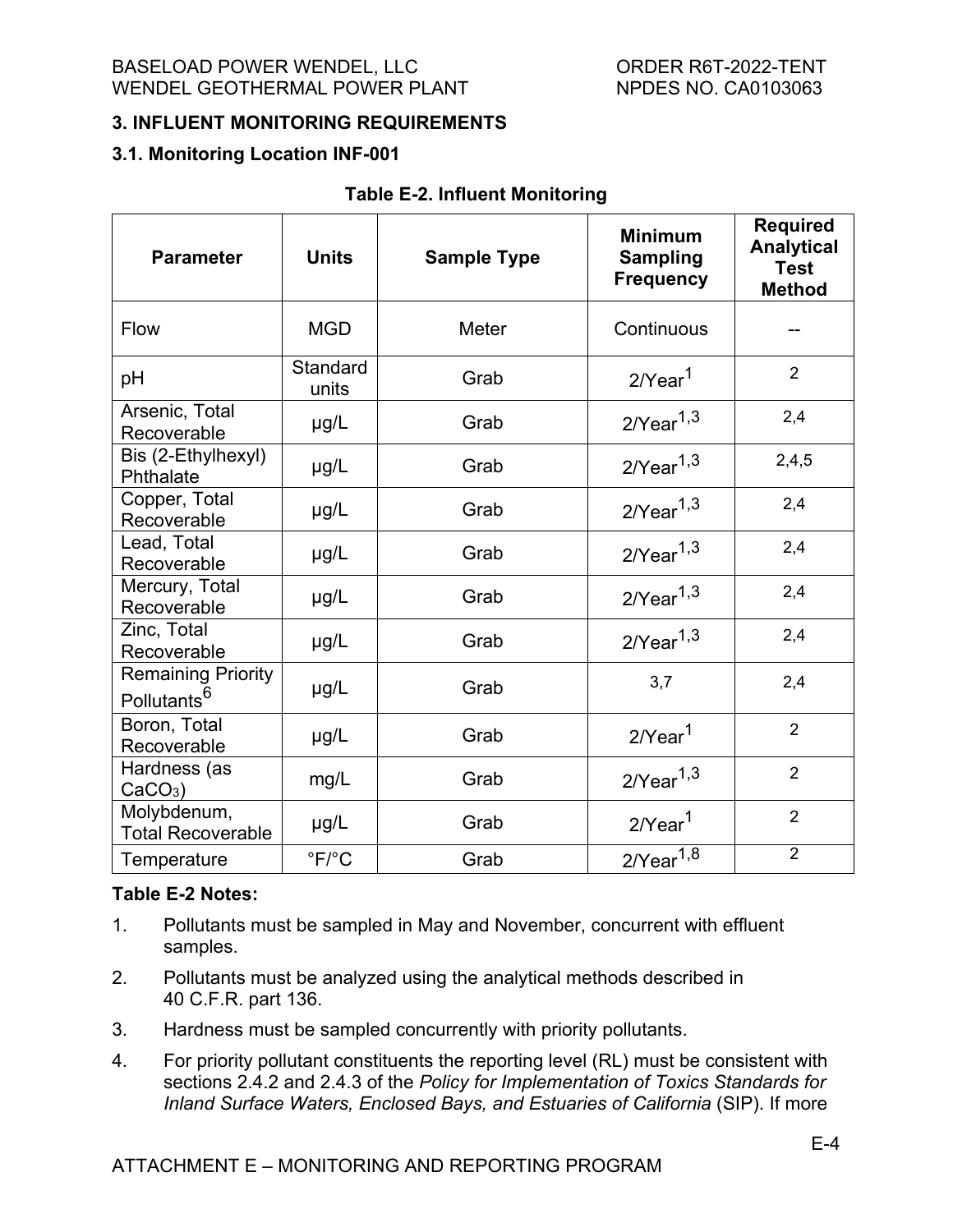## 3. INFLUENT MONITORING REQUIREMENTS

### 3.1. Monitoring Location INF-001

**Table E-2. Influent Monitoring**

| Parameter | Units | Sample Type | Minimum Sampling Frequency | Required Analytical Test Method |
|---|---|---|---|---|
| Flow | MGD | Meter | Continuous | -- |
| pH | Standard units | Grab | 2/Year[1] | 2 |
| Arsenic, Total Recoverable | µg/L | Grab | 2/Year[1,3] | 2,4 |
| Bis (2-Ethylhexyl) Phthalate | µg/L | Grab | 2/Year[1,3] | 2,4,5 |
| Copper, Total Recoverable | µg/L | Grab | 2/Year[1,3] | 2,4 |
| Lead, Total Recoverable | µg/L | Grab | 2/Year[1,3] | 2,4 |
| Mercury, Total Recoverable | µg/L | Grab | 2/Year[1,3] | 2,4 |
| Zinc, Total Recoverable | µg/L | Grab | 2/Year[1,3] | 2,4 |
| Remaining Priority Pollutants[6] | µg/L | Grab | 3,7 | 2,4 |
| Boron, Total Recoverable | µg/L | Grab | 2/Year[1] | 2 |
| Hardness (as $CaCO_3$) | mg/L | Grab | 2/Year[1,3] | 2 |
| Molybdenum, Total Recoverable | µg/L | Grab | 2/Year[1] | 2 |
| Temperature | °F/°C | Grab | 2/Year[1,8] | 2 |

**Table E-2 Notes:**

1. Pollutants must be sampled in May and November, concurrent with effluent samples.
2. Pollutants must be analyzed using the analytical methods described in 40 C.F.R. part 136.
3. Hardness must be sampled concurrently with priority pollutants.
4. For priority pollutant constituents the reporting level (RL) must be consistent with sections 2.4.2 and 2.4.3 of the *Policy for Implementation of Toxics Standards for Inland Surface Waters, Enclosed Bays, and Estuaries of California* (SIP). If more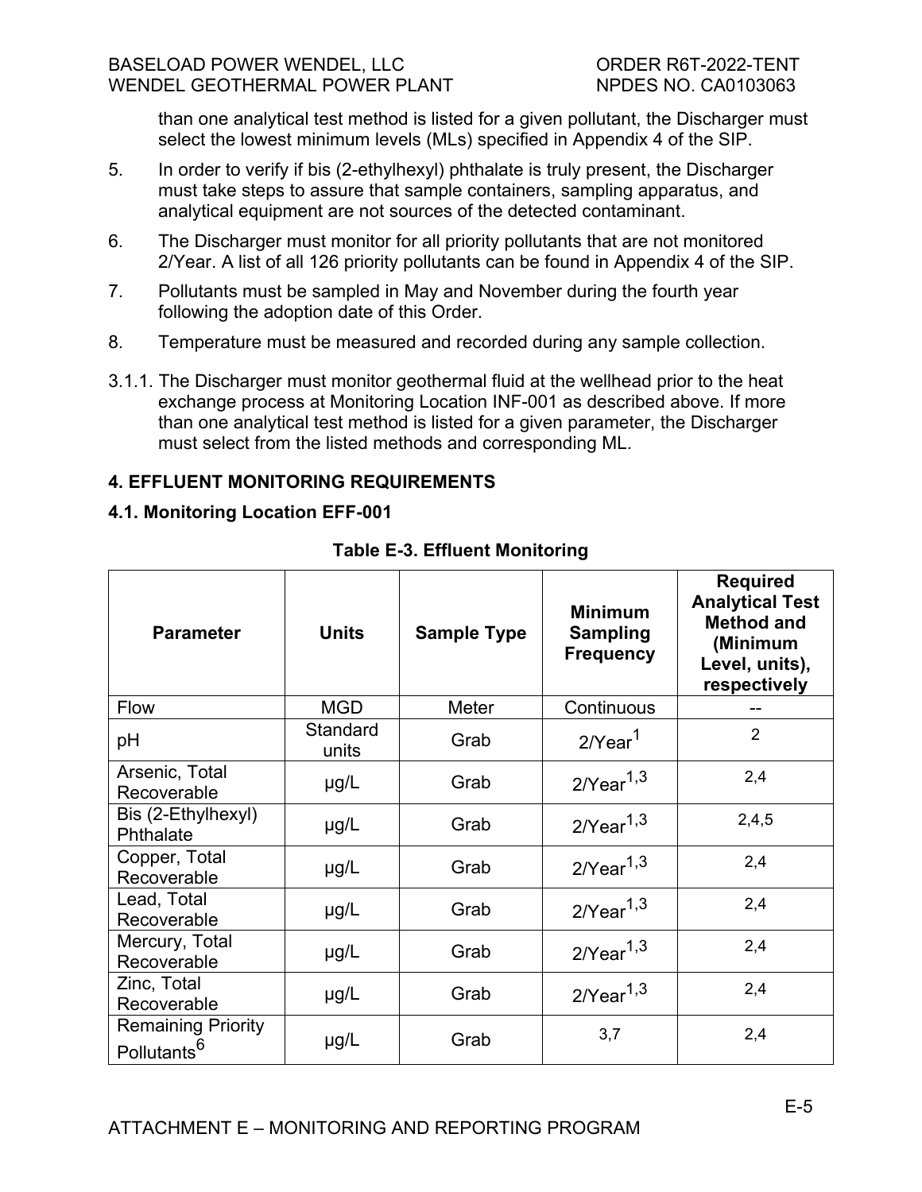than one analytical test method is listed for a given pollutant, the Discharger must select the lowest minimum levels (MLs) specified in Appendix 4 of the SIP.

5. In order to verify if bis (2-ethylhexyl) phthalate is truly present, the Discharger must take steps to assure that sample containers, sampling apparatus, and analytical equipment are not sources of the detected contaminant.
6. The Discharger must monitor for all priority pollutants that are not monitored 2/Year. A list of all 126 priority pollutants can be found in Appendix 4 of the SIP.
7. Pollutants must be sampled in May and November during the fourth year following the adoption date of this Order.
8. Temperature must be measured and recorded during any sample collection.

3.1.1. The Discharger must monitor geothermal fluid at the wellhead prior to the heat exchange process at Monitoring Location INF-001 as described above. If more than one analytical test method is listed for a given parameter, the Discharger must select from the listed methods and corresponding ML.

## 4. EFFLUENT MONITORING REQUIREMENTS

### 4.1. Monitoring Location EFF-001

**Table E-3. Effluent Monitoring**

| Parameter | Units | Sample Type | Minimum Sampling Frequency | Required Analytical Test Method and (Minimum Level, units), respectively |
|---|---|---|---|---|
| Flow | MGD | Meter | Continuous | -- |
| pH | Standard units | Grab | 2/Year[1] | 2 |
| Arsenic, Total Recoverable | µg/L | Grab | 2/Year[1,3] | 2,4 |
| Bis (2-Ethylhexyl) Phthalate | µg/L | Grab | 2/Year[1,3] | 2,4,5 |
| Copper, Total Recoverable | µg/L | Grab | 2/Year[1,3] | 2,4 |
| Lead, Total Recoverable | µg/L | Grab | 2/Year[1,3] | 2,4 |
| Mercury, Total Recoverable | µg/L | Grab | 2/Year[1,3] | 2,4 |
| Zinc, Total Recoverable | µg/L | Grab | 2/Year[1,3] | 2,4 |
| Remaining Priority Pollutants[6] | µg/L | Grab | 3,7 | 2,4 |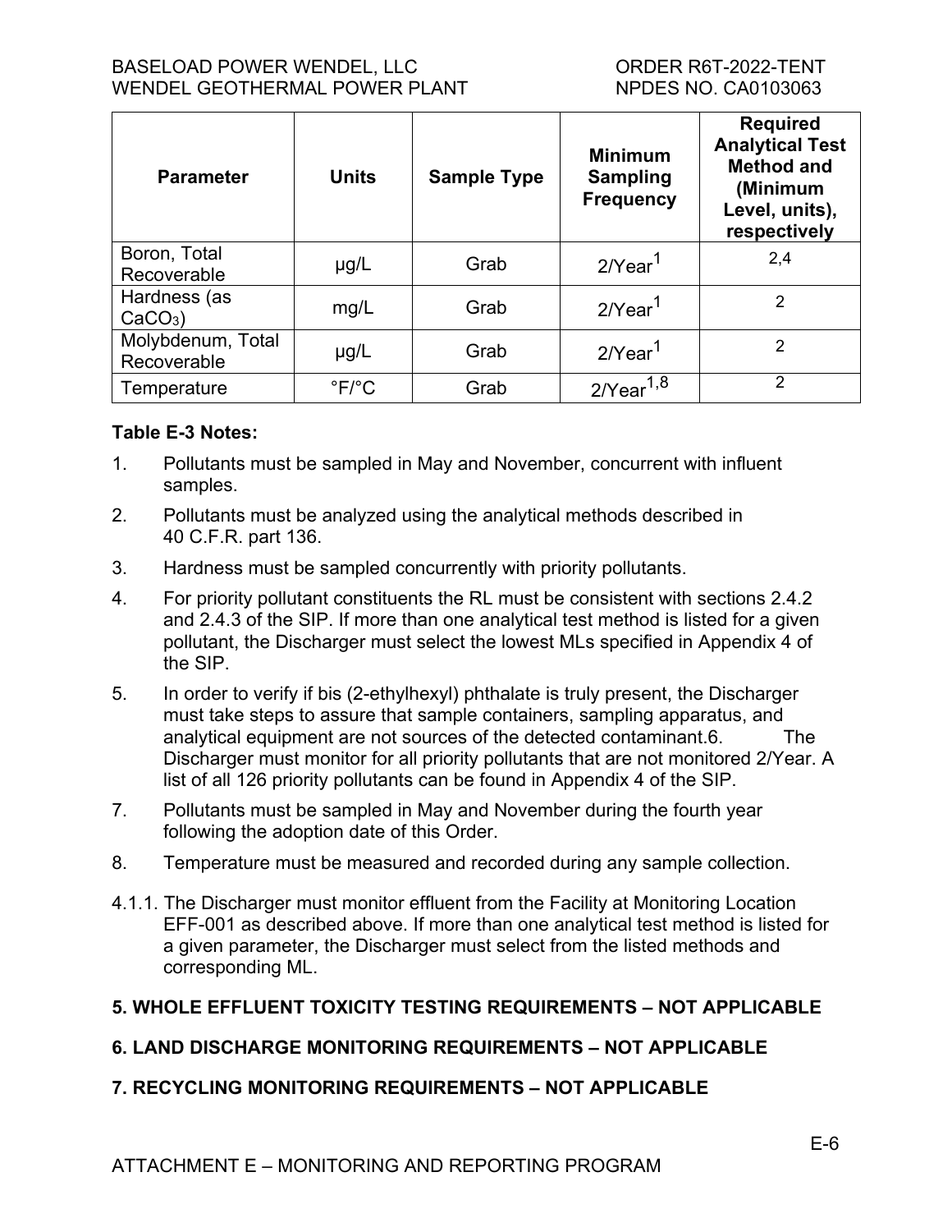| Parameter | Units | Sample Type | Minimum Sampling Frequency | Required Analytical Test Method and (Minimum Level, units), respectively |
|---|---|---|---|---|
| Boron, Total Recoverable | µg/L | Grab | 2/Year[1] | 2,4 |
| Hardness (as $CaCO_3$) | mg/L | Grab | 2/Year[1] | 2 |
| Molybdenum, Total Recoverable | µg/L | Grab | 2/Year[1] | 2 |
| Temperature | °F/°C | Grab | 2/Year[1,8] | 2 |

**Table E-3 Notes:**

1. Pollutants must be sampled in May and November, concurrent with influent samples.
2. Pollutants must be analyzed using the analytical methods described in 40 C.F.R. part 136.
3. Hardness must be sampled concurrently with priority pollutants.
4. For priority pollutant constituents the RL must be consistent with sections 2.4.2 and 2.4.3 of the SIP. If more than one analytical test method is listed for a given pollutant, the Discharger must select the lowest MLs specified in Appendix 4 of the SIP.
5. In order to verify if bis (2-ethylhexyl) phthalate is truly present, the Discharger must take steps to assure that sample containers, sampling apparatus, and analytical equipment are not sources of the detected contaminant.6. The Discharger must monitor for all priority pollutants that are not monitored 2/Year. A list of all 126 priority pollutants can be found in Appendix 4 of the SIP.
7. Pollutants must be sampled in May and November during the fourth year following the adoption date of this Order.
8. Temperature must be measured and recorded during any sample collection.

4.1.1. The Discharger must monitor effluent from the Facility at Monitoring Location EFF-001 as described above. If more than one analytical test method is listed for a given parameter, the Discharger must select from the listed methods and corresponding ML.

## 5. WHOLE EFFLUENT TOXICITY TESTING REQUIREMENTS – NOT APPLICABLE

## 6. LAND DISCHARGE MONITORING REQUIREMENTS – NOT APPLICABLE

## 7. RECYCLING MONITORING REQUIREMENTS – NOT APPLICABLE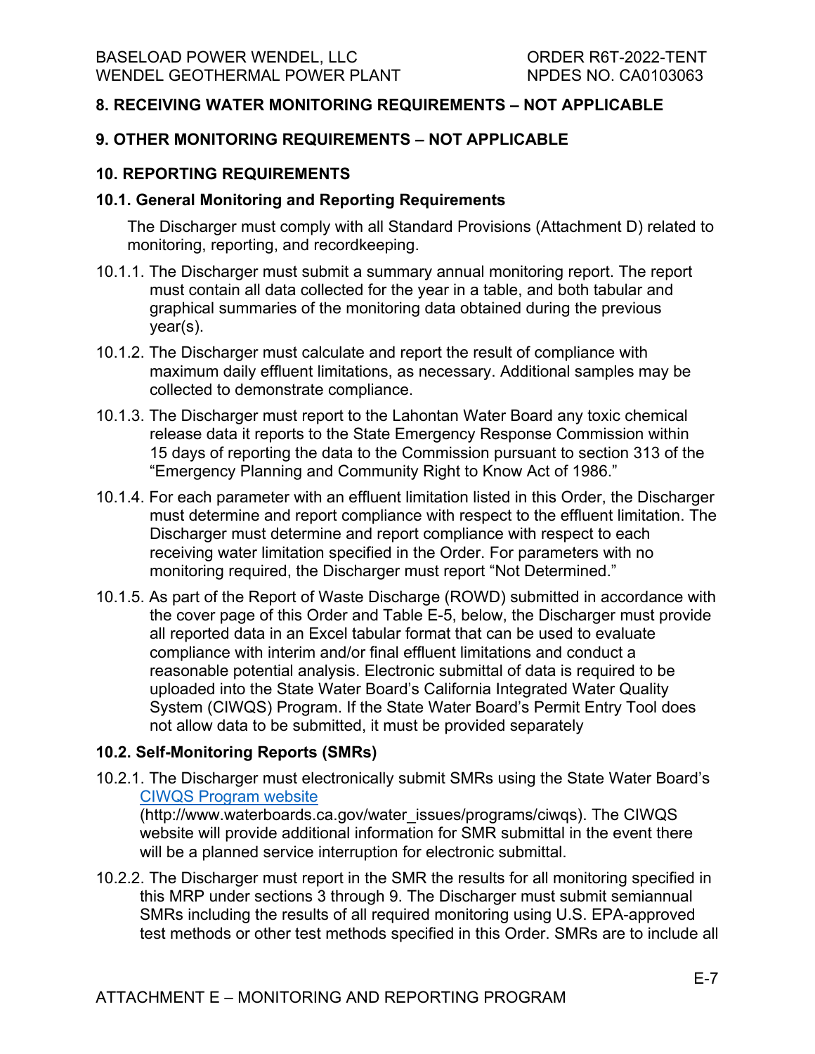## 8. RECEIVING WATER MONITORING REQUIREMENTS – NOT APPLICABLE

## 9. OTHER MONITORING REQUIREMENTS – NOT APPLICABLE

## 10. REPORTING REQUIREMENTS

### 10.1. General Monitoring and Reporting Requirements

The Discharger must comply with all Standard Provisions (Attachment D) related to monitoring, reporting, and recordkeeping.

10.1.1. The Discharger must submit a summary annual monitoring report. The report must contain all data collected for the year in a table, and both tabular and graphical summaries of the monitoring data obtained during the previous year(s).

10.1.2. The Discharger must calculate and report the result of compliance with maximum daily effluent limitations, as necessary. Additional samples may be collected to demonstrate compliance.

10.1.3. The Discharger must report to the Lahontan Water Board any toxic chemical release data it reports to the State Emergency Response Commission within 15 days of reporting the data to the Commission pursuant to section 313 of the "Emergency Planning and Community Right to Know Act of 1986."

10.1.4. For each parameter with an effluent limitation listed in this Order, the Discharger must determine and report compliance with respect to the effluent limitation. The Discharger must determine and report compliance with respect to each receiving water limitation specified in the Order. For parameters with no monitoring required, the Discharger must report "Not Determined."

10.1.5. As part of the Report of Waste Discharge (ROWD) submitted in accordance with the cover page of this Order and Table E-5, below, the Discharger must provide all reported data in an Excel tabular format that can be used to evaluate compliance with interim and/or final effluent limitations and conduct a reasonable potential analysis. Electronic submittal of data is required to be uploaded into the State Water Board's California Integrated Water Quality System (CIWQS) Program. If the State Water Board's Permit Entry Tool does not allow data to be submitted, it must be provided separately

### 10.2. Self-Monitoring Reports (SMRs)

10.2.1. The Discharger must electronically submit SMRs using the State Water Board's [CIWQS Program website](http://www.waterboards.ca.gov/water_issues/programs/ciwqs) (http://www.waterboards.ca.gov/water_issues/programs/ciwqs). The CIWQS website will provide additional information for SMR submittal in the event there will be a planned service interruption for electronic submittal.

10.2.2. The Discharger must report in the SMR the results for all monitoring specified in this MRP under sections 3 through 9. The Discharger must submit semiannual SMRs including the results of all required monitoring using U.S. EPA-approved test methods or other test methods specified in this Order. SMRs are to include all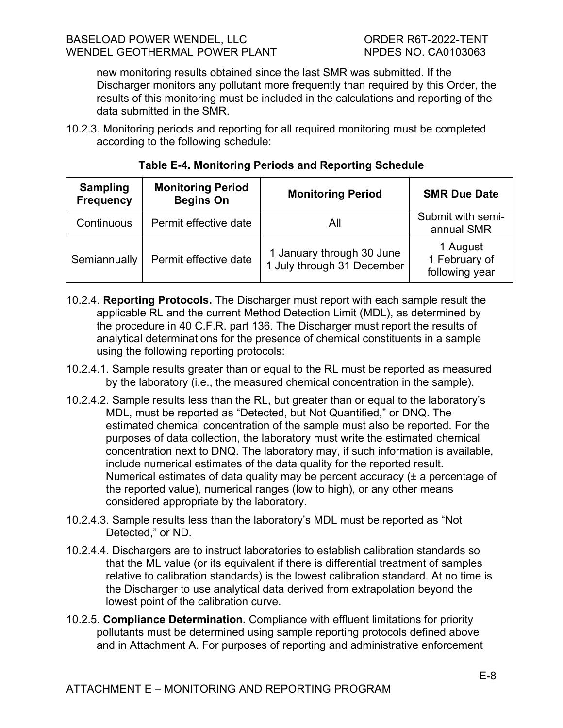new monitoring results obtained since the last SMR was submitted. If the Discharger monitors any pollutant more frequently than required by this Order, the results of this monitoring must be included in the calculations and reporting of the data submitted in the SMR.

10.2.3. Monitoring periods and reporting for all required monitoring must be completed according to the following schedule:

**Table E-4. Monitoring Periods and Reporting Schedule**

| Sampling Frequency | Monitoring Period Begins On | Monitoring Period | SMR Due Date |
|---|---|---|---|
| Continuous | Permit effective date | All | Submit with semi-annual SMR |
| Semiannually | Permit effective date | 1 January through 30 June<br>1 July through 31 December | 1 August<br>1 February of following year |

10.2.4. **Reporting Protocols.** The Discharger must report with each sample result the applicable RL and the current Method Detection Limit (MDL), as determined by the procedure in 40 C.F.R. part 136. The Discharger must report the results of analytical determinations for the presence of chemical constituents in a sample using the following reporting protocols:

10.2.4.1. Sample results greater than or equal to the RL must be reported as measured by the laboratory (i.e., the measured chemical concentration in the sample).

10.2.4.2. Sample results less than the RL, but greater than or equal to the laboratory's MDL, must be reported as "Detected, but Not Quantified," or DNQ. The estimated chemical concentration of the sample must also be reported. For the purposes of data collection, the laboratory must write the estimated chemical concentration next to DNQ. The laboratory may, if such information is available, include numerical estimates of the data quality for the reported result. Numerical estimates of data quality may be percent accuracy (± a percentage of the reported value), numerical ranges (low to high), or any other means considered appropriate by the laboratory.

10.2.4.3. Sample results less than the laboratory's MDL must be reported as "Not Detected," or ND.

10.2.4.4. Dischargers are to instruct laboratories to establish calibration standards so that the ML value (or its equivalent if there is differential treatment of samples relative to calibration standards) is the lowest calibration standard. At no time is the Discharger to use analytical data derived from extrapolation beyond the lowest point of the calibration curve.

10.2.5. **Compliance Determination.** Compliance with effluent limitations for priority pollutants must be determined using sample reporting protocols defined above and in Attachment A. For purposes of reporting and administrative enforcement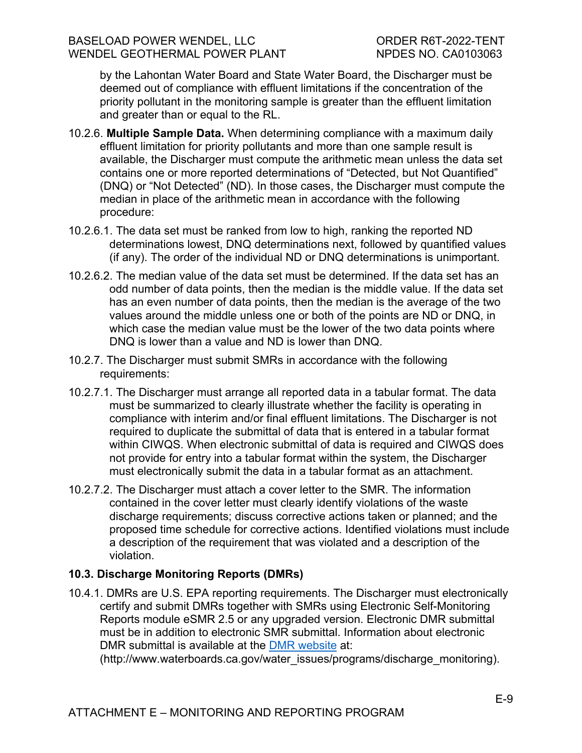by the Lahontan Water Board and State Water Board, the Discharger must be deemed out of compliance with effluent limitations if the concentration of the priority pollutant in the monitoring sample is greater than the effluent limitation and greater than or equal to the RL.

10.2.6. **Multiple Sample Data.** When determining compliance with a maximum daily effluent limitation for priority pollutants and more than one sample result is available, the Discharger must compute the arithmetic mean unless the data set contains one or more reported determinations of "Detected, but Not Quantified" (DNQ) or "Not Detected" (ND). In those cases, the Discharger must compute the median in place of the arithmetic mean in accordance with the following procedure:

10.2.6.1. The data set must be ranked from low to high, ranking the reported ND determinations lowest, DNQ determinations next, followed by quantified values (if any). The order of the individual ND or DNQ determinations is unimportant.

10.2.6.2. The median value of the data set must be determined. If the data set has an odd number of data points, then the median is the middle value. If the data set has an even number of data points, then the median is the average of the two values around the middle unless one or both of the points are ND or DNQ, in which case the median value must be the lower of the two data points where DNQ is lower than a value and ND is lower than DNQ.

10.2.7. The Discharger must submit SMRs in accordance with the following requirements:

10.2.7.1. The Discharger must arrange all reported data in a tabular format. The data must be summarized to clearly illustrate whether the facility is operating in compliance with interim and/or final effluent limitations. The Discharger is not required to duplicate the submittal of data that is entered in a tabular format within CIWQS. When electronic submittal of data is required and CIWQS does not provide for entry into a tabular format within the system, the Discharger must electronically submit the data in a tabular format as an attachment.

10.2.7.2. The Discharger must attach a cover letter to the SMR. The information contained in the cover letter must clearly identify violations of the waste discharge requirements; discuss corrective actions taken or planned; and the proposed time schedule for corrective actions. Identified violations must include a description of the requirement that was violated and a description of the violation.

### 10.3. Discharge Monitoring Reports (DMRs)

10.4.1. DMRs are U.S. EPA reporting requirements. The Discharger must electronically certify and submit DMRs together with SMRs using Electronic Self-Monitoring Reports module eSMR 2.5 or any upgraded version. Electronic DMR submittal must be in addition to electronic SMR submittal. Information about electronic DMR submittal is available at the [DMR website](http://www.waterboards.ca.gov/water_issues/programs/discharge_monitoring) at: (http://www.waterboards.ca.gov/water_issues/programs/discharge_monitoring).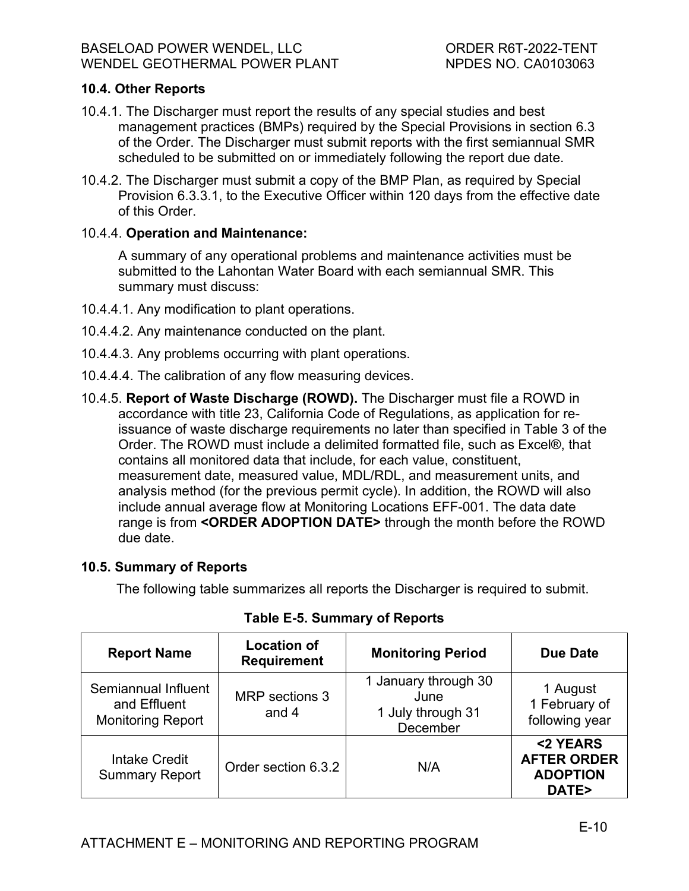### 10.4. Other Reports

10.4.1. The Discharger must report the results of any special studies and best management practices (BMPs) required by the Special Provisions in section 6.3 of the Order. The Discharger must submit reports with the first semiannual SMR scheduled to be submitted on or immediately following the report due date.

10.4.2. The Discharger must submit a copy of the BMP Plan, as required by Special Provision 6.3.3.1, to the Executive Officer within 120 days from the effective date of this Order.

10.4.4. **Operation and Maintenance:**

A summary of any operational problems and maintenance activities must be submitted to the Lahontan Water Board with each semiannual SMR. This summary must discuss:

10.4.4.1. Any modification to plant operations.

10.4.4.2. Any maintenance conducted on the plant.

10.4.4.3. Any problems occurring with plant operations.

10.4.4.4. The calibration of any flow measuring devices.

10.4.5. **Report of Waste Discharge (ROWD).** The Discharger must file a ROWD in accordance with title 23, California Code of Regulations, as application for re-issuance of waste discharge requirements no later than specified in Table 3 of the Order. The ROWD must include a delimited formatted file, such as Excel®, that contains all monitored data that include, for each value, constituent, measurement date, measured value, MDL/RDL, and measurement units, and analysis method (for the previous permit cycle). In addition, the ROWD will also include annual average flow at Monitoring Locations EFF-001. The data date range is from **<ORDER ADOPTION DATE>** through the month before the ROWD due date.

### 10.5. Summary of Reports

The following table summarizes all reports the Discharger is required to submit.

**Table E-5. Summary of Reports**

| Report Name | Location of Requirement | Monitoring Period | Due Date |
|---|---|---|---|
| Semiannual Influent and Effluent Monitoring Report | MRP sections 3 and 4 | 1 January through 30 June<br>1 July through 31 December | 1 August<br>1 February of following year |
| Intake Credit Summary Report | Order section 6.3.2 | N/A | **<2 YEARS AFTER ORDER ADOPTION DATE>** |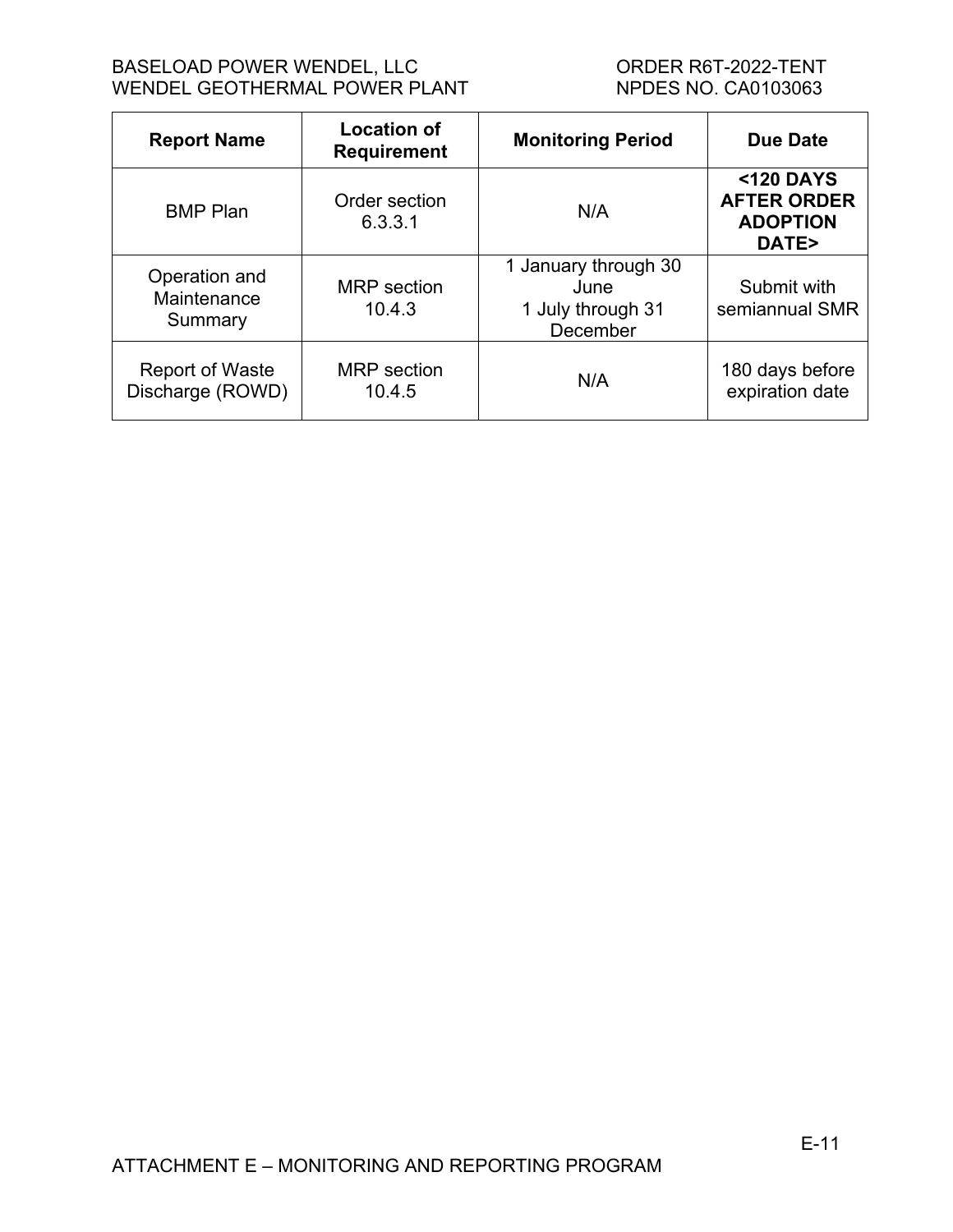| Report Name | Location of Requirement | Monitoring Period | Due Date |
|---|---|---|---|
| BMP Plan | Order section 6.3.3.1 | N/A | **<120 DAYS AFTER ORDER ADOPTION DATE>** |
| Operation and Maintenance Summary | MRP section 10.4.3 | 1 January through 30 June<br>1 July through 31 December | Submit with semiannual SMR |
| Report of Waste Discharge (ROWD) | MRP section 10.4.5 | N/A | 180 days before expiration date |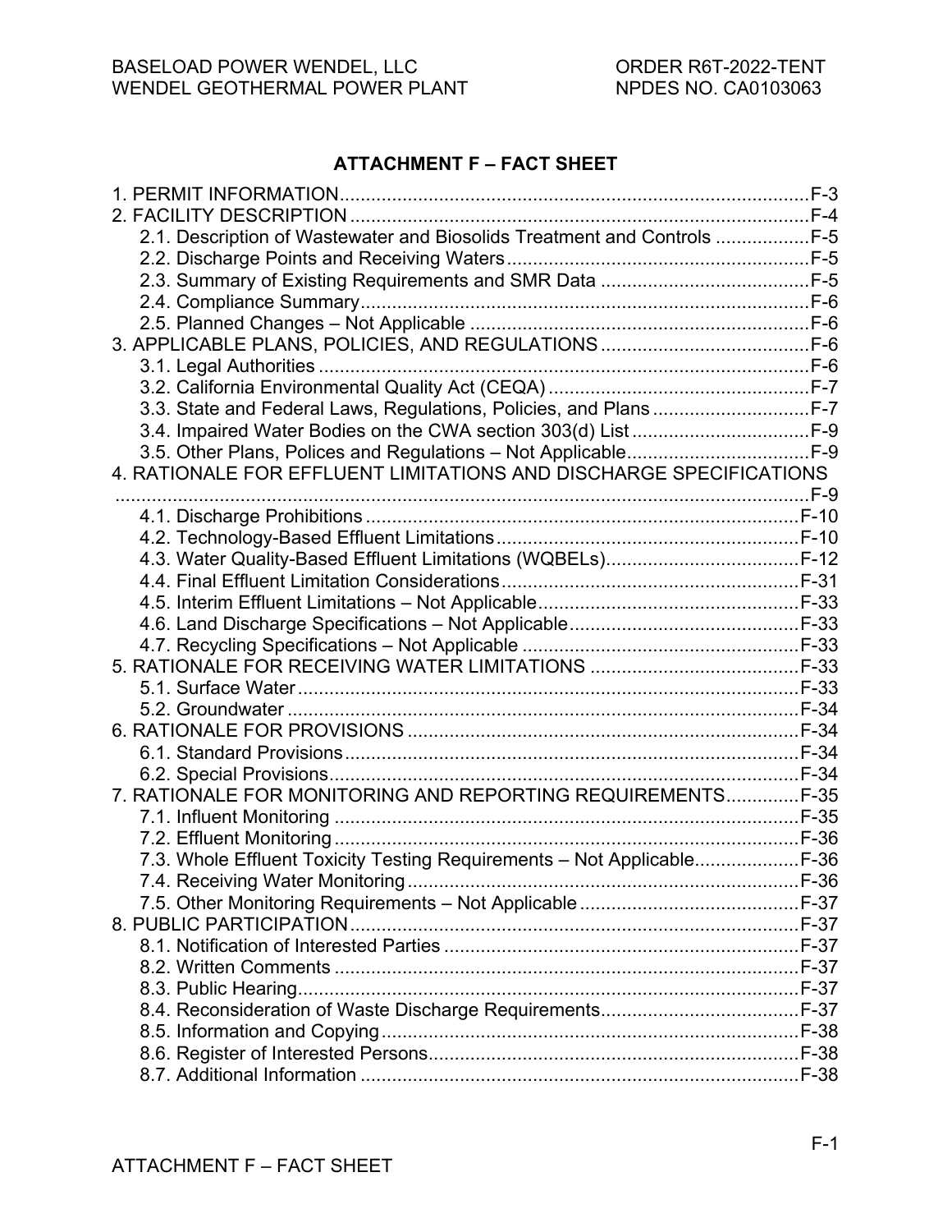# ATTACHMENT F – FACT SHEET

1. PERMIT INFORMATION ..... F-3
2. FACILITY DESCRIPTION ..... F-4
   - 2.1. Description of Wastewater and Biosolids Treatment and Controls ..... F-5
   - 2.2. Discharge Points and Receiving Waters ..... F-5
   - 2.3. Summary of Existing Requirements and SMR Data ..... F-5
   - 2.4. Compliance Summary ..... F-6
   - 2.5. Planned Changes – Not Applicable ..... F-6
3. APPLICABLE PLANS, POLICIES, AND REGULATIONS ..... F-6
   - 3.1. Legal Authorities ..... F-6
   - 3.2. California Environmental Quality Act (CEQA) ..... F-7
   - 3.3. State and Federal Laws, Regulations, Policies, and Plans ..... F-7
   - 3.4. Impaired Water Bodies on the CWA section 303(d) List ..... F-9
   - 3.5. Other Plans, Polices and Regulations – Not Applicable ..... F-9
4. RATIONALE FOR EFFLUENT LIMITATIONS AND DISCHARGE SPECIFICATIONS ..... F-9
   - 4.1. Discharge Prohibitions ..... F-10
   - 4.2. Technology-Based Effluent Limitations ..... F-10
   - 4.3. Water Quality-Based Effluent Limitations (WQBELs) ..... F-12
   - 4.4. Final Effluent Limitation Considerations ..... F-31
   - 4.5. Interim Effluent Limitations – Not Applicable ..... F-33
   - 4.6. Land Discharge Specifications – Not Applicable ..... F-33
   - 4.7. Recycling Specifications – Not Applicable ..... F-33
5. RATIONALE FOR RECEIVING WATER LIMITATIONS ..... F-33
   - 5.1. Surface Water ..... F-33
   - 5.2. Groundwater ..... F-34
6. RATIONALE FOR PROVISIONS ..... F-34
   - 6.1. Standard Provisions ..... F-34
   - 6.2. Special Provisions ..... F-34
7. RATIONALE FOR MONITORING AND REPORTING REQUIREMENTS ..... F-35
   - 7.1. Influent Monitoring ..... F-35
   - 7.2. Effluent Monitoring ..... F-36
   - 7.3. Whole Effluent Toxicity Testing Requirements – Not Applicable ..... F-36
   - 7.4. Receiving Water Monitoring ..... F-36
   - 7.5. Other Monitoring Requirements – Not Applicable ..... F-37
8. PUBLIC PARTICIPATION ..... F-37
   - 8.1. Notification of Interested Parties ..... F-37
   - 8.2. Written Comments ..... F-37
   - 8.3. Public Hearing ..... F-37
   - 8.4. Reconsideration of Waste Discharge Requirements ..... F-37
   - 8.5. Information and Copying ..... F-38
   - 8.6. Register of Interested Persons ..... F-38
   - 8.7. Additional Information ..... F-38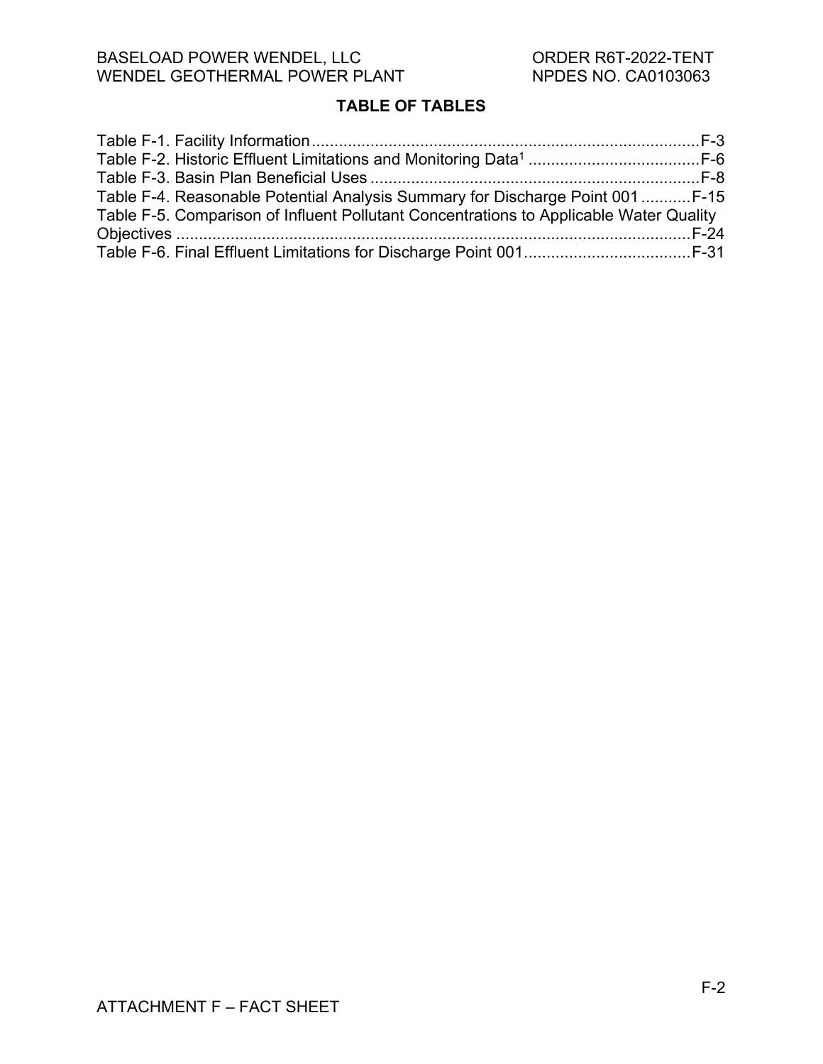## TABLE OF TABLES

Table F-1. Facility Information....................................................................................F-3
Table F-2. Historic Effluent Limitations and Monitoring Data[1] .....................................F-6
Table F-3. Basin Plan Beneficial Uses ........................................................................F-8
Table F-4. Reasonable Potential Analysis Summary for Discharge Point 001 ...........F-15
Table F-5. Comparison of Influent Pollutant Concentrations to Applicable Water Quality Objectives ...................................................................................................................F-24
Table F-6. Final Effluent Limitations for Discharge Point 001.....................................F-31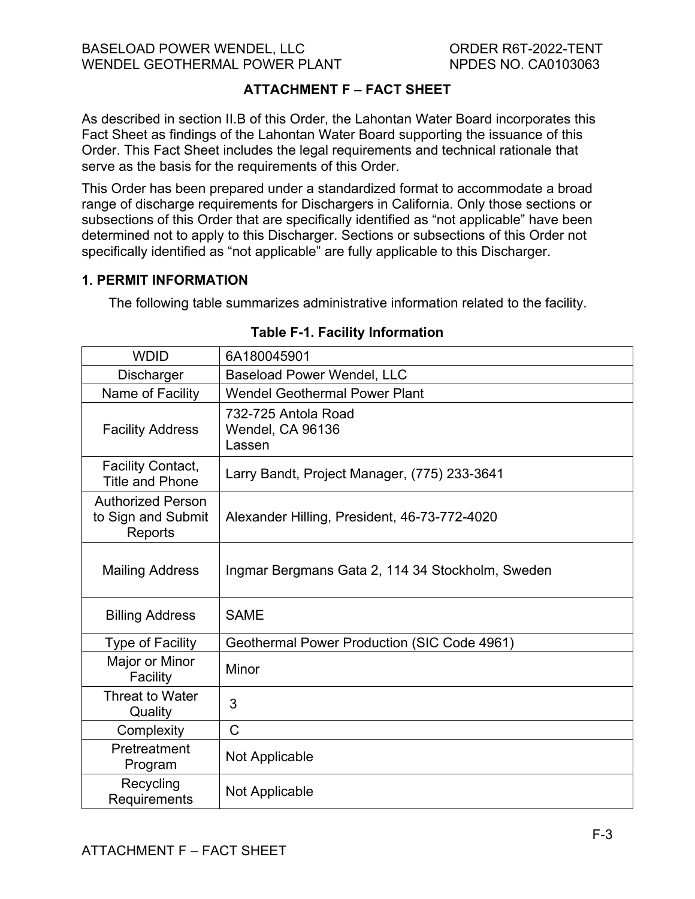## ATTACHMENT F – FACT SHEET

As described in section II.B of this Order, the Lahontan Water Board incorporates this Fact Sheet as findings of the Lahontan Water Board supporting the issuance of this Order. This Fact Sheet includes the legal requirements and technical rationale that serve as the basis for the requirements of this Order.

This Order has been prepared under a standardized format to accommodate a broad range of discharge requirements for Dischargers in California. Only those sections or subsections of this Order that are specifically identified as "not applicable" have been determined not to apply to this Discharger. Sections or subsections of this Order not specifically identified as "not applicable" are fully applicable to this Discharger.

### 1. PERMIT INFORMATION

The following table summarizes administrative information related to the facility.

**Table F-1. Facility Information**

| | |
|---|---|
| WDID | 6A180045901 |
| Discharger | Baseload Power Wendel, LLC |
| Name of Facility | Wendel Geothermal Power Plant |
| Facility Address | 732-725 Antola Road<br>Wendel, CA 96136<br>Lassen |
| Facility Contact, Title and Phone | Larry Bandt, Project Manager, (775) 233-3641 |
| Authorized Person to Sign and Submit Reports | Alexander Hilling, President, 46-73-772-4020 |
| Mailing Address | Ingmar Bergmans Gata 2, 114 34 Stockholm, Sweden |
| Billing Address | SAME |
| Type of Facility | Geothermal Power Production (SIC Code 4961) |
| Major or Minor Facility | Minor |
| Threat to Water Quality | 3 |
| Complexity | C |
| Pretreatment Program | Not Applicable |
| Recycling Requirements | Not Applicable |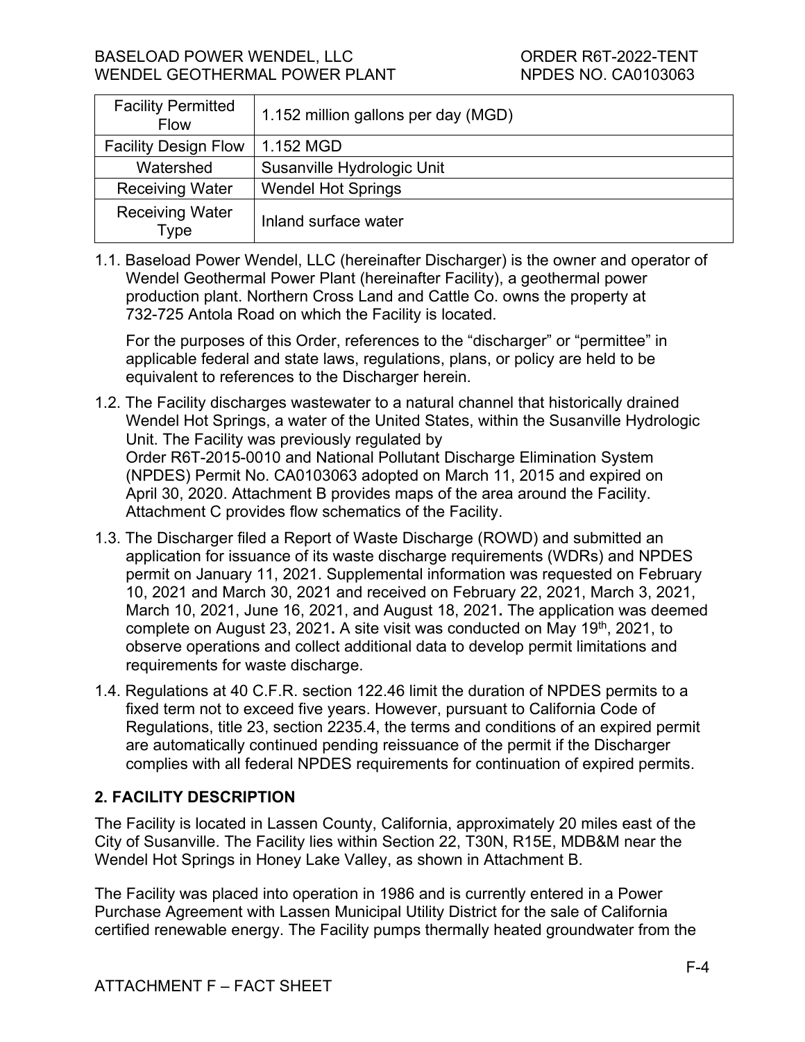| Facility Permitted Flow | 1.152 million gallons per day (MGD) |
|---|---|
| Facility Design Flow | 1.152 MGD |
| Watershed | Susanville Hydrologic Unit |
| Receiving Water | Wendel Hot Springs |
| Receiving Water Type | Inland surface water |

1.1. Baseload Power Wendel, LLC (hereinafter Discharger) is the owner and operator of Wendel Geothermal Power Plant (hereinafter Facility), a geothermal power production plant. Northern Cross Land and Cattle Co. owns the property at 732-725 Antola Road on which the Facility is located.

For the purposes of this Order, references to the "discharger" or "permittee" in applicable federal and state laws, regulations, plans, or policy are held to be equivalent to references to the Discharger herein.

1.2. The Facility discharges wastewater to a natural channel that historically drained Wendel Hot Springs, a water of the United States, within the Susanville Hydrologic Unit. The Facility was previously regulated by Order R6T-2015-0010 and National Pollutant Discharge Elimination System (NPDES) Permit No. CA0103063 adopted on March 11, 2015 and expired on April 30, 2020. Attachment B provides maps of the area around the Facility. Attachment C provides flow schematics of the Facility.

1.3. The Discharger filed a Report of Waste Discharge (ROWD) and submitted an application for issuance of its waste discharge requirements (WDRs) and NPDES permit on January 11, 2021. Supplemental information was requested on February 10, 2021 and March 30, 2021 and received on February 22, 2021, March 3, 2021, March 10, 2021, June 16, 2021, and August 18, 2021**.** The application was deemed complete on August 23, 2021**.** A site visit was conducted on May 19th, 2021, to observe operations and collect additional data to develop permit limitations and requirements for waste discharge.

1.4. Regulations at 40 C.F.R. section 122.46 limit the duration of NPDES permits to a fixed term not to exceed five years. However, pursuant to California Code of Regulations, title 23, section 2235.4, the terms and conditions of an expired permit are automatically continued pending reissuance of the permit if the Discharger complies with all federal NPDES requirements for continuation of expired permits.

## 2. FACILITY DESCRIPTION

The Facility is located in Lassen County, California, approximately 20 miles east of the City of Susanville. The Facility lies within Section 22, T30N, R15E, MDB&M near the Wendel Hot Springs in Honey Lake Valley, as shown in Attachment B.

The Facility was placed into operation in 1986 and is currently entered in a Power Purchase Agreement with Lassen Municipal Utility District for the sale of California certified renewable energy. The Facility pumps thermally heated groundwater from the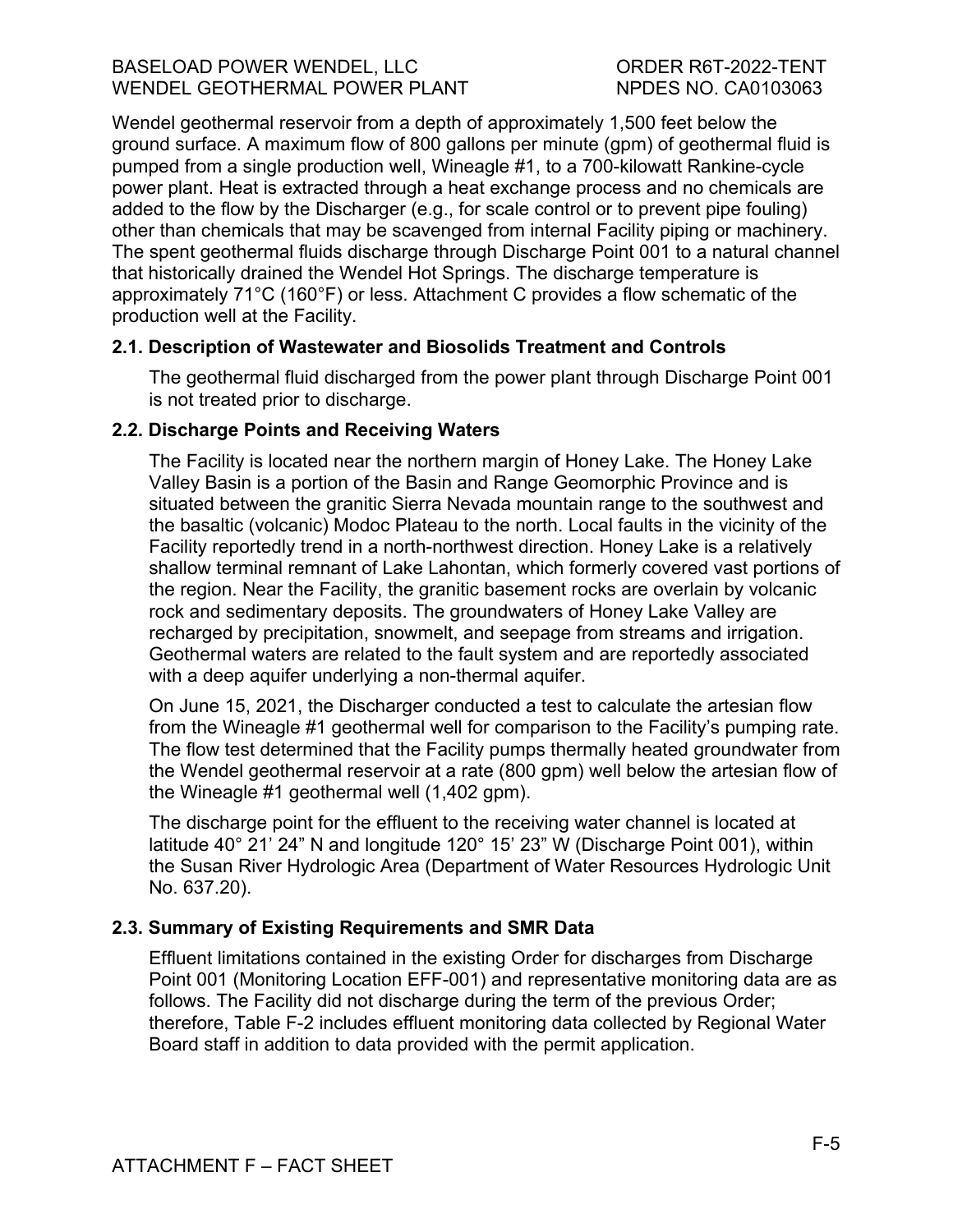Wendel geothermal reservoir from a depth of approximately 1,500 feet below the ground surface. A maximum flow of 800 gallons per minute (gpm) of geothermal fluid is pumped from a single production well, Wineagle #1, to a 700-kilowatt Rankine-cycle power plant. Heat is extracted through a heat exchange process and no chemicals are added to the flow by the Discharger (e.g., for scale control or to prevent pipe fouling) other than chemicals that may be scavenged from internal Facility piping or machinery. The spent geothermal fluids discharge through Discharge Point 001 to a natural channel that historically drained the Wendel Hot Springs. The discharge temperature is approximately 71°C (160°F) or less. Attachment C provides a flow schematic of the production well at the Facility.

### 2.1. Description of Wastewater and Biosolids Treatment and Controls

The geothermal fluid discharged from the power plant through Discharge Point 001 is not treated prior to discharge.

### 2.2. Discharge Points and Receiving Waters

The Facility is located near the northern margin of Honey Lake. The Honey Lake Valley Basin is a portion of the Basin and Range Geomorphic Province and is situated between the granitic Sierra Nevada mountain range to the southwest and the basaltic (volcanic) Modoc Plateau to the north. Local faults in the vicinity of the Facility reportedly trend in a north-northwest direction. Honey Lake is a relatively shallow terminal remnant of Lake Lahontan, which formerly covered vast portions of the region. Near the Facility, the granitic basement rocks are overlain by volcanic rock and sedimentary deposits. The groundwaters of Honey Lake Valley are recharged by precipitation, snowmelt, and seepage from streams and irrigation. Geothermal waters are related to the fault system and are reportedly associated with a deep aquifer underlying a non-thermal aquifer.

On June 15, 2021, the Discharger conducted a test to calculate the artesian flow from the Wineagle #1 geothermal well for comparison to the Facility's pumping rate. The flow test determined that the Facility pumps thermally heated groundwater from the Wendel geothermal reservoir at a rate (800 gpm) well below the artesian flow of the Wineagle #1 geothermal well (1,402 gpm).

The discharge point for the effluent to the receiving water channel is located at latitude 40° 21' 24" N and longitude 120° 15' 23" W (Discharge Point 001), within the Susan River Hydrologic Area (Department of Water Resources Hydrologic Unit No. 637.20).

### 2.3. Summary of Existing Requirements and SMR Data

Effluent limitations contained in the existing Order for discharges from Discharge Point 001 (Monitoring Location EFF-001) and representative monitoring data are as follows. The Facility did not discharge during the term of the previous Order; therefore, Table F-2 includes effluent monitoring data collected by Regional Water Board staff in addition to data provided with the permit application.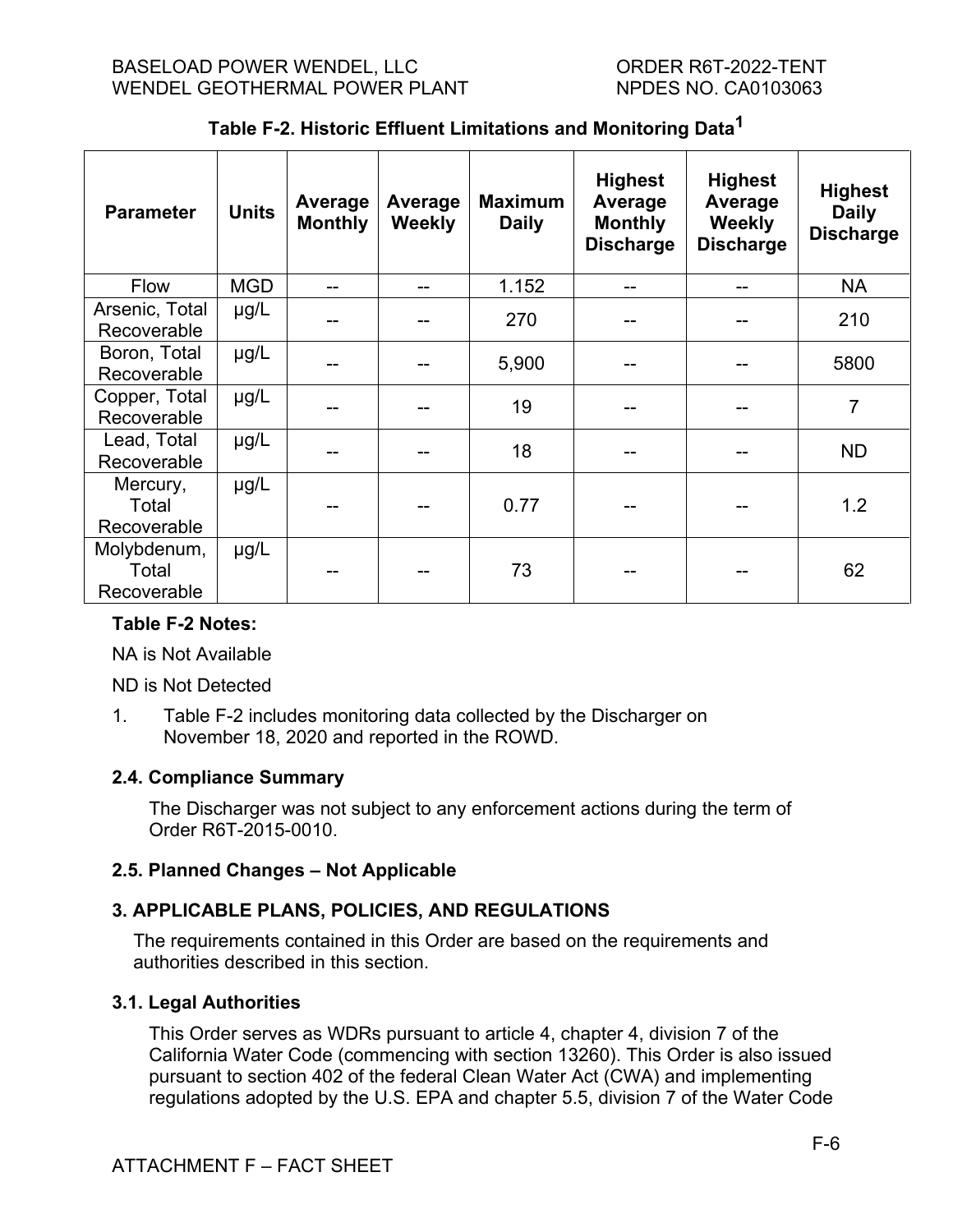**Table F-2. Historic Effluent Limitations and Monitoring Data[1]**

| Parameter | Units | Average Monthly | Average Weekly | Maximum Daily | Highest Average Monthly Discharge | Highest Average Weekly Discharge | Highest Daily Discharge |
|---|---|---|---|---|---|---|---|
| Flow | MGD | -- | -- | 1.152 | -- | -- | NA |
| Arsenic, Total Recoverable | µg/L | -- | -- | 270 | -- | -- | 210 |
| Boron, Total Recoverable | µg/L | -- | -- | 5,900 | -- | -- | 5800 |
| Copper, Total Recoverable | µg/L | -- | -- | 19 | -- | -- | 7 |
| Lead, Total Recoverable | µg/L | -- | -- | 18 | -- | -- | ND |
| Mercury, Total Recoverable | µg/L | -- | -- | 0.77 | -- | -- | 1.2 |
| Molybdenum, Total Recoverable | µg/L | -- | -- | 73 | -- | -- | 62 |

**Table F-2 Notes:**

NA is Not Available

ND is Not Detected

1. Table F-2 includes monitoring data collected by the Discharger on November 18, 2020 and reported in the ROWD.

### 2.4. Compliance Summary

The Discharger was not subject to any enforcement actions during the term of Order R6T-2015-0010.

### 2.5. Planned Changes – Not Applicable

## 3. APPLICABLE PLANS, POLICIES, AND REGULATIONS

The requirements contained in this Order are based on the requirements and authorities described in this section.

### 3.1. Legal Authorities

This Order serves as WDRs pursuant to article 4, chapter 4, division 7 of the California Water Code (commencing with section 13260). This Order is also issued pursuant to section 402 of the federal Clean Water Act (CWA) and implementing regulations adopted by the U.S. EPA and chapter 5.5, division 7 of the Water Code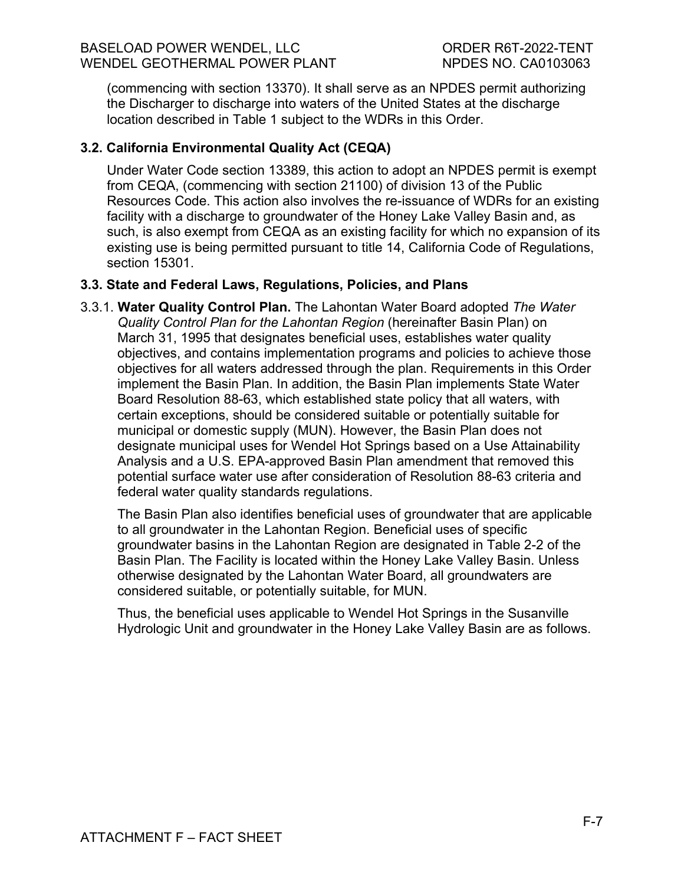(commencing with section 13370). It shall serve as an NPDES permit authorizing the Discharger to discharge into waters of the United States at the discharge location described in Table 1 subject to the WDRs in this Order.

### 3.2. California Environmental Quality Act (CEQA)

Under Water Code section 13389, this action to adopt an NPDES permit is exempt from CEQA, (commencing with section 21100) of division 13 of the Public Resources Code. This action also involves the re-issuance of WDRs for an existing facility with a discharge to groundwater of the Honey Lake Valley Basin and, as such, is also exempt from CEQA as an existing facility for which no expansion of its existing use is being permitted pursuant to title 14, California Code of Regulations, section 15301.

### 3.3. State and Federal Laws, Regulations, Policies, and Plans

3.3.1. **Water Quality Control Plan.** The Lahontan Water Board adopted *The Water Quality Control Plan for the Lahontan Region* (hereinafter Basin Plan) on March 31, 1995 that designates beneficial uses, establishes water quality objectives, and contains implementation programs and policies to achieve those objectives for all waters addressed through the plan. Requirements in this Order implement the Basin Plan. In addition, the Basin Plan implements State Water Board Resolution 88-63, which established state policy that all waters, with certain exceptions, should be considered suitable or potentially suitable for municipal or domestic supply (MUN). However, the Basin Plan does not designate municipal uses for Wendel Hot Springs based on a Use Attainability Analysis and a U.S. EPA-approved Basin Plan amendment that removed this potential surface water use after consideration of Resolution 88-63 criteria and federal water quality standards regulations.

The Basin Plan also identifies beneficial uses of groundwater that are applicable to all groundwater in the Lahontan Region. Beneficial uses of specific groundwater basins in the Lahontan Region are designated in Table 2-2 of the Basin Plan. The Facility is located within the Honey Lake Valley Basin. Unless otherwise designated by the Lahontan Water Board, all groundwaters are considered suitable, or potentially suitable, for MUN.

Thus, the beneficial uses applicable to Wendel Hot Springs in the Susanville Hydrologic Unit and groundwater in the Honey Lake Valley Basin are as follows.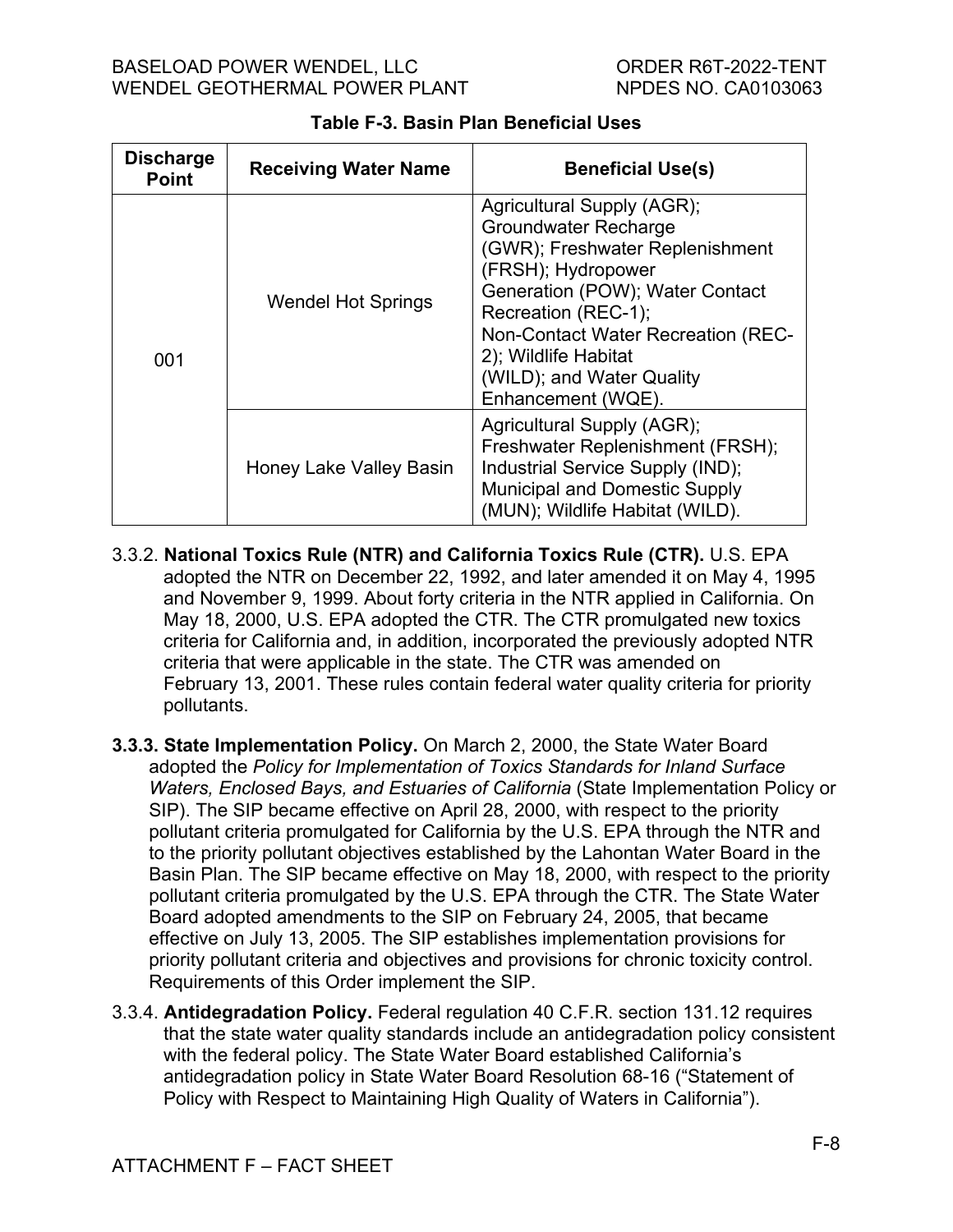**Table F-3. Basin Plan Beneficial Uses**

| Discharge Point | Receiving Water Name | Beneficial Use(s) |
|---|---|---|
| 001 | Wendel Hot Springs | Agricultural Supply (AGR); Groundwater Recharge (GWR); Freshwater Replenishment (FRSH); Hydropower Generation (POW); Water Contact Recreation (REC-1); Non-Contact Water Recreation (REC-2); Wildlife Habitat (WILD); and Water Quality Enhancement (WQE). |
| | Honey Lake Valley Basin | Agricultural Supply (AGR); Freshwater Replenishment (FRSH); Industrial Service Supply (IND); Municipal and Domestic Supply (MUN); Wildlife Habitat (WILD). |

3.3.2. **National Toxics Rule (NTR) and California Toxics Rule (CTR).** U.S. EPA adopted the NTR on December 22, 1992, and later amended it on May 4, 1995 and November 9, 1999. About forty criteria in the NTR applied in California. On May 18, 2000, U.S. EPA adopted the CTR. The CTR promulgated new toxics criteria for California and, in addition, incorporated the previously adopted NTR criteria that were applicable in the state. The CTR was amended on February 13, 2001. These rules contain federal water quality criteria for priority pollutants.

**3.3.3. State Implementation Policy.** On March 2, 2000, the State Water Board adopted the *Policy for Implementation of Toxics Standards for Inland Surface Waters, Enclosed Bays, and Estuaries of California* (State Implementation Policy or SIP). The SIP became effective on April 28, 2000, with respect to the priority pollutant criteria promulgated for California by the U.S. EPA through the NTR and to the priority pollutant objectives established by the Lahontan Water Board in the Basin Plan. The SIP became effective on May 18, 2000, with respect to the priority pollutant criteria promulgated by the U.S. EPA through the CTR. The State Water Board adopted amendments to the SIP on February 24, 2005, that became effective on July 13, 2005. The SIP establishes implementation provisions for priority pollutant criteria and objectives and provisions for chronic toxicity control. Requirements of this Order implement the SIP.

3.3.4. **Antidegradation Policy.** Federal regulation 40 C.F.R. section 131.12 requires that the state water quality standards include an antidegradation policy consistent with the federal policy. The State Water Board established California's antidegradation policy in State Water Board Resolution 68-16 ("Statement of Policy with Respect to Maintaining High Quality of Waters in California").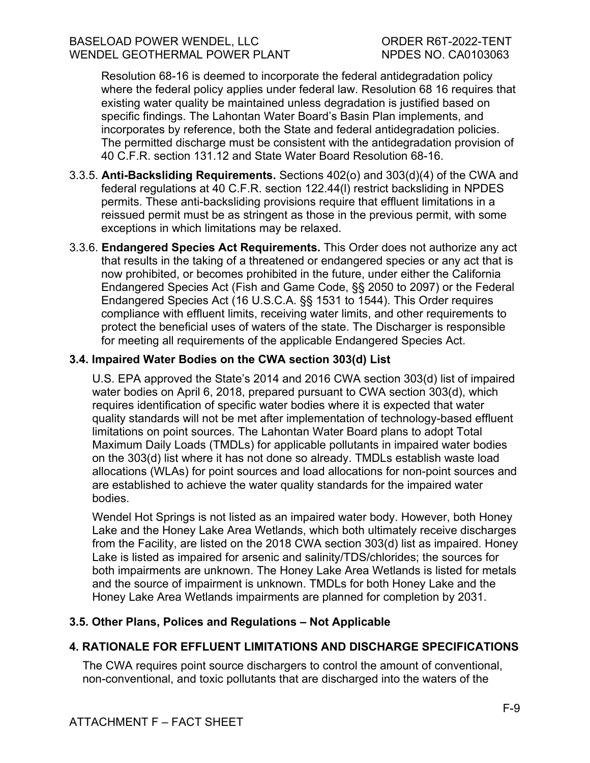Resolution 68-16 is deemed to incorporate the federal antidegradation policy where the federal policy applies under federal law. Resolution 68 16 requires that existing water quality be maintained unless degradation is justified based on specific findings. The Lahontan Water Board's Basin Plan implements, and incorporates by reference, both the State and federal antidegradation policies. The permitted discharge must be consistent with the antidegradation provision of 40 C.F.R. section 131.12 and State Water Board Resolution 68-16.

3.3.5. **Anti-Backsliding Requirements.** Sections 402(o) and 303(d)(4) of the CWA and federal regulations at 40 C.F.R. section 122.44(l) restrict backsliding in NPDES permits. These anti-backsliding provisions require that effluent limitations in a reissued permit must be as stringent as those in the previous permit, with some exceptions in which limitations may be relaxed.

3.3.6. **Endangered Species Act Requirements.** This Order does not authorize any act that results in the taking of a threatened or endangered species or any act that is now prohibited, or becomes prohibited in the future, under either the California Endangered Species Act (Fish and Game Code, §§ 2050 to 2097) or the Federal Endangered Species Act (16 U.S.C.A. §§ 1531 to 1544). This Order requires compliance with effluent limits, receiving water limits, and other requirements to protect the beneficial uses of waters of the state. The Discharger is responsible for meeting all requirements of the applicable Endangered Species Act.

### 3.4. Impaired Water Bodies on the CWA section 303(d) List

U.S. EPA approved the State's 2014 and 2016 CWA section 303(d) list of impaired water bodies on April 6, 2018, prepared pursuant to CWA section 303(d), which requires identification of specific water bodies where it is expected that water quality standards will not be met after implementation of technology-based effluent limitations on point sources. The Lahontan Water Board plans to adopt Total Maximum Daily Loads (TMDLs) for applicable pollutants in impaired water bodies on the 303(d) list where it has not done so already. TMDLs establish waste load allocations (WLAs) for point sources and load allocations for non-point sources and are established to achieve the water quality standards for the impaired water bodies.

Wendel Hot Springs is not listed as an impaired water body. However, both Honey Lake and the Honey Lake Area Wetlands, which both ultimately receive discharges from the Facility, are listed on the 2018 CWA section 303(d) list as impaired. Honey Lake is listed as impaired for arsenic and salinity/TDS/chlorides; the sources for both impairments are unknown. The Honey Lake Area Wetlands is listed for metals and the source of impairment is unknown. TMDLs for both Honey Lake and the Honey Lake Area Wetlands impairments are planned for completion by 2031.

### 3.5. Other Plans, Polices and Regulations – Not Applicable

## 4. RATIONALE FOR EFFLUENT LIMITATIONS AND DISCHARGE SPECIFICATIONS

The CWA requires point source dischargers to control the amount of conventional, non-conventional, and toxic pollutants that are discharged into the waters of the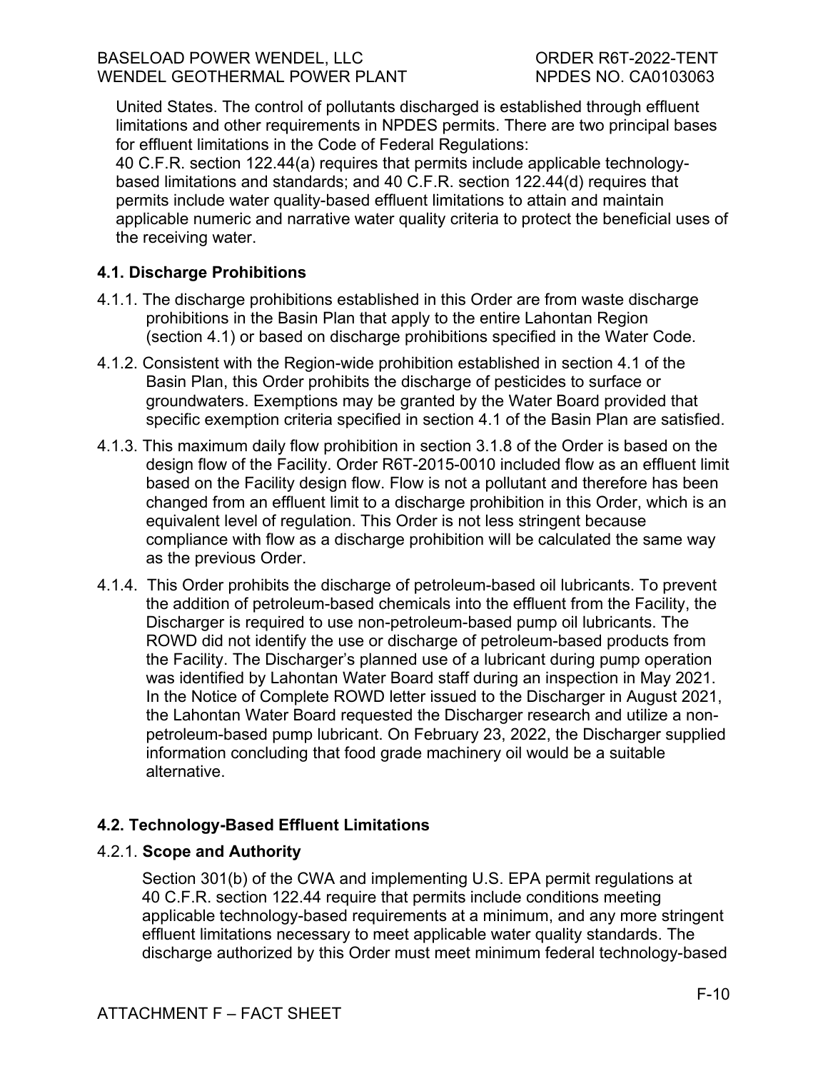United States. The control of pollutants discharged is established through effluent limitations and other requirements in NPDES permits. There are two principal bases for effluent limitations in the Code of Federal Regulations:
40 C.F.R. section 122.44(a) requires that permits include applicable technology-based limitations and standards; and 40 C.F.R. section 122.44(d) requires that permits include water quality-based effluent limitations to attain and maintain applicable numeric and narrative water quality criteria to protect the beneficial uses of the receiving water.

### 4.1. Discharge Prohibitions

4.1.1. The discharge prohibitions established in this Order are from waste discharge prohibitions in the Basin Plan that apply to the entire Lahontan Region (section 4.1) or based on discharge prohibitions specified in the Water Code.

4.1.2. Consistent with the Region-wide prohibition established in section 4.1 of the Basin Plan, this Order prohibits the discharge of pesticides to surface or groundwaters. Exemptions may be granted by the Water Board provided that specific exemption criteria specified in section 4.1 of the Basin Plan are satisfied.

4.1.3. This maximum daily flow prohibition in section 3.1.8 of the Order is based on the design flow of the Facility. Order R6T-2015-0010 included flow as an effluent limit based on the Facility design flow. Flow is not a pollutant and therefore has been changed from an effluent limit to a discharge prohibition in this Order, which is an equivalent level of regulation. This Order is not less stringent because compliance with flow as a discharge prohibition will be calculated the same way as the previous Order.

4.1.4. This Order prohibits the discharge of petroleum-based oil lubricants. To prevent the addition of petroleum-based chemicals into the effluent from the Facility, the Discharger is required to use non-petroleum-based pump oil lubricants. The ROWD did not identify the use or discharge of petroleum-based products from the Facility. The Discharger's planned use of a lubricant during pump operation was identified by Lahontan Water Board staff during an inspection in May 2021. In the Notice of Complete ROWD letter issued to the Discharger in August 2021, the Lahontan Water Board requested the Discharger research and utilize a non-petroleum-based pump lubricant. On February 23, 2022, the Discharger supplied information concluding that food grade machinery oil would be a suitable alternative.

### 4.2. Technology-Based Effluent Limitations

4.2.1. **Scope and Authority**

Section 301(b) of the CWA and implementing U.S. EPA permit regulations at 40 C.F.R. section 122.44 require that permits include conditions meeting applicable technology-based requirements at a minimum, and any more stringent effluent limitations necessary to meet applicable water quality standards. The discharge authorized by this Order must meet minimum federal technology-based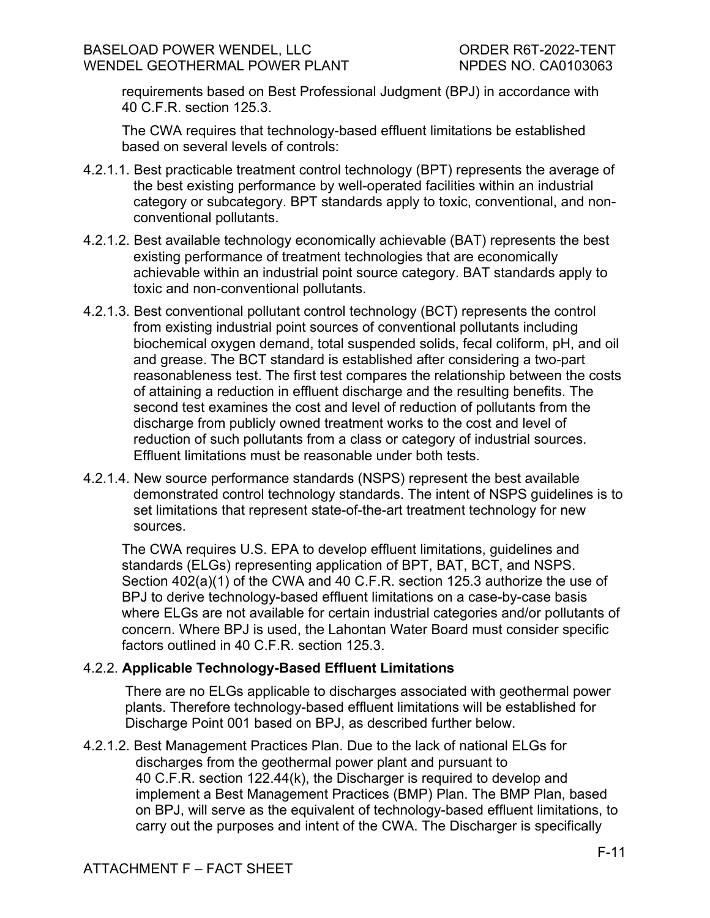requirements based on Best Professional Judgment (BPJ) in accordance with 40 C.F.R. section 125.3.

The CWA requires that technology-based effluent limitations be established based on several levels of controls:

4.2.1.1. Best practicable treatment control technology (BPT) represents the average of the best existing performance by well-operated facilities within an industrial category or subcategory. BPT standards apply to toxic, conventional, and non-conventional pollutants.

4.2.1.2. Best available technology economically achievable (BAT) represents the best existing performance of treatment technologies that are economically achievable within an industrial point source category. BAT standards apply to toxic and non-conventional pollutants.

4.2.1.3. Best conventional pollutant control technology (BCT) represents the control from existing industrial point sources of conventional pollutants including biochemical oxygen demand, total suspended solids, fecal coliform, pH, and oil and grease. The BCT standard is established after considering a two-part reasonableness test. The first test compares the relationship between the costs of attaining a reduction in effluent discharge and the resulting benefits. The second test examines the cost and level of reduction of pollutants from the discharge from publicly owned treatment works to the cost and level of reduction of such pollutants from a class or category of industrial sources. Effluent limitations must be reasonable under both tests.

4.2.1.4. New source performance standards (NSPS) represent the best available demonstrated control technology standards. The intent of NSPS guidelines is to set limitations that represent state-of-the-art treatment technology for new sources.

The CWA requires U.S. EPA to develop effluent limitations, guidelines and standards (ELGs) representing application of BPT, BAT, BCT, and NSPS. Section 402(a)(1) of the CWA and 40 C.F.R. section 125.3 authorize the use of BPJ to derive technology-based effluent limitations on a case-by-case basis where ELGs are not available for certain industrial categories and/or pollutants of concern. Where BPJ is used, the Lahontan Water Board must consider specific factors outlined in 40 C.F.R. section 125.3.

4.2.2. **Applicable Technology-Based Effluent Limitations**

There are no ELGs applicable to discharges associated with geothermal power plants. Therefore technology-based effluent limitations will be established for Discharge Point 001 based on BPJ, as described further below.

4.2.1.2. Best Management Practices Plan. Due to the lack of national ELGs for discharges from the geothermal power plant and pursuant to 40 C.F.R. section 122.44(k), the Discharger is required to develop and implement a Best Management Practices (BMP) Plan. The BMP Plan, based on BPJ, will serve as the equivalent of technology-based effluent limitations, to carry out the purposes and intent of the CWA. The Discharger is specifically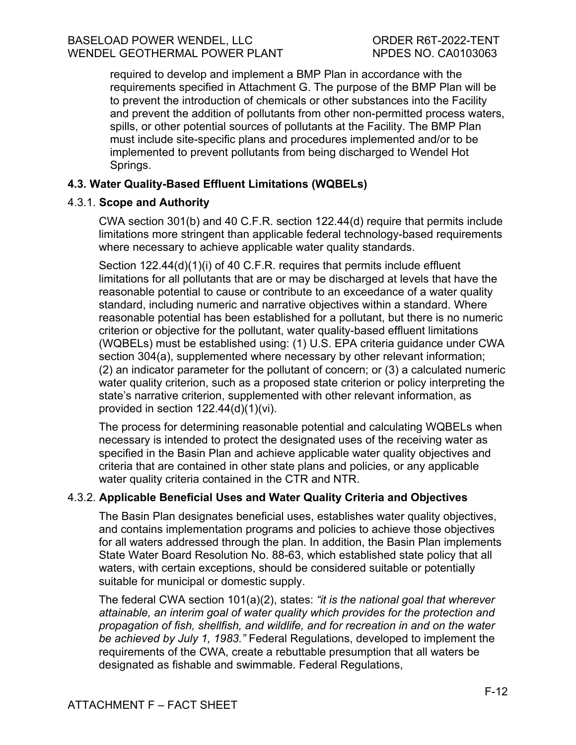required to develop and implement a BMP Plan in accordance with the requirements specified in Attachment G. The purpose of the BMP Plan will be to prevent the introduction of chemicals or other substances into the Facility and prevent the addition of pollutants from other non-permitted process waters, spills, or other potential sources of pollutants at the Facility. The BMP Plan must include site-specific plans and procedures implemented and/or to be implemented to prevent pollutants from being discharged to Wendel Hot Springs.

### 4.3. Water Quality-Based Effluent Limitations (WQBELs)

#### 4.3.1. **Scope and Authority**

CWA section 301(b) and 40 C.F.R. section 122.44(d) require that permits include limitations more stringent than applicable federal technology-based requirements where necessary to achieve applicable water quality standards.

Section 122.44(d)(1)(i) of 40 C.F.R. requires that permits include effluent limitations for all pollutants that are or may be discharged at levels that have the reasonable potential to cause or contribute to an exceedance of a water quality standard, including numeric and narrative objectives within a standard. Where reasonable potential has been established for a pollutant, but there is no numeric criterion or objective for the pollutant, water quality-based effluent limitations (WQBELs) must be established using: (1) U.S. EPA criteria guidance under CWA section 304(a), supplemented where necessary by other relevant information; (2) an indicator parameter for the pollutant of concern; or (3) a calculated numeric water quality criterion, such as a proposed state criterion or policy interpreting the state's narrative criterion, supplemented with other relevant information, as provided in section 122.44(d)(1)(vi).

The process for determining reasonable potential and calculating WQBELs when necessary is intended to protect the designated uses of the receiving water as specified in the Basin Plan and achieve applicable water quality objectives and criteria that are contained in other state plans and policies, or any applicable water quality criteria contained in the CTR and NTR.

#### 4.3.2. **Applicable Beneficial Uses and Water Quality Criteria and Objectives**

The Basin Plan designates beneficial uses, establishes water quality objectives, and contains implementation programs and policies to achieve those objectives for all waters addressed through the plan. In addition, the Basin Plan implements State Water Board Resolution No. 88-63, which established state policy that all waters, with certain exceptions, should be considered suitable or potentially suitable for municipal or domestic supply.

The federal CWA section 101(a)(2), states: *"it is the national goal that wherever attainable, an interim goal of water quality which provides for the protection and propagation of fish, shellfish, and wildlife, and for recreation in and on the water be achieved by July 1, 1983."* Federal Regulations, developed to implement the requirements of the CWA, create a rebuttable presumption that all waters be designated as fishable and swimmable. Federal Regulations,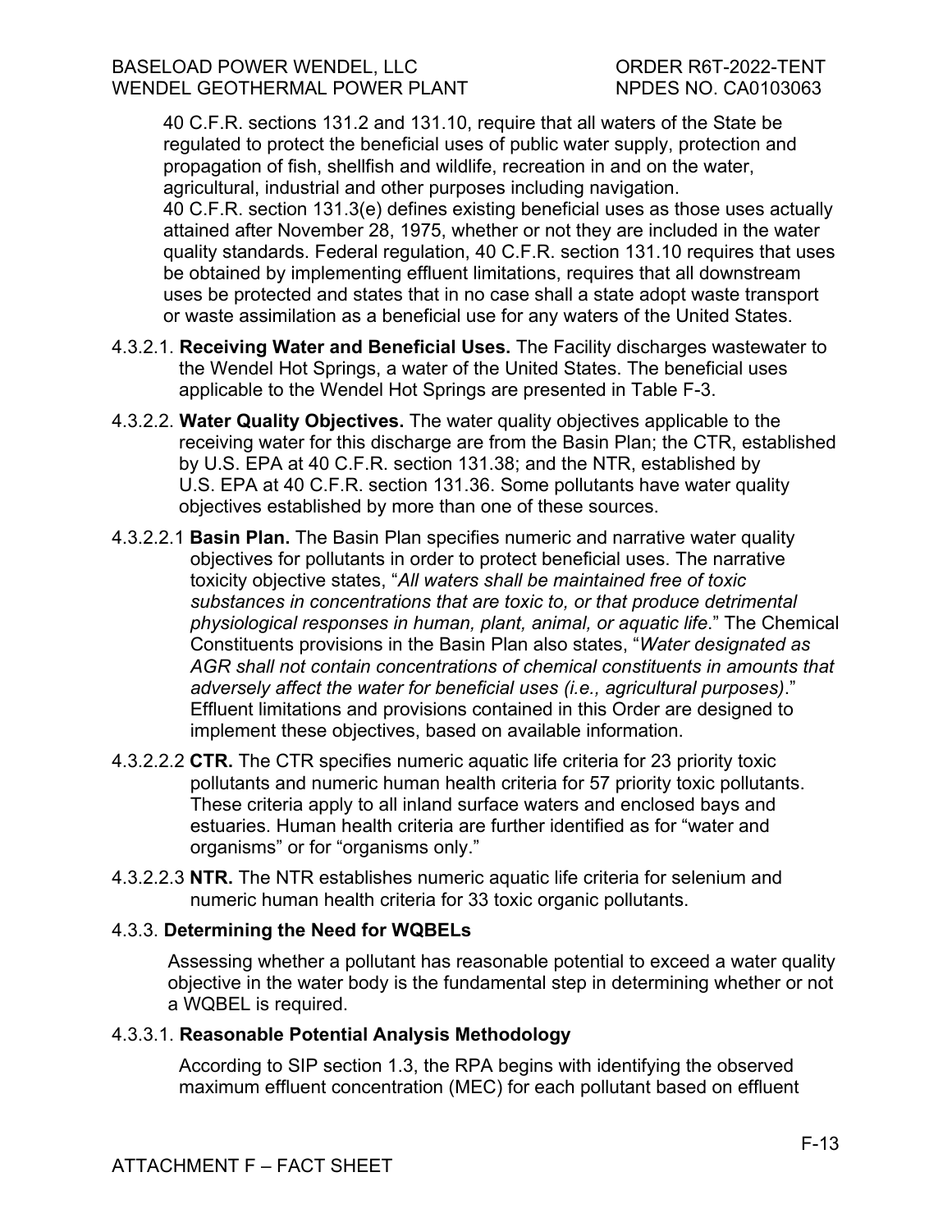40 C.F.R. sections 131.2 and 131.10, require that all waters of the State be regulated to protect the beneficial uses of public water supply, protection and propagation of fish, shellfish and wildlife, recreation in and on the water, agricultural, industrial and other purposes including navigation. 40 C.F.R. section 131.3(e) defines existing beneficial uses as those uses actually attained after November 28, 1975, whether or not they are included in the water quality standards. Federal regulation, 40 C.F.R. section 131.10 requires that uses be obtained by implementing effluent limitations, requires that all downstream uses be protected and states that in no case shall a state adopt waste transport or waste assimilation as a beneficial use for any waters of the United States.

4.3.2.1. **Receiving Water and Beneficial Uses.** The Facility discharges wastewater to the Wendel Hot Springs, a water of the United States. The beneficial uses applicable to the Wendel Hot Springs are presented in Table F-3.

4.3.2.2. **Water Quality Objectives.** The water quality objectives applicable to the receiving water for this discharge are from the Basin Plan; the CTR, established by U.S. EPA at 40 C.F.R. section 131.38; and the NTR, established by U.S. EPA at 40 C.F.R. section 131.36. Some pollutants have water quality objectives established by more than one of these sources.

4.3.2.2.1 **Basin Plan.** The Basin Plan specifies numeric and narrative water quality objectives for pollutants in order to protect beneficial uses. The narrative toxicity objective states, "*All waters shall be maintained free of toxic substances in concentrations that are toxic to, or that produce detrimental physiological responses in human, plant, animal, or aquatic life*." The Chemical Constituents provisions in the Basin Plan also states, "*Water designated as AGR shall not contain concentrations of chemical constituents in amounts that adversely affect the water for beneficial uses (i.e., agricultural purposes)*." Effluent limitations and provisions contained in this Order are designed to implement these objectives, based on available information.

4.3.2.2.2 **CTR.** The CTR specifies numeric aquatic life criteria for 23 priority toxic pollutants and numeric human health criteria for 57 priority toxic pollutants. These criteria apply to all inland surface waters and enclosed bays and estuaries. Human health criteria are further identified as for "water and organisms" or for "organisms only."

4.3.2.2.3 **NTR.** The NTR establishes numeric aquatic life criteria for selenium and numeric human health criteria for 33 toxic organic pollutants.

### 4.3.3. **Determining the Need for WQBELs**

Assessing whether a pollutant has reasonable potential to exceed a water quality objective in the water body is the fundamental step in determining whether or not a WQBEL is required.

#### 4.3.3.1. **Reasonable Potential Analysis Methodology**

According to SIP section 1.3, the RPA begins with identifying the observed maximum effluent concentration (MEC) for each pollutant based on effluent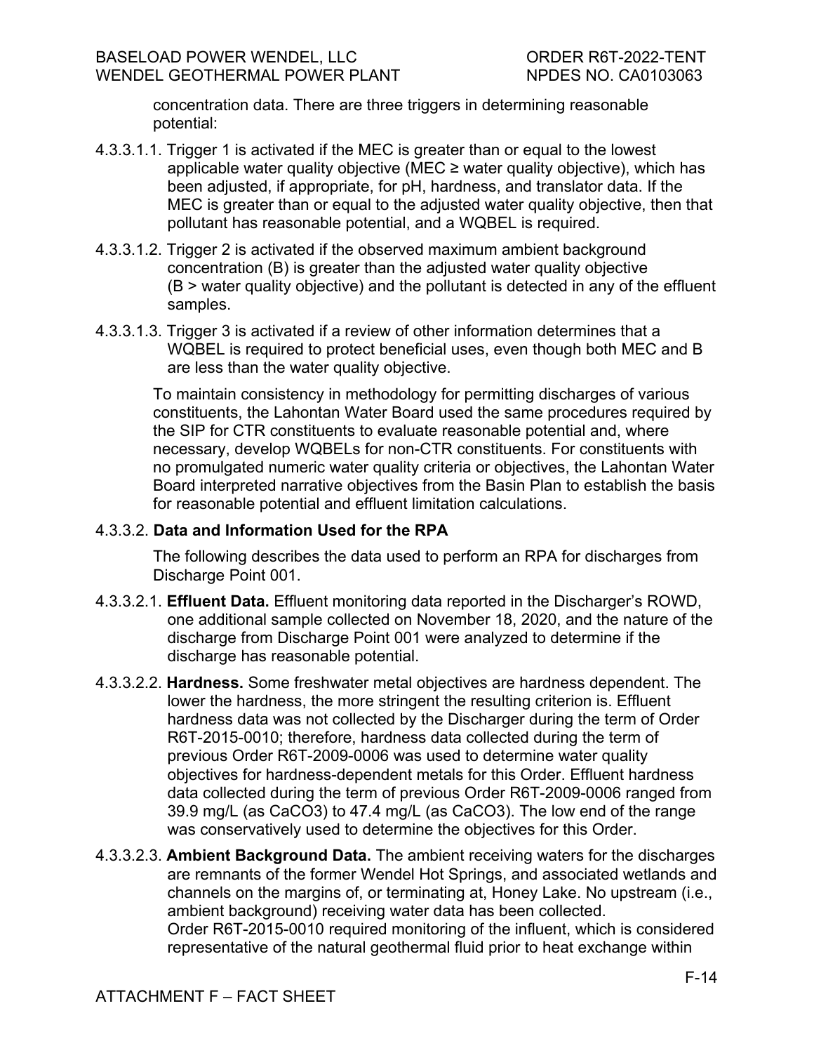concentration data. There are three triggers in determining reasonable potential:

4.3.3.1.1. Trigger 1 is activated if the MEC is greater than or equal to the lowest applicable water quality objective (MEC ≥ water quality objective), which has been adjusted, if appropriate, for pH, hardness, and translator data. If the MEC is greater than or equal to the adjusted water quality objective, then that pollutant has reasonable potential, and a WQBEL is required.

4.3.3.1.2. Trigger 2 is activated if the observed maximum ambient background concentration (B) is greater than the adjusted water quality objective (B > water quality objective) and the pollutant is detected in any of the effluent samples.

4.3.3.1.3. Trigger 3 is activated if a review of other information determines that a WQBEL is required to protect beneficial uses, even though both MEC and B are less than the water quality objective.

To maintain consistency in methodology for permitting discharges of various constituents, the Lahontan Water Board used the same procedures required by the SIP for CTR constituents to evaluate reasonable potential and, where necessary, develop WQBELs for non-CTR constituents. For constituents with no promulgated numeric water quality criteria or objectives, the Lahontan Water Board interpreted narrative objectives from the Basin Plan to establish the basis for reasonable potential and effluent limitation calculations.

4.3.3.2. **Data and Information Used for the RPA**

The following describes the data used to perform an RPA for discharges from Discharge Point 001.

4.3.3.2.1. **Effluent Data.** Effluent monitoring data reported in the Discharger's ROWD, one additional sample collected on November 18, 2020, and the nature of the discharge from Discharge Point 001 were analyzed to determine if the discharge has reasonable potential.

4.3.3.2.2. **Hardness.** Some freshwater metal objectives are hardness dependent. The lower the hardness, the more stringent the resulting criterion is. Effluent hardness data was not collected by the Discharger during the term of Order R6T-2015-0010; therefore, hardness data collected during the term of previous Order R6T-2009-0006 was used to determine water quality objectives for hardness-dependent metals for this Order. Effluent hardness data collected during the term of previous Order R6T-2009-0006 ranged from 39.9 mg/L (as $CaCO_3$) to 47.4 mg/L (as $CaCO_3$). The low end of the range was conservatively used to determine the objectives for this Order.

4.3.3.2.3. **Ambient Background Data.** The ambient receiving waters for the discharges are remnants of the former Wendel Hot Springs, and associated wetlands and channels on the margins of, or terminating at, Honey Lake. No upstream (i.e., ambient background) receiving water data has been collected. Order R6T-2015-0010 required monitoring of the influent, which is considered representative of the natural geothermal fluid prior to heat exchange within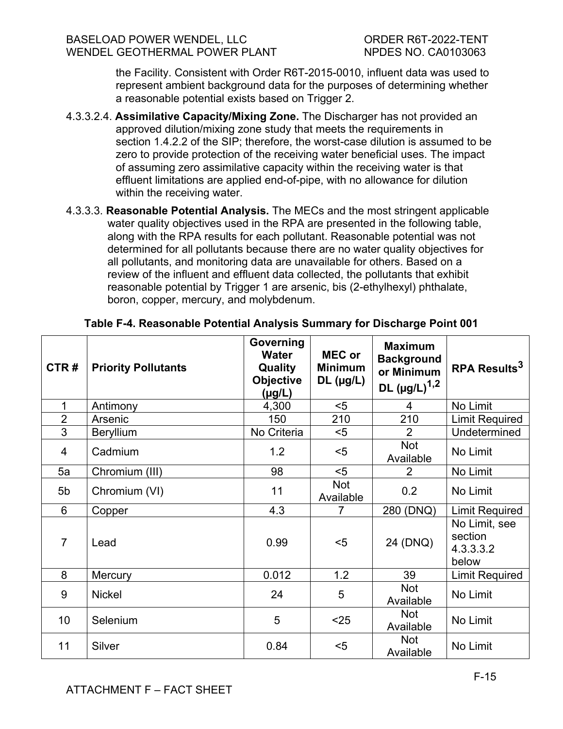the Facility. Consistent with Order R6T-2015-0010, influent data was used to represent ambient background data for the purposes of determining whether a reasonable potential exists based on Trigger 2.

4.3.3.2.4. **Assimilative Capacity/Mixing Zone.** The Discharger has not provided an approved dilution/mixing zone study that meets the requirements in section 1.4.2.2 of the SIP; therefore, the worst-case dilution is assumed to be zero to provide protection of the receiving water beneficial uses. The impact of assuming zero assimilative capacity within the receiving water is that effluent limitations are applied end-of-pipe, with no allowance for dilution within the receiving water.

4.3.3.3. **Reasonable Potential Analysis.** The MECs and the most stringent applicable water quality objectives used in the RPA are presented in the following table, along with the RPA results for each pollutant. Reasonable potential was not determined for all pollutants because there are no water quality objectives for all pollutants, and monitoring data are unavailable for others. Based on a review of the influent and effluent data collected, the pollutants that exhibit reasonable potential by Trigger 1 are arsenic, bis (2-ethylhexyl) phthalate, boron, copper, mercury, and molybdenum.

**Table F-4. Reasonable Potential Analysis Summary for Discharge Point 001**

| CTR # | Priority Pollutants | Governing Water Quality Objective (µg/L) | MEC or Minimum DL (µg/L) | Maximum Background or Minimum DL (µg/L)[1,2] | RPA Results[3] |
|---|---|---|---|---|---|
| 1 | Antimony | 4,300 | <5 | 4 | No Limit |
| 2 | Arsenic | 150 | 210 | 210 | Limit Required |
| 3 | Beryllium | No Criteria | <5 | 2 | Undetermined |
| 4 | Cadmium | 1.2 | <5 | Not Available | No Limit |
| 5a | Chromium (III) | 98 | <5 | 2 | No Limit |
| 5b | Chromium (VI) | 11 | Not Available | 0.2 | No Limit |
| 6 | Copper | 4.3 | 7 | 280 (DNQ) | Limit Required |
| 7 | Lead | 0.99 | <5 | 24 (DNQ) | No Limit, see section 4.3.3.3.2 below |
| 8 | Mercury | 0.012 | 1.2 | 39 | Limit Required |
| 9 | Nickel | 24 | 5 | Not Available | No Limit |
| 10 | Selenium | 5 | <25 | Not Available | No Limit |
| 11 | Silver | 0.84 | <5 | Not Available | No Limit |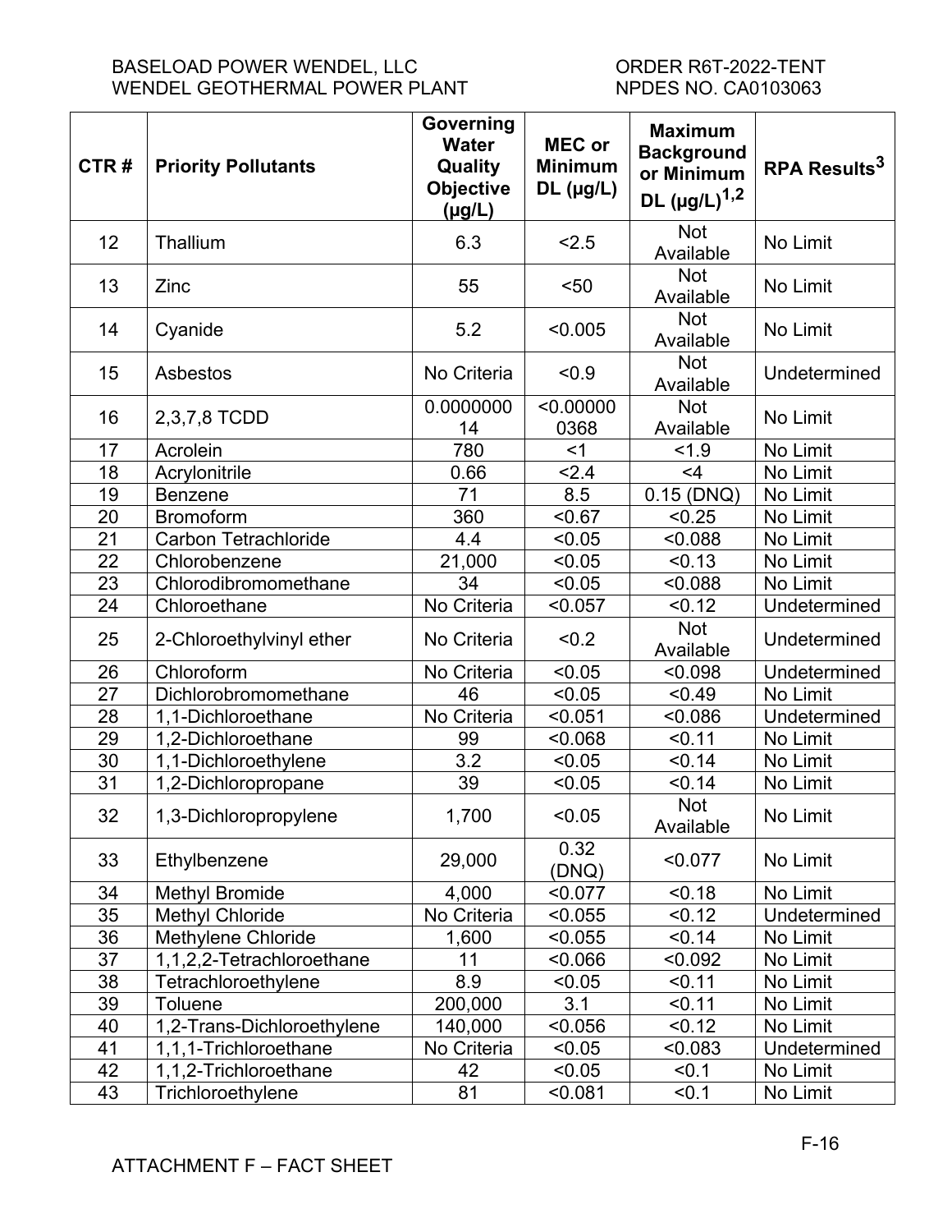| CTR # | Priority Pollutants | Governing Water Quality Objective (µg/L) | MEC or Minimum DL (µg/L) | Maximum Background or Minimum DL (µg/L)[1,2] | RPA Results[3] |
|---|---|---|---|---|---|
| 12 | Thallium | 6.3 | <2.5 | Not Available | No Limit |
| 13 | Zinc | 55 | <50 | Not Available | No Limit |
| 14 | Cyanide | 5.2 | <0.005 | Not Available | No Limit |
| 15 | Asbestos | No Criteria | <0.9 | Not Available | Undetermined |
| 16 | 2,3,7,8 TCDD | 0.000000014 | <0.000000368 | Not Available | No Limit |
| 17 | Acrolein | 780 | <1 | <1.9 | No Limit |
| 18 | Acrylonitrile | 0.66 | <2.4 | <4 | No Limit |
| 19 | Benzene | 71 | 8.5 | 0.15 (DNQ) | No Limit |
| 20 | Bromoform | 360 | <0.67 | <0.25 | No Limit |
| 21 | Carbon Tetrachloride | 4.4 | <0.05 | <0.088 | No Limit |
| 22 | Chlorobenzene | 21,000 | <0.05 | <0.13 | No Limit |
| 23 | Chlorodibromomethane | 34 | <0.05 | <0.088 | No Limit |
| 24 | Chloroethane | No Criteria | <0.057 | <0.12 | Undetermined |
| 25 | 2-Chloroethylvinyl ether | No Criteria | <0.2 | Not Available | Undetermined |
| 26 | Chloroform | No Criteria | <0.05 | <0.098 | Undetermined |
| 27 | Dichlorobromomethane | 46 | <0.05 | <0.49 | No Limit |
| 28 | 1,1-Dichloroethane | No Criteria | <0.051 | <0.086 | Undetermined |
| 29 | 1,2-Dichloroethane | 99 | <0.068 | <0.11 | No Limit |
| 30 | 1,1-Dichloroethylene | 3.2 | <0.05 | <0.14 | No Limit |
| 31 | 1,2-Dichloropropane | 39 | <0.05 | <0.14 | No Limit |
| 32 | 1,3-Dichloropropylene | 1,700 | <0.05 | Not Available | No Limit |
| 33 | Ethylbenzene | 29,000 | 0.32 (DNQ) | <0.077 | No Limit |
| 34 | Methyl Bromide | 4,000 | <0.077 | <0.18 | No Limit |
| 35 | Methyl Chloride | No Criteria | <0.055 | <0.12 | Undetermined |
| 36 | Methylene Chloride | 1,600 | <0.055 | <0.14 | No Limit |
| 37 | 1,1,2,2-Tetrachloroethane | 11 | <0.066 | <0.092 | No Limit |
| 38 | Tetrachloroethylene | 8.9 | <0.05 | <0.11 | No Limit |
| 39 | Toluene | 200,000 | 3.1 | <0.11 | No Limit |
| 40 | 1,2-Trans-Dichloroethylene | 140,000 | <0.056 | <0.12 | No Limit |
| 41 | 1,1,1-Trichloroethane | No Criteria | <0.05 | <0.083 | Undetermined |
| 42 | 1,1,2-Trichloroethane | 42 | <0.05 | <0.1 | No Limit |
| 43 | Trichloroethylene | 81 | <0.081 | <0.1 | No Limit |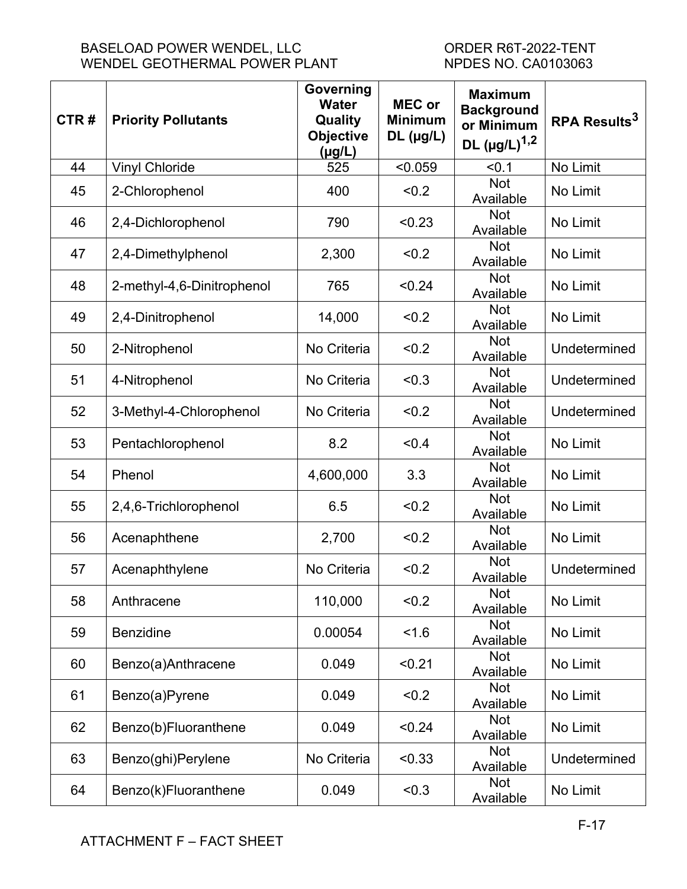| CTR # | Priority Pollutants | Governing Water Quality Objective (µg/L) | MEC or Minimum DL (µg/L) | Maximum Background or Minimum DL (µg/L)[1,2] | RPA Results[3] |
|---|---|---|---|---|---|
| 44 | Vinyl Chloride | 525 | <0.059 | <0.1 | No Limit |
| 45 | 2-Chlorophenol | 400 | <0.2 | Not Available | No Limit |
| 46 | 2,4-Dichlorophenol | 790 | <0.23 | Not Available | No Limit |
| 47 | 2,4-Dimethylphenol | 2,300 | <0.2 | Not Available | No Limit |
| 48 | 2-methyl-4,6-Dinitrophenol | 765 | <0.24 | Not Available | No Limit |
| 49 | 2,4-Dinitrophenol | 14,000 | <0.2 | Not Available | No Limit |
| 50 | 2-Nitrophenol | No Criteria | <0.2 | Not Available | Undetermined |
| 51 | 4-Nitrophenol | No Criteria | <0.3 | Not Available | Undetermined |
| 52 | 3-Methyl-4-Chlorophenol | No Criteria | <0.2 | Not Available | Undetermined |
| 53 | Pentachlorophenol | 8.2 | <0.4 | Not Available | No Limit |
| 54 | Phenol | 4,600,000 | 3.3 | Not Available | No Limit |
| 55 | 2,4,6-Trichlorophenol | 6.5 | <0.2 | Not Available | No Limit |
| 56 | Acenaphthene | 2,700 | <0.2 | Not Available | No Limit |
| 57 | Acenaphthylene | No Criteria | <0.2 | Not Available | Undetermined |
| 58 | Anthracene | 110,000 | <0.2 | Not Available | No Limit |
| 59 | Benzidine | 0.00054 | <1.6 | Not Available | No Limit |
| 60 | Benzo(a)Anthracene | 0.049 | <0.21 | Not Available | No Limit |
| 61 | Benzo(a)Pyrene | 0.049 | <0.2 | Not Available | No Limit |
| 62 | Benzo(b)Fluoranthene | 0.049 | <0.24 | Not Available | No Limit |
| 63 | Benzo(ghi)Perylene | No Criteria | <0.33 | Not Available | Undetermined |
| 64 | Benzo(k)Fluoranthene | 0.049 | <0.3 | Not Available | No Limit |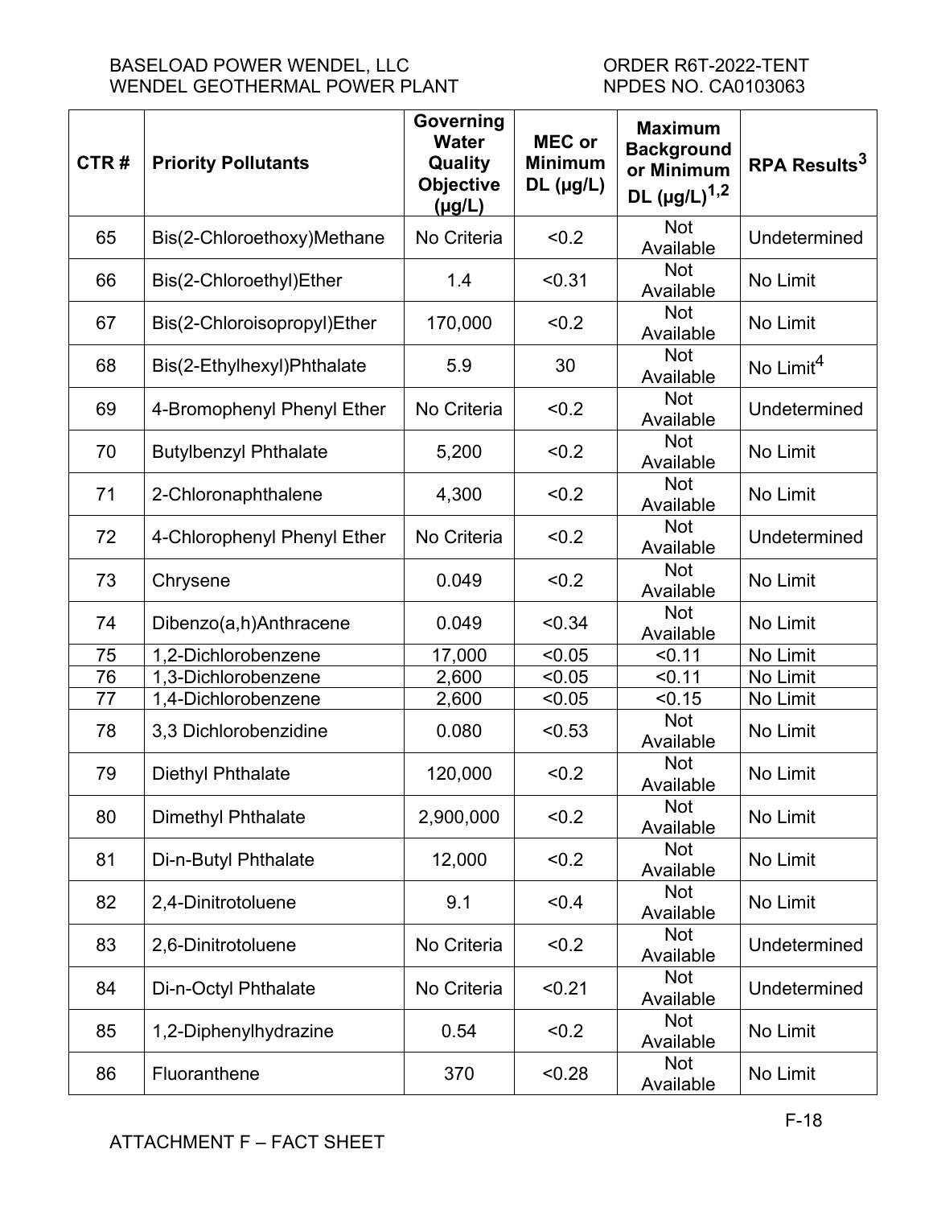| CTR # | Priority Pollutants | Governing Water Quality Objective (µg/L) | MEC or Minimum DL (µg/L) | Maximum Background or Minimum DL (µg/L)[1,2] | RPA Results[3] |
|---|---|---|---|---|---|
| 65 | Bis(2-Chloroethoxy)Methane | No Criteria | <0.2 | Not Available | Undetermined |
| 66 | Bis(2-Chloroethyl)Ether | 1.4 | <0.31 | Not Available | No Limit |
| 67 | Bis(2-Chloroisopropyl)Ether | 170,000 | <0.2 | Not Available | No Limit |
| 68 | Bis(2-Ethylhexyl)Phthalate | 5.9 | 30 | Not Available | No Limit[4] |
| 69 | 4-Bromophenyl Phenyl Ether | No Criteria | <0.2 | Not Available | Undetermined |
| 70 | Butylbenzyl Phthalate | 5,200 | <0.2 | Not Available | No Limit |
| 71 | 2-Chloronaphthalene | 4,300 | <0.2 | Not Available | No Limit |
| 72 | 4-Chlorophenyl Phenyl Ether | No Criteria | <0.2 | Not Available | Undetermined |
| 73 | Chrysene | 0.049 | <0.2 | Not Available | No Limit |
| 74 | Dibenzo(a,h)Anthracene | 0.049 | <0.34 | Not Available | No Limit |
| 75 | 1,2-Dichlorobenzene | 17,000 | <0.05 | <0.11 | No Limit |
| 76 | 1,3-Dichlorobenzene | 2,600 | <0.05 | <0.11 | No Limit |
| 77 | 1,4-Dichlorobenzene | 2,600 | <0.05 | <0.15 | No Limit |
| 78 | 3,3 Dichlorobenzidine | 0.080 | <0.53 | Not Available | No Limit |
| 79 | Diethyl Phthalate | 120,000 | <0.2 | Not Available | No Limit |
| 80 | Dimethyl Phthalate | 2,900,000 | <0.2 | Not Available | No Limit |
| 81 | Di-n-Butyl Phthalate | 12,000 | <0.2 | Not Available | No Limit |
| 82 | 2,4-Dinitrotoluene | 9.1 | <0.4 | Not Available | No Limit |
| 83 | 2,6-Dinitrotoluene | No Criteria | <0.2 | Not Available | Undetermined |
| 84 | Di-n-Octyl Phthalate | No Criteria | <0.21 | Not Available | Undetermined |
| 85 | 1,2-Diphenylhydrazine | 0.54 | <0.2 | Not Available | No Limit |
| 86 | Fluoranthene | 370 | <0.28 | Not Available | No Limit |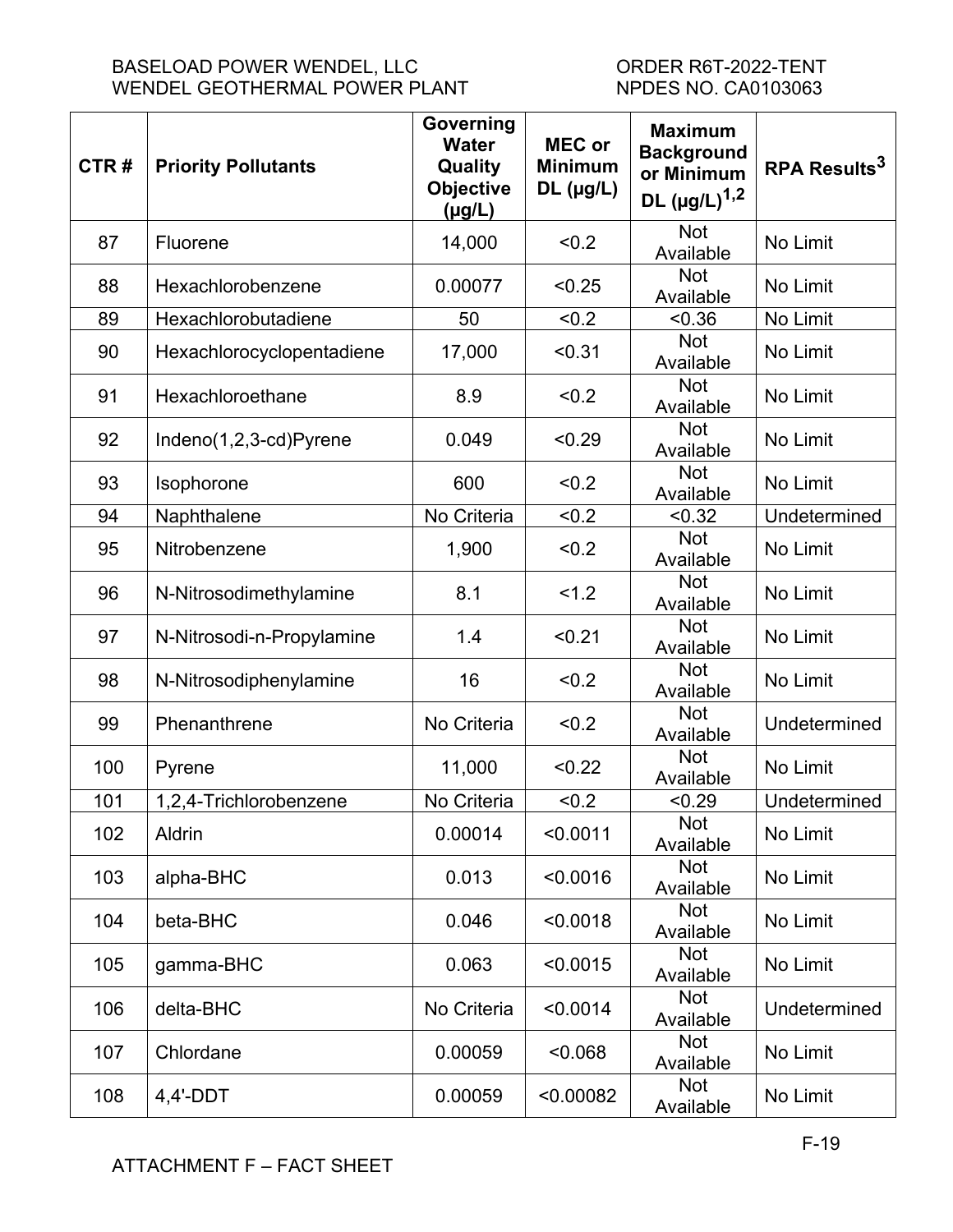| CTR # | Priority Pollutants | Governing Water Quality Objective (µg/L) | MEC or Minimum DL (µg/L) | Maximum Background or Minimum DL (µg/L)[1,2] | RPA Results[3] |
|---|---|---|---|---|---|
| 87 | Fluorene | 14,000 | <0.2 | Not Available | No Limit |
| 88 | Hexachlorobenzene | 0.00077 | <0.25 | Not Available | No Limit |
| 89 | Hexachlorobutadiene | 50 | <0.2 | <0.36 | No Limit |
| 90 | Hexachlorocyclopentadiene | 17,000 | <0.31 | Not Available | No Limit |
| 91 | Hexachloroethane | 8.9 | <0.2 | Not Available | No Limit |
| 92 | Indeno(1,2,3-cd)Pyrene | 0.049 | <0.29 | Not Available | No Limit |
| 93 | Isophorone | 600 | <0.2 | Not Available | No Limit |
| 94 | Naphthalene | No Criteria | <0.2 | <0.32 | Undetermined |
| 95 | Nitrobenzene | 1,900 | <0.2 | Not Available | No Limit |
| 96 | N-Nitrosodimethylamine | 8.1 | <1.2 | Not Available | No Limit |
| 97 | N-Nitrosodi-n-Propylamine | 1.4 | <0.21 | Not Available | No Limit |
| 98 | N-Nitrosodiphenylamine | 16 | <0.2 | Not Available | No Limit |
| 99 | Phenanthrene | No Criteria | <0.2 | Not Available | Undetermined |
| 100 | Pyrene | 11,000 | <0.22 | Not Available | No Limit |
| 101 | 1,2,4-Trichlorobenzene | No Criteria | <0.2 | <0.29 | Undetermined |
| 102 | Aldrin | 0.00014 | <0.0011 | Not Available | No Limit |
| 103 | alpha-BHC | 0.013 | <0.0016 | Not Available | No Limit |
| 104 | beta-BHC | 0.046 | <0.0018 | Not Available | No Limit |
| 105 | gamma-BHC | 0.063 | <0.0015 | Not Available | No Limit |
| 106 | delta-BHC | No Criteria | <0.0014 | Not Available | Undetermined |
| 107 | Chlordane | 0.00059 | <0.068 | Not Available | No Limit |
| 108 | 4,4'-DDT | 0.00059 | <0.00082 | Not Available | No Limit |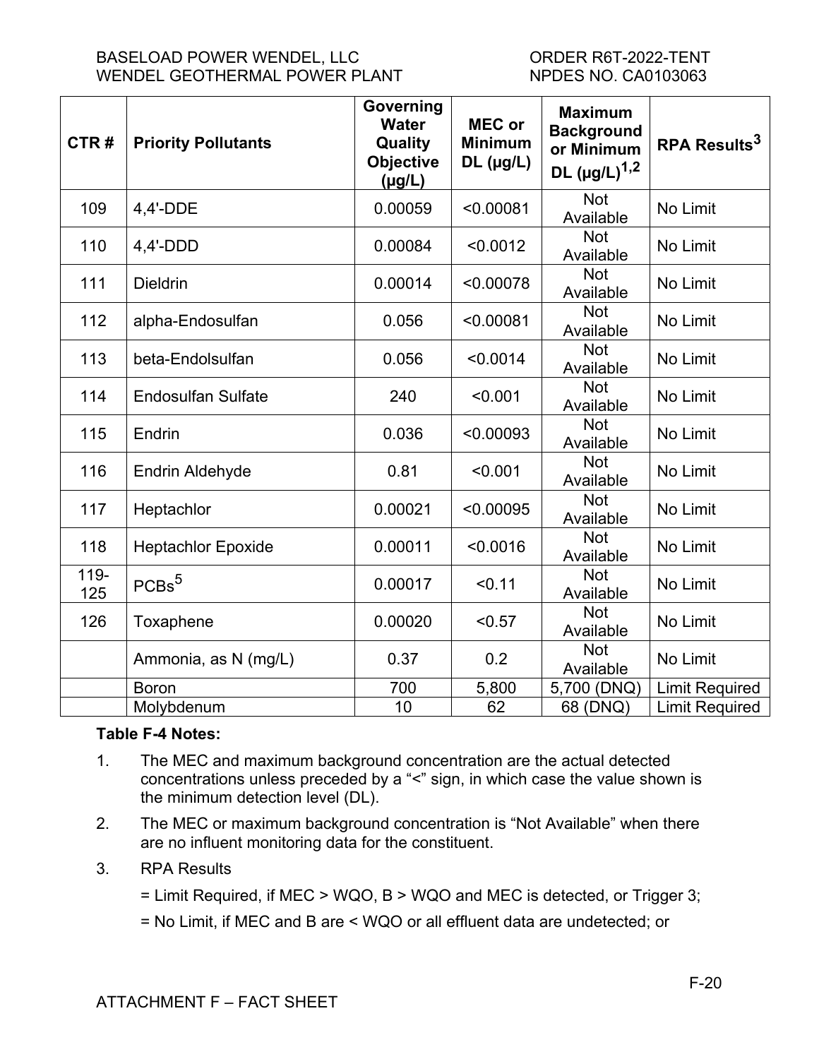| CTR # | Priority Pollutants | Governing Water Quality Objective (µg/L) | MEC or Minimum DL (µg/L) | Maximum Background or Minimum DL (µg/L)[1,2] | RPA Results[3] |
|---|---|---|---|---|---|
| 109 | 4,4'-DDE | 0.00059 | <0.00081 | Not Available | No Limit |
| 110 | 4,4'-DDD | 0.00084 | <0.0012 | Not Available | No Limit |
| 111 | Dieldrin | 0.00014 | <0.00078 | Not Available | No Limit |
| 112 | alpha-Endosulfan | 0.056 | <0.00081 | Not Available | No Limit |
| 113 | beta-Endolsulfan | 0.056 | <0.0014 | Not Available | No Limit |
| 114 | Endosulfan Sulfate | 240 | <0.001 | Not Available | No Limit |
| 115 | Endrin | 0.036 | <0.00093 | Not Available | No Limit |
| 116 | Endrin Aldehyde | 0.81 | <0.001 | Not Available | No Limit |
| 117 | Heptachlor | 0.00021 | <0.00095 | Not Available | No Limit |
| 118 | Heptachlor Epoxide | 0.00011 | <0.0016 | Not Available | No Limit |
| 119-125 | PCBs[5] | 0.00017 | <0.11 | Not Available | No Limit |
| 126 | Toxaphene | 0.00020 | <0.57 | Not Available | No Limit |
| | Ammonia, as N (mg/L) | 0.37 | 0.2 | Not Available | No Limit |
| | Boron | 700 | 5,800 | 5,700 (DNQ) | Limit Required |
| | Molybdenum | 10 | 62 | 68 (DNQ) | Limit Required |

**Table F-4 Notes:**

1. The MEC and maximum background concentration are the actual detected concentrations unless preceded by a "<" sign, in which case the value shown is the minimum detection level (DL).
2. The MEC or maximum background concentration is "Not Available" when there are no influent monitoring data for the constituent.
3. RPA Results

   = Limit Required, if MEC > WQO, B > WQO and MEC is detected, or Trigger 3;

   = No Limit, if MEC and B are < WQO or all effluent data are undetected; or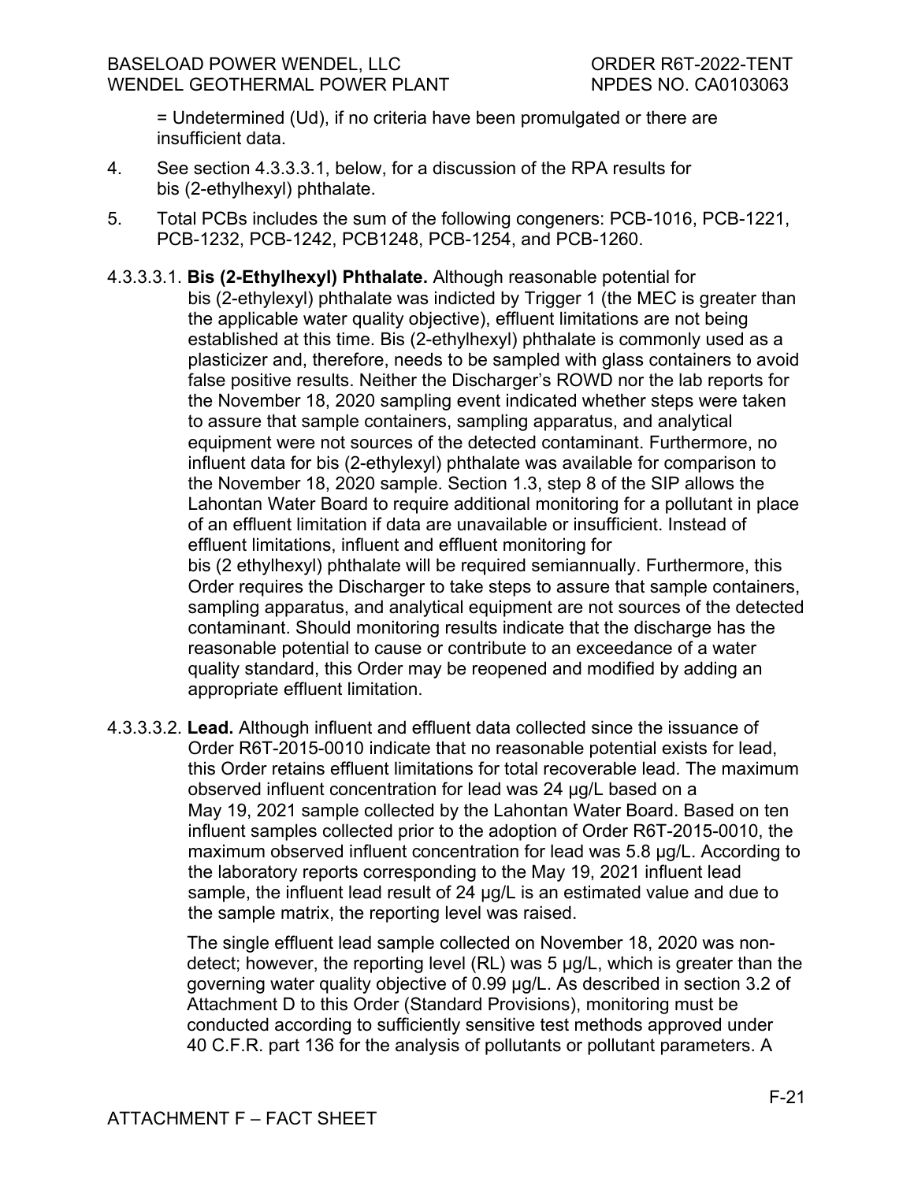= Undetermined (Ud), if no criteria have been promulgated or there are insufficient data.

4. See section 4.3.3.3.1, below, for a discussion of the RPA results for bis (2-ethylhexyl) phthalate.

5. Total PCBs includes the sum of the following congeners: PCB-1016, PCB-1221, PCB-1232, PCB-1242, PCB1248, PCB-1254, and PCB-1260.

4.3.3.3.1. **Bis (2-Ethylhexyl) Phthalate.** Although reasonable potential for bis (2-ethylexyl) phthalate was indicted by Trigger 1 (the MEC is greater than the applicable water quality objective), effluent limitations are not being established at this time. Bis (2-ethylhexyl) phthalate is commonly used as a plasticizer and, therefore, needs to be sampled with glass containers to avoid false positive results. Neither the Discharger's ROWD nor the lab reports for the November 18, 2020 sampling event indicated whether steps were taken to assure that sample containers, sampling apparatus, and analytical equipment were not sources of the detected contaminant. Furthermore, no influent data for bis (2-ethylexyl) phthalate was available for comparison to the November 18, 2020 sample. Section 1.3, step 8 of the SIP allows the Lahontan Water Board to require additional monitoring for a pollutant in place of an effluent limitation if data are unavailable or insufficient. Instead of effluent limitations, influent and effluent monitoring for bis (2 ethylhexyl) phthalate will be required semiannually. Furthermore, this Order requires the Discharger to take steps to assure that sample containers, sampling apparatus, and analytical equipment are not sources of the detected contaminant. Should monitoring results indicate that the discharge has the reasonable potential to cause or contribute to an exceedance of a water quality standard, this Order may be reopened and modified by adding an appropriate effluent limitation.

4.3.3.3.2. **Lead.** Although influent and effluent data collected since the issuance of Order R6T-2015-0010 indicate that no reasonable potential exists for lead, this Order retains effluent limitations for total recoverable lead. The maximum observed influent concentration for lead was 24 µg/L based on a May 19, 2021 sample collected by the Lahontan Water Board. Based on ten influent samples collected prior to the adoption of Order R6T-2015-0010, the maximum observed influent concentration for lead was 5.8 µg/L. According to the laboratory reports corresponding to the May 19, 2021 influent lead sample, the influent lead result of 24 µg/L is an estimated value and due to the sample matrix, the reporting level was raised.

The single effluent lead sample collected on November 18, 2020 was non-detect; however, the reporting level (RL) was 5 µg/L, which is greater than the governing water quality objective of 0.99 µg/L. As described in section 3.2 of Attachment D to this Order (Standard Provisions), monitoring must be conducted according to sufficiently sensitive test methods approved under 40 C.F.R. part 136 for the analysis of pollutants or pollutant parameters. A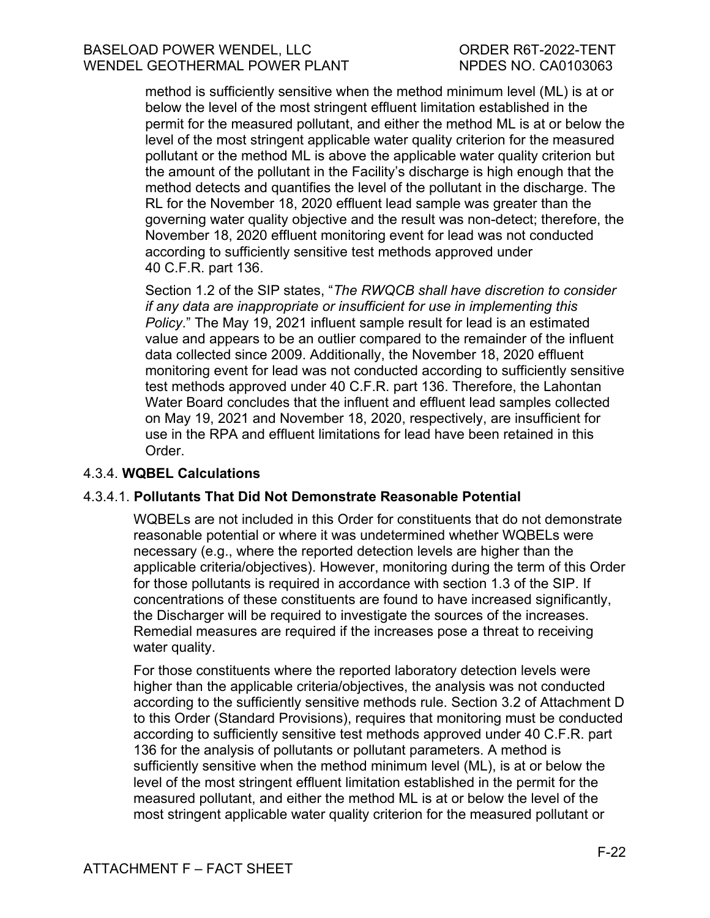method is sufficiently sensitive when the method minimum level (ML) is at or below the level of the most stringent effluent limitation established in the permit for the measured pollutant, and either the method ML is at or below the level of the most stringent applicable water quality criterion for the measured pollutant or the method ML is above the applicable water quality criterion but the amount of the pollutant in the Facility's discharge is high enough that the method detects and quantifies the level of the pollutant in the discharge. The RL for the November 18, 2020 effluent lead sample was greater than the governing water quality objective and the result was non-detect; therefore, the November 18, 2020 effluent monitoring event for lead was not conducted according to sufficiently sensitive test methods approved under 40 C.F.R. part 136.

Section 1.2 of the SIP states, "*The RWQCB shall have discretion to consider if any data are inappropriate or insufficient for use in implementing this Policy*." The May 19, 2021 influent sample result for lead is an estimated value and appears to be an outlier compared to the remainder of the influent data collected since 2009. Additionally, the November 18, 2020 effluent monitoring event for lead was not conducted according to sufficiently sensitive test methods approved under 40 C.F.R. part 136. Therefore, the Lahontan Water Board concludes that the influent and effluent lead samples collected on May 19, 2021 and November 18, 2020, respectively, are insufficient for use in the RPA and effluent limitations for lead have been retained in this Order.

#### 4.3.4. **WQBEL Calculations**

##### 4.3.4.1. **Pollutants That Did Not Demonstrate Reasonable Potential**

WQBELs are not included in this Order for constituents that do not demonstrate reasonable potential or where it was undetermined whether WQBELs were necessary (e.g., where the reported detection levels are higher than the applicable criteria/objectives). However, monitoring during the term of this Order for those pollutants is required in accordance with section 1.3 of the SIP. If concentrations of these constituents are found to have increased significantly, the Discharger will be required to investigate the sources of the increases. Remedial measures are required if the increases pose a threat to receiving water quality.

For those constituents where the reported laboratory detection levels were higher than the applicable criteria/objectives, the analysis was not conducted according to the sufficiently sensitive methods rule. Section 3.2 of Attachment D to this Order (Standard Provisions), requires that monitoring must be conducted according to sufficiently sensitive test methods approved under 40 C.F.R. part 136 for the analysis of pollutants or pollutant parameters. A method is sufficiently sensitive when the method minimum level (ML), is at or below the level of the most stringent effluent limitation established in the permit for the measured pollutant, and either the method ML is at or below the level of the most stringent applicable water quality criterion for the measured pollutant or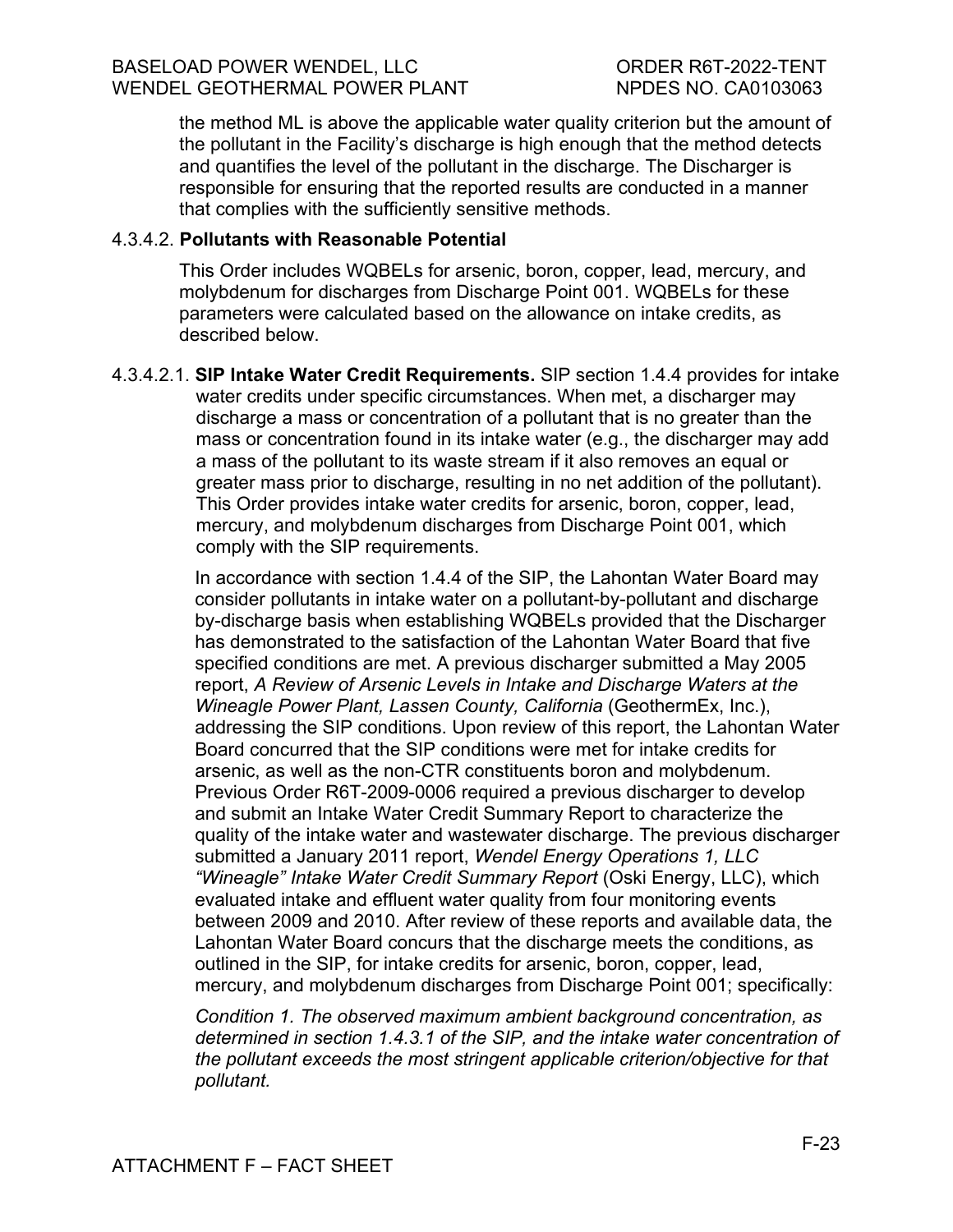the method ML is above the applicable water quality criterion but the amount of the pollutant in the Facility's discharge is high enough that the method detects and quantifies the level of the pollutant in the discharge. The Discharger is responsible for ensuring that the reported results are conducted in a manner that complies with the sufficiently sensitive methods.

#### 4.3.4.2. **Pollutants with Reasonable Potential**

This Order includes WQBELs for arsenic, boron, copper, lead, mercury, and molybdenum for discharges from Discharge Point 001. WQBELs for these parameters were calculated based on the allowance on intake credits, as described below.

4.3.4.2.1. **SIP Intake Water Credit Requirements.** SIP section 1.4.4 provides for intake water credits under specific circumstances. When met, a discharger may discharge a mass or concentration of a pollutant that is no greater than the mass or concentration found in its intake water (e.g., the discharger may add a mass of the pollutant to its waste stream if it also removes an equal or greater mass prior to discharge, resulting in no net addition of the pollutant). This Order provides intake water credits for arsenic, boron, copper, lead, mercury, and molybdenum discharges from Discharge Point 001, which comply with the SIP requirements.

In accordance with section 1.4.4 of the SIP, the Lahontan Water Board may consider pollutants in intake water on a pollutant-by-pollutant and discharge by-discharge basis when establishing WQBELs provided that the Discharger has demonstrated to the satisfaction of the Lahontan Water Board that five specified conditions are met. A previous discharger submitted a May 2005 report, *A Review of Arsenic Levels in Intake and Discharge Waters at the Wineagle Power Plant, Lassen County, California* (GeothermEx, Inc.), addressing the SIP conditions. Upon review of this report, the Lahontan Water Board concurred that the SIP conditions were met for intake credits for arsenic, as well as the non-CTR constituents boron and molybdenum. Previous Order R6T-2009-0006 required a previous discharger to develop and submit an Intake Water Credit Summary Report to characterize the quality of the intake water and wastewater discharge. The previous discharger submitted a January 2011 report, *Wendel Energy Operations 1, LLC "Wineagle" Intake Water Credit Summary Report* (Oski Energy, LLC), which evaluated intake and effluent water quality from four monitoring events between 2009 and 2010. After review of these reports and available data, the Lahontan Water Board concurs that the discharge meets the conditions, as outlined in the SIP, for intake credits for arsenic, boron, copper, lead, mercury, and molybdenum discharges from Discharge Point 001; specifically:

*Condition 1. The observed maximum ambient background concentration, as determined in section 1.4.3.1 of the SIP, and the intake water concentration of the pollutant exceeds the most stringent applicable criterion/objective for that pollutant.*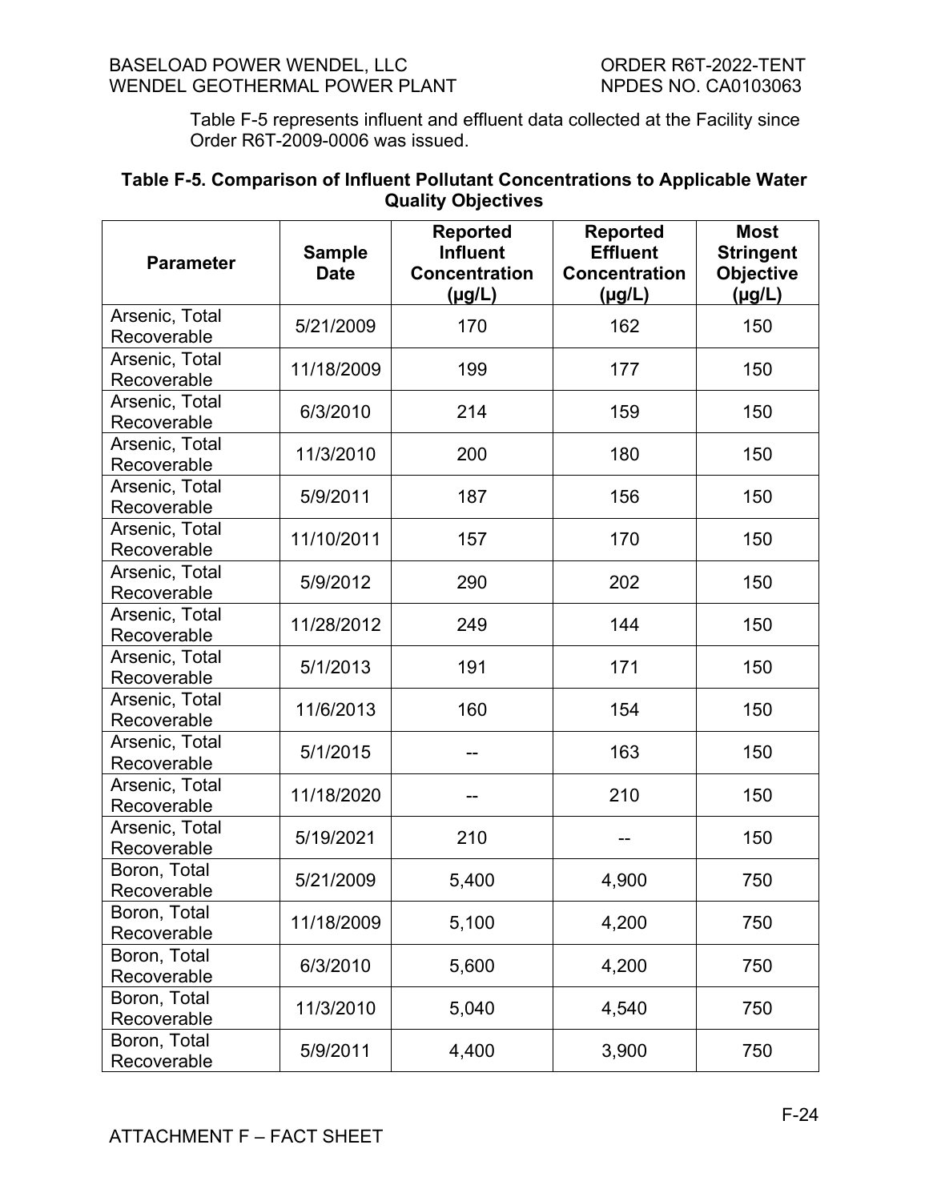Table F-5 represents influent and effluent data collected at the Facility since Order R6T-2009-0006 was issued.

**Table F-5. Comparison of Influent Pollutant Concentrations to Applicable Water Quality Objectives**

| Parameter | Sample Date | Reported Influent Concentration (µg/L) | Reported Effluent Concentration (µg/L) | Most Stringent Objective (µg/L) |
|---|---|---|---|---|
| Arsenic, Total Recoverable | 5/21/2009 | 170 | 162 | 150 |
| Arsenic, Total Recoverable | 11/18/2009 | 199 | 177 | 150 |
| Arsenic, Total Recoverable | 6/3/2010 | 214 | 159 | 150 |
| Arsenic, Total Recoverable | 11/3/2010 | 200 | 180 | 150 |
| Arsenic, Total Recoverable | 5/9/2011 | 187 | 156 | 150 |
| Arsenic, Total Recoverable | 11/10/2011 | 157 | 170 | 150 |
| Arsenic, Total Recoverable | 5/9/2012 | 290 | 202 | 150 |
| Arsenic, Total Recoverable | 11/28/2012 | 249 | 144 | 150 |
| Arsenic, Total Recoverable | 5/1/2013 | 191 | 171 | 150 |
| Arsenic, Total Recoverable | 11/6/2013 | 160 | 154 | 150 |
| Arsenic, Total Recoverable | 5/1/2015 | -- | 163 | 150 |
| Arsenic, Total Recoverable | 11/18/2020 | -- | 210 | 150 |
| Arsenic, Total Recoverable | 5/19/2021 | 210 | -- | 150 |
| Boron, Total Recoverable | 5/21/2009 | 5,400 | 4,900 | 750 |
| Boron, Total Recoverable | 11/18/2009 | 5,100 | 4,200 | 750 |
| Boron, Total Recoverable | 6/3/2010 | 5,600 | 4,200 | 750 |
| Boron, Total Recoverable | 11/3/2010 | 5,040 | 4,540 | 750 |
| Boron, Total Recoverable | 5/9/2011 | 4,400 | 3,900 | 750 |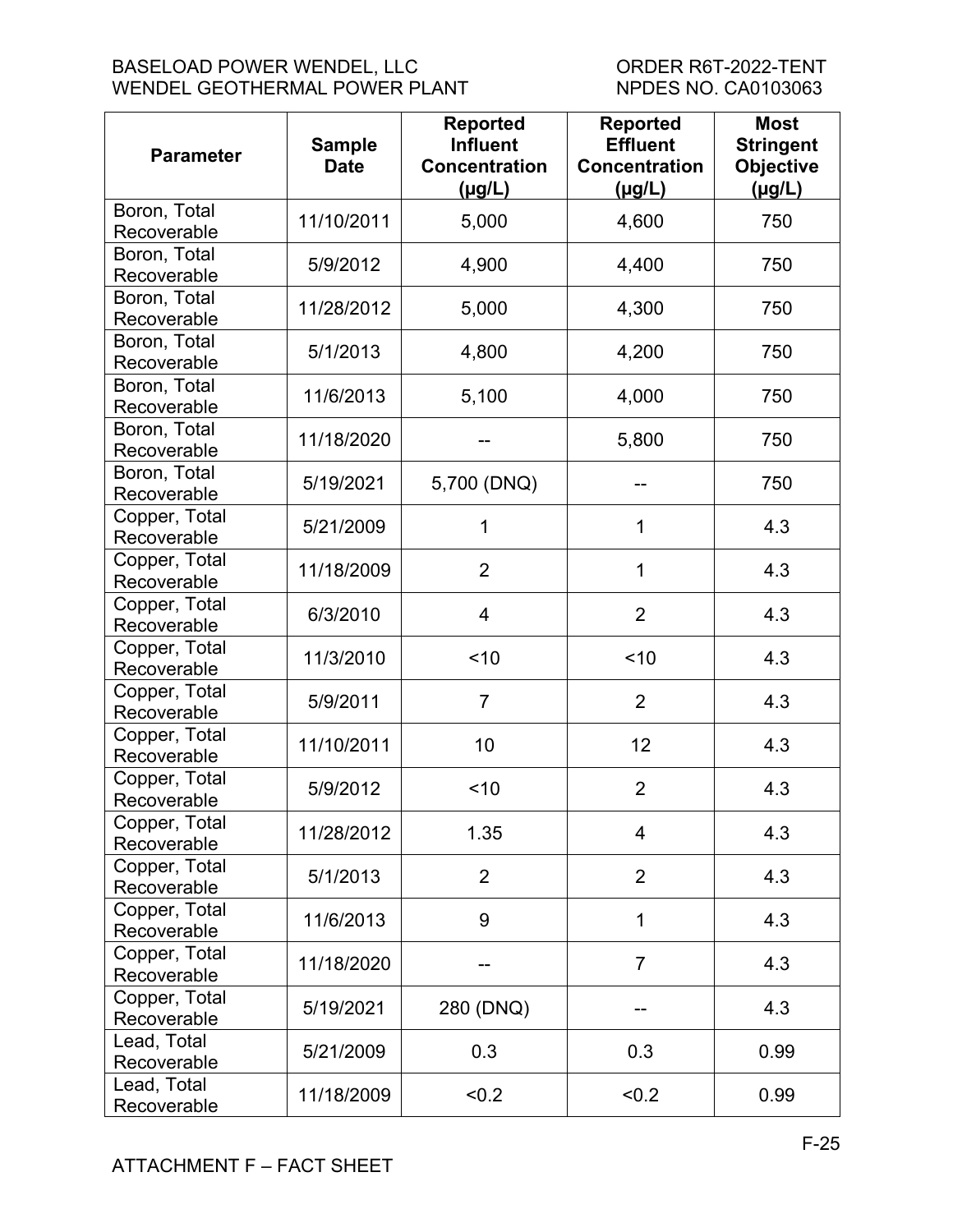| Parameter | Sample Date | Reported Influent Concentration (μg/L) | Reported Effluent Concentration (μg/L) | Most Stringent Objective (μg/L) |
|---|---|---|---|---|
| Boron, Total Recoverable | 11/10/2011 | 5,000 | 4,600 | 750 |
| Boron, Total Recoverable | 5/9/2012 | 4,900 | 4,400 | 750 |
| Boron, Total Recoverable | 11/28/2012 | 5,000 | 4,300 | 750 |
| Boron, Total Recoverable | 5/1/2013 | 4,800 | 4,200 | 750 |
| Boron, Total Recoverable | 11/6/2013 | 5,100 | 4,000 | 750 |
| Boron, Total Recoverable | 11/18/2020 | -- | 5,800 | 750 |
| Boron, Total Recoverable | 5/19/2021 | 5,700 (DNQ) | -- | 750 |
| Copper, Total Recoverable | 5/21/2009 | 1 | 1 | 4.3 |
| Copper, Total Recoverable | 11/18/2009 | 2 | 1 | 4.3 |
| Copper, Total Recoverable | 6/3/2010 | 4 | 2 | 4.3 |
| Copper, Total Recoverable | 11/3/2010 | <10 | <10 | 4.3 |
| Copper, Total Recoverable | 5/9/2011 | 7 | 2 | 4.3 |
| Copper, Total Recoverable | 11/10/2011 | 10 | 12 | 4.3 |
| Copper, Total Recoverable | 5/9/2012 | <10 | 2 | 4.3 |
| Copper, Total Recoverable | 11/28/2012 | 1.35 | 4 | 4.3 |
| Copper, Total Recoverable | 5/1/2013 | 2 | 2 | 4.3 |
| Copper, Total Recoverable | 11/6/2013 | 9 | 1 | 4.3 |
| Copper, Total Recoverable | 11/18/2020 | -- | 7 | 4.3 |
| Copper, Total Recoverable | 5/19/2021 | 280 (DNQ) | -- | 4.3 |
| Lead, Total Recoverable | 5/21/2009 | 0.3 | 0.3 | 0.99 |
| Lead, Total Recoverable | 11/18/2009 | <0.2 | <0.2 | 0.99 |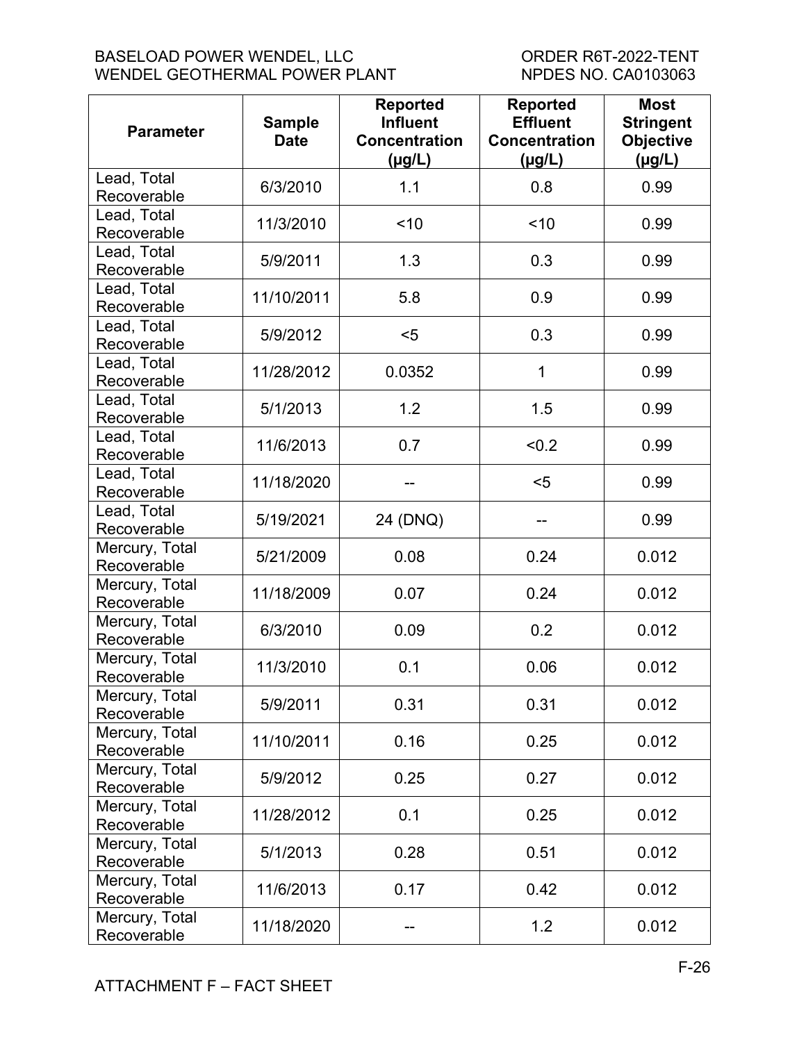| Parameter | Sample Date | Reported Influent Concentration (µg/L) | Reported Effluent Concentration (µg/L) | Most Stringent Objective (µg/L) |
|---|---|---|---|---|
| Lead, Total Recoverable | 6/3/2010 | 1.1 | 0.8 | 0.99 |
| Lead, Total Recoverable | 11/3/2010 | <10 | <10 | 0.99 |
| Lead, Total Recoverable | 5/9/2011 | 1.3 | 0.3 | 0.99 |
| Lead, Total Recoverable | 11/10/2011 | 5.8 | 0.9 | 0.99 |
| Lead, Total Recoverable | 5/9/2012 | <5 | 0.3 | 0.99 |
| Lead, Total Recoverable | 11/28/2012 | 0.0352 | 1 | 0.99 |
| Lead, Total Recoverable | 5/1/2013 | 1.2 | 1.5 | 0.99 |
| Lead, Total Recoverable | 11/6/2013 | 0.7 | <0.2 | 0.99 |
| Lead, Total Recoverable | 11/18/2020 | -- | <5 | 0.99 |
| Lead, Total Recoverable | 5/19/2021 | 24 (DNQ) | -- | 0.99 |
| Mercury, Total Recoverable | 5/21/2009 | 0.08 | 0.24 | 0.012 |
| Mercury, Total Recoverable | 11/18/2009 | 0.07 | 0.24 | 0.012 |
| Mercury, Total Recoverable | 6/3/2010 | 0.09 | 0.2 | 0.012 |
| Mercury, Total Recoverable | 11/3/2010 | 0.1 | 0.06 | 0.012 |
| Mercury, Total Recoverable | 5/9/2011 | 0.31 | 0.31 | 0.012 |
| Mercury, Total Recoverable | 11/10/2011 | 0.16 | 0.25 | 0.012 |
| Mercury, Total Recoverable | 5/9/2012 | 0.25 | 0.27 | 0.012 |
| Mercury, Total Recoverable | 11/28/2012 | 0.1 | 0.25 | 0.012 |
| Mercury, Total Recoverable | 5/1/2013 | 0.28 | 0.51 | 0.012 |
| Mercury, Total Recoverable | 11/6/2013 | 0.17 | 0.42 | 0.012 |
| Mercury, Total Recoverable | 11/18/2020 | -- | 1.2 | 0.012 |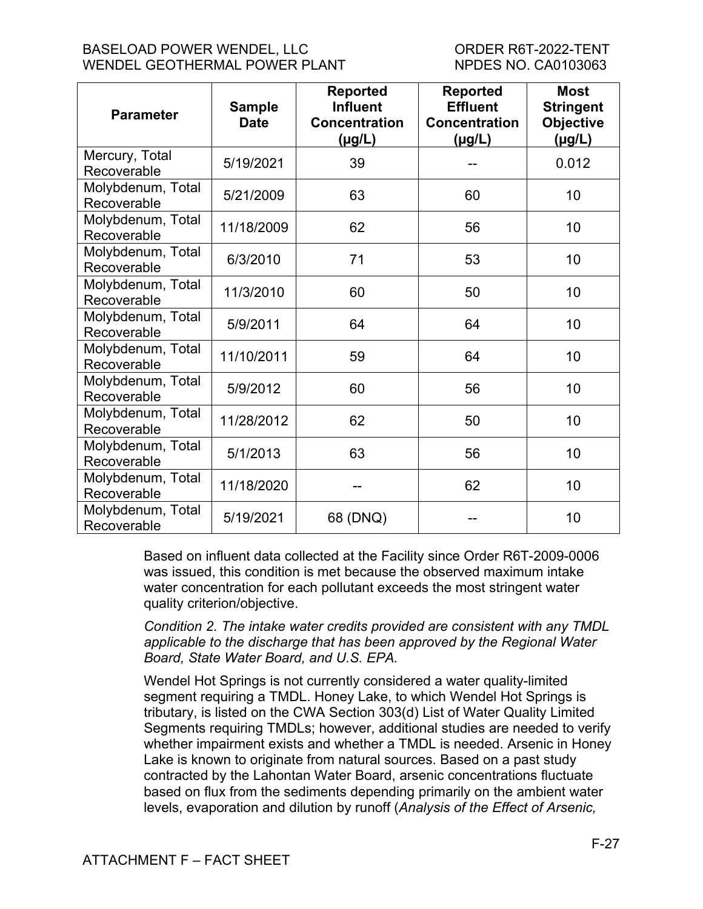| Parameter | Sample Date | Reported Influent Concentration (µg/L) | Reported Effluent Concentration (µg/L) | Most Stringent Objective (µg/L) |
|---|---|---|---|---|
| Mercury, Total Recoverable | 5/19/2021 | 39 | -- | 0.012 |
| Molybdenum, Total Recoverable | 5/21/2009 | 63 | 60 | 10 |
| Molybdenum, Total Recoverable | 11/18/2009 | 62 | 56 | 10 |
| Molybdenum, Total Recoverable | 6/3/2010 | 71 | 53 | 10 |
| Molybdenum, Total Recoverable | 11/3/2010 | 60 | 50 | 10 |
| Molybdenum, Total Recoverable | 5/9/2011 | 64 | 64 | 10 |
| Molybdenum, Total Recoverable | 11/10/2011 | 59 | 64 | 10 |
| Molybdenum, Total Recoverable | 5/9/2012 | 60 | 56 | 10 |
| Molybdenum, Total Recoverable | 11/28/2012 | 62 | 50 | 10 |
| Molybdenum, Total Recoverable | 5/1/2013 | 63 | 56 | 10 |
| Molybdenum, Total Recoverable | 11/18/2020 | -- | 62 | 10 |
| Molybdenum, Total Recoverable | 5/19/2021 | 68 (DNQ) | -- | 10 |

Based on influent data collected at the Facility since Order R6T-2009-0006 was issued, this condition is met because the observed maximum intake water concentration for each pollutant exceeds the most stringent water quality criterion/objective.

*Condition 2. The intake water credits provided are consistent with any TMDL applicable to the discharge that has been approved by the Regional Water Board, State Water Board, and U.S. EPA.*

Wendel Hot Springs is not currently considered a water quality-limited segment requiring a TMDL. Honey Lake, to which Wendel Hot Springs is tributary, is listed on the CWA Section 303(d) List of Water Quality Limited Segments requiring TMDLs; however, additional studies are needed to verify whether impairment exists and whether a TMDL is needed. Arsenic in Honey Lake is known to originate from natural sources. Based on a past study contracted by the Lahontan Water Board, arsenic concentrations fluctuate based on flux from the sediments depending primarily on the ambient water levels, evaporation and dilution by runoff (*Analysis of the Effect of Arsenic,*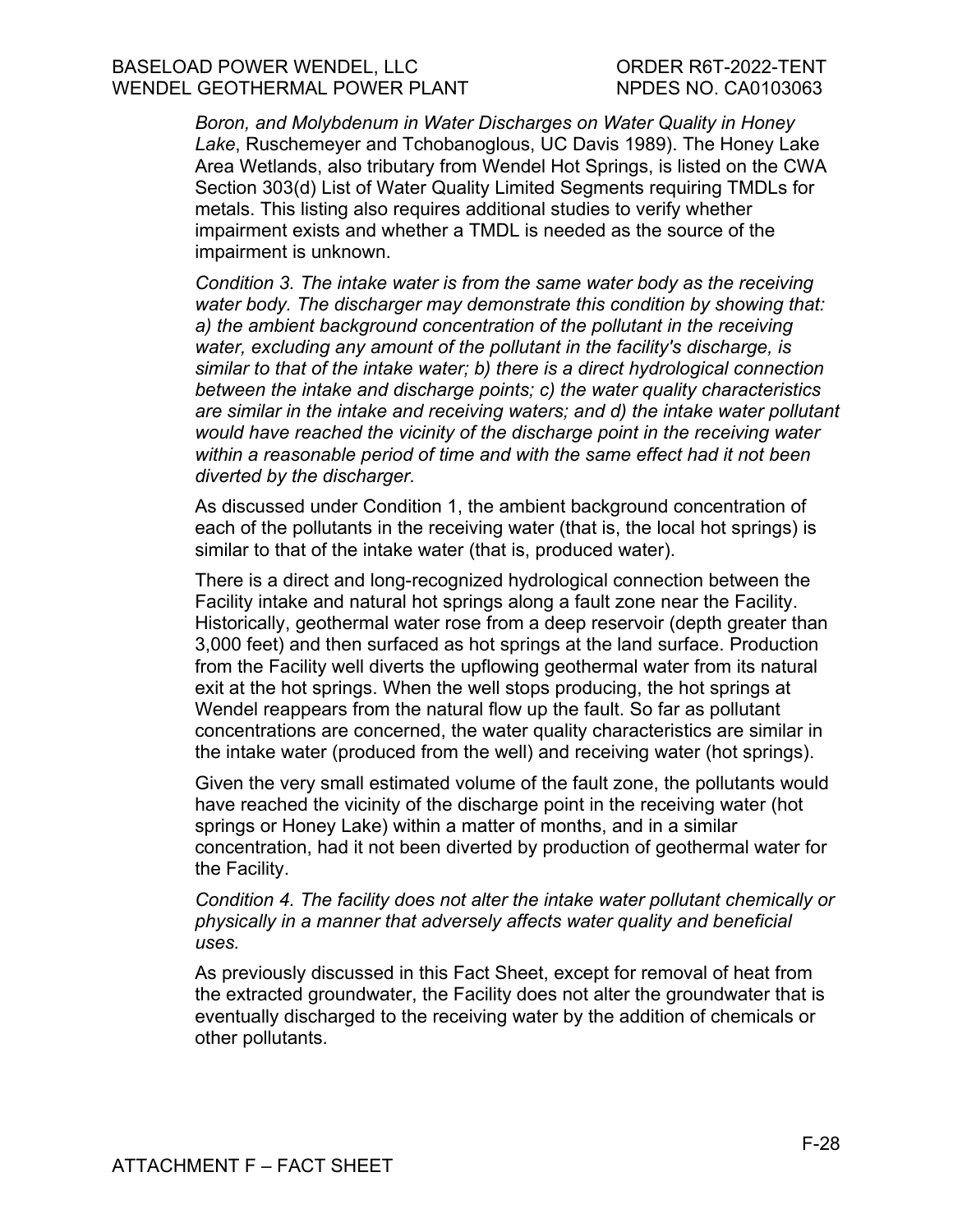*Boron, and Molybdenum in Water Discharges on Water Quality in Honey Lake*, Ruschemeyer and Tchobanoglous, UC Davis 1989). The Honey Lake Area Wetlands, also tributary from Wendel Hot Springs, is listed on the CWA Section 303(d) List of Water Quality Limited Segments requiring TMDLs for metals. This listing also requires additional studies to verify whether impairment exists and whether a TMDL is needed as the source of the impairment is unknown.

*Condition 3. The intake water is from the same water body as the receiving water body. The discharger may demonstrate this condition by showing that: a) the ambient background concentration of the pollutant in the receiving water, excluding any amount of the pollutant in the facility's discharge, is similar to that of the intake water; b) there is a direct hydrological connection between the intake and discharge points; c) the water quality characteristics are similar in the intake and receiving waters; and d) the intake water pollutant would have reached the vicinity of the discharge point in the receiving water within a reasonable period of time and with the same effect had it not been diverted by the discharger.*

As discussed under Condition 1, the ambient background concentration of each of the pollutants in the receiving water (that is, the local hot springs) is similar to that of the intake water (that is, produced water).

There is a direct and long-recognized hydrological connection between the Facility intake and natural hot springs along a fault zone near the Facility. Historically, geothermal water rose from a deep reservoir (depth greater than 3,000 feet) and then surfaced as hot springs at the land surface. Production from the Facility well diverts the upflowing geothermal water from its natural exit at the hot springs. When the well stops producing, the hot springs at Wendel reappears from the natural flow up the fault. So far as pollutant concentrations are concerned, the water quality characteristics are similar in the intake water (produced from the well) and receiving water (hot springs).

Given the very small estimated volume of the fault zone, the pollutants would have reached the vicinity of the discharge point in the receiving water (hot springs or Honey Lake) within a matter of months, and in a similar concentration, had it not been diverted by production of geothermal water for the Facility.

*Condition 4. The facility does not alter the intake water pollutant chemically or physically in a manner that adversely affects water quality and beneficial uses.*

As previously discussed in this Fact Sheet, except for removal of heat from the extracted groundwater, the Facility does not alter the groundwater that is eventually discharged to the receiving water by the addition of chemicals or other pollutants.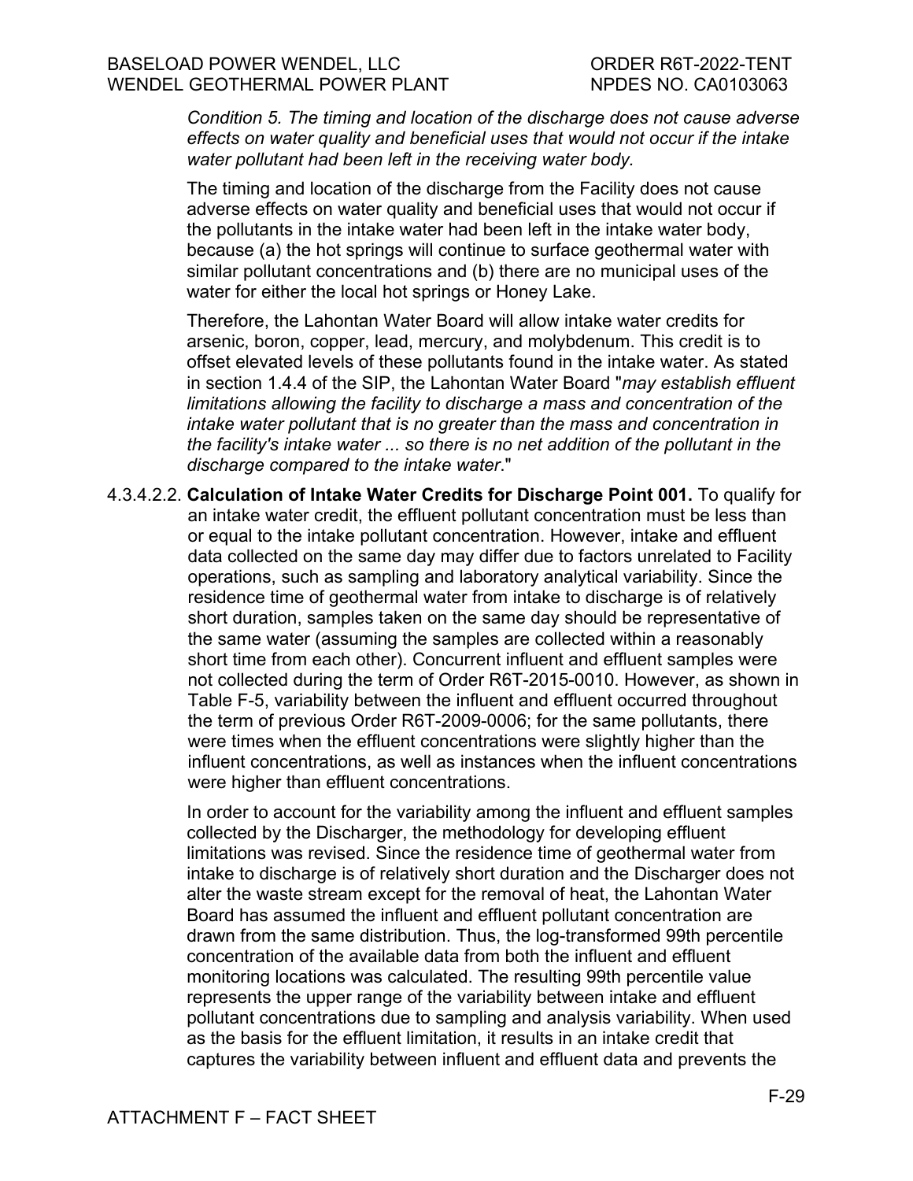*Condition 5. The timing and location of the discharge does not cause adverse effects on water quality and beneficial uses that would not occur if the intake water pollutant had been left in the receiving water body.*

The timing and location of the discharge from the Facility does not cause adverse effects on water quality and beneficial uses that would not occur if the pollutants in the intake water had been left in the intake water body, because (a) the hot springs will continue to surface geothermal water with similar pollutant concentrations and (b) there are no municipal uses of the water for either the local hot springs or Honey Lake.

Therefore, the Lahontan Water Board will allow intake water credits for arsenic, boron, copper, lead, mercury, and molybdenum. This credit is to offset elevated levels of these pollutants found in the intake water. As stated in section 1.4.4 of the SIP, the Lahontan Water Board "*may establish effluent limitations allowing the facility to discharge a mass and concentration of the intake water pollutant that is no greater than the mass and concentration in the facility's intake water ... so there is no net addition of the pollutant in the discharge compared to the intake water*."

4.3.4.2.2. **Calculation of Intake Water Credits for Discharge Point 001.** To qualify for an intake water credit, the effluent pollutant concentration must be less than or equal to the intake pollutant concentration. However, intake and effluent data collected on the same day may differ due to factors unrelated to Facility operations, such as sampling and laboratory analytical variability. Since the residence time of geothermal water from intake to discharge is of relatively short duration, samples taken on the same day should be representative of the same water (assuming the samples are collected within a reasonably short time from each other). Concurrent influent and effluent samples were not collected during the term of Order R6T-2015-0010. However, as shown in Table F-5, variability between the influent and effluent occurred throughout the term of previous Order R6T-2009-0006; for the same pollutants, there were times when the effluent concentrations were slightly higher than the influent concentrations, as well as instances when the influent concentrations were higher than effluent concentrations.

In order to account for the variability among the influent and effluent samples collected by the Discharger, the methodology for developing effluent limitations was revised. Since the residence time of geothermal water from intake to discharge is of relatively short duration and the Discharger does not alter the waste stream except for the removal of heat, the Lahontan Water Board has assumed the influent and effluent pollutant concentration are drawn from the same distribution. Thus, the log-transformed 99th percentile concentration of the available data from both the influent and effluent monitoring locations was calculated. The resulting 99th percentile value represents the upper range of the variability between intake and effluent pollutant concentrations due to sampling and analysis variability. When used as the basis for the effluent limitation, it results in an intake credit that captures the variability between influent and effluent data and prevents the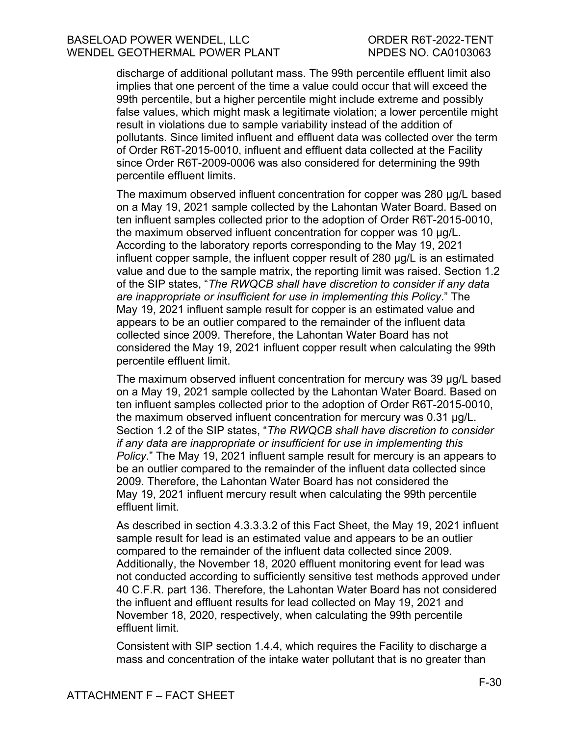discharge of additional pollutant mass. The 99th percentile effluent limit also implies that one percent of the time a value could occur that will exceed the 99th percentile, but a higher percentile might include extreme and possibly false values, which might mask a legitimate violation; a lower percentile might result in violations due to sample variability instead of the addition of pollutants. Since limited influent and effluent data was collected over the term of Order R6T-2015-0010, influent and effluent data collected at the Facility since Order R6T-2009-0006 was also considered for determining the 99th percentile effluent limits.

The maximum observed influent concentration for copper was 280 µg/L based on a May 19, 2021 sample collected by the Lahontan Water Board. Based on ten influent samples collected prior to the adoption of Order R6T-2015-0010, the maximum observed influent concentration for copper was 10 µg/L. According to the laboratory reports corresponding to the May 19, 2021 influent copper sample, the influent copper result of 280 µg/L is an estimated value and due to the sample matrix, the reporting limit was raised. Section 1.2 of the SIP states, "*The RWQCB shall have discretion to consider if any data are inappropriate or insufficient for use in implementing this Policy*." The May 19, 2021 influent sample result for copper is an estimated value and appears to be an outlier compared to the remainder of the influent data collected since 2009. Therefore, the Lahontan Water Board has not considered the May 19, 2021 influent copper result when calculating the 99th percentile effluent limit.

The maximum observed influent concentration for mercury was 39 µg/L based on a May 19, 2021 sample collected by the Lahontan Water Board. Based on ten influent samples collected prior to the adoption of Order R6T-2015-0010, the maximum observed influent concentration for mercury was 0.31 µg/L. Section 1.2 of the SIP states, "*The RWQCB shall have discretion to consider if any data are inappropriate or insufficient for use in implementing this Policy*." The May 19, 2021 influent sample result for mercury is an appears to be an outlier compared to the remainder of the influent data collected since 2009. Therefore, the Lahontan Water Board has not considered the May 19, 2021 influent mercury result when calculating the 99th percentile effluent limit.

As described in section 4.3.3.3.2 of this Fact Sheet, the May 19, 2021 influent sample result for lead is an estimated value and appears to be an outlier compared to the remainder of the influent data collected since 2009. Additionally, the November 18, 2020 effluent monitoring event for lead was not conducted according to sufficiently sensitive test methods approved under 40 C.F.R. part 136. Therefore, the Lahontan Water Board has not considered the influent and effluent results for lead collected on May 19, 2021 and November 18, 2020, respectively, when calculating the 99th percentile effluent limit.

Consistent with SIP section 1.4.4, which requires the Facility to discharge a mass and concentration of the intake water pollutant that is no greater than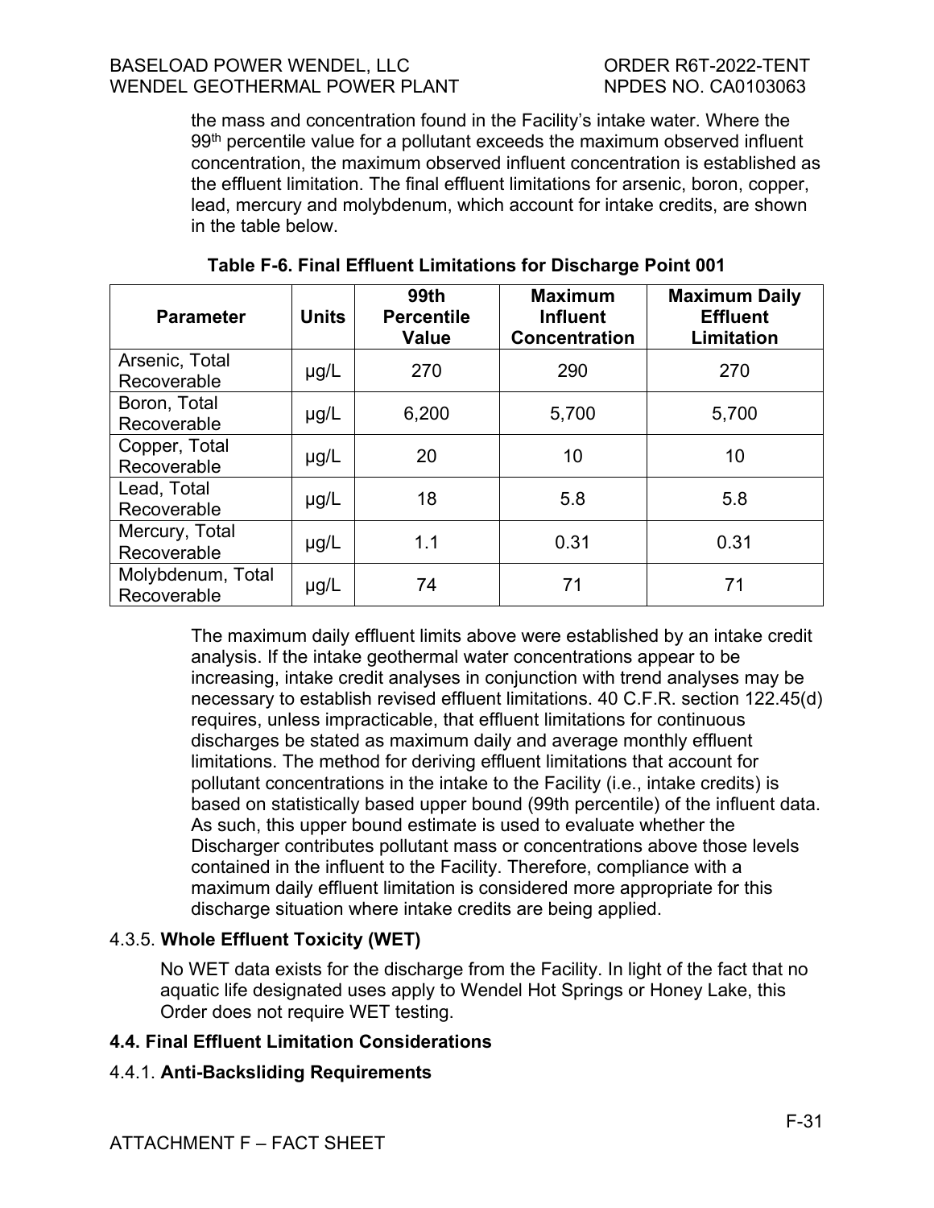the mass and concentration found in the Facility's intake water. Where the 99th percentile value for a pollutant exceeds the maximum observed influent concentration, the maximum observed influent concentration is established as the effluent limitation. The final effluent limitations for arsenic, boron, copper, lead, mercury and molybdenum, which account for intake credits, are shown in the table below.

**Table F-6. Final Effluent Limitations for Discharge Point 001**

| Parameter | Units | 99th Percentile Value | Maximum Influent Concentration | Maximum Daily Effluent Limitation |
|---|---|---|---|---|
| Arsenic, Total Recoverable | µg/L | 270 | 290 | 270 |
| Boron, Total Recoverable | µg/L | 6,200 | 5,700 | 5,700 |
| Copper, Total Recoverable | µg/L | 20 | 10 | 10 |
| Lead, Total Recoverable | µg/L | 18 | 5.8 | 5.8 |
| Mercury, Total Recoverable | µg/L | 1.1 | 0.31 | 0.31 |
| Molybdenum, Total Recoverable | µg/L | 74 | 71 | 71 |

The maximum daily effluent limits above were established by an intake credit analysis. If the intake geothermal water concentrations appear to be increasing, intake credit analyses in conjunction with trend analyses may be necessary to establish revised effluent limitations. 40 C.F.R. section 122.45(d) requires, unless impracticable, that effluent limitations for continuous discharges be stated as maximum daily and average monthly effluent limitations. The method for deriving effluent limitations that account for pollutant concentrations in the intake to the Facility (i.e., intake credits) is based on statistically based upper bound (99th percentile) of the influent data. As such, this upper bound estimate is used to evaluate whether the Discharger contributes pollutant mass or concentrations above those levels contained in the influent to the Facility. Therefore, compliance with a maximum daily effluent limitation is considered more appropriate for this discharge situation where intake credits are being applied.

#### 4.3.5. **Whole Effluent Toxicity (WET)**

No WET data exists for the discharge from the Facility. In light of the fact that no aquatic life designated uses apply to Wendel Hot Springs or Honey Lake, this Order does not require WET testing.

### 4.4. Final Effluent Limitation Considerations

#### 4.4.1. **Anti-Backsliding Requirements**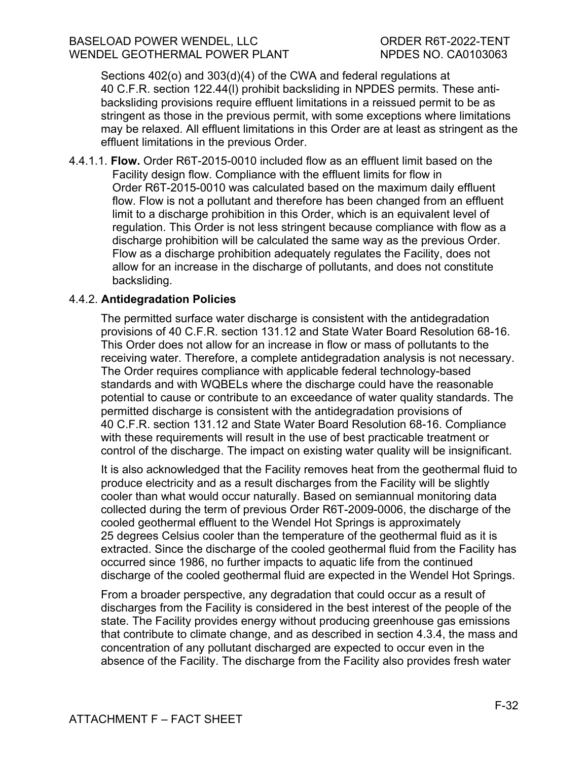Sections 402(o) and 303(d)(4) of the CWA and federal regulations at 40 C.F.R. section 122.44(l) prohibit backsliding in NPDES permits. These anti-backsliding provisions require effluent limitations in a reissued permit to be as stringent as those in the previous permit, with some exceptions where limitations may be relaxed. All effluent limitations in this Order are at least as stringent as the effluent limitations in the previous Order.

4.4.1.1. **Flow.** Order R6T-2015-0010 included flow as an effluent limit based on the Facility design flow. Compliance with the effluent limits for flow in Order R6T-2015-0010 was calculated based on the maximum daily effluent flow. Flow is not a pollutant and therefore has been changed from an effluent limit to a discharge prohibition in this Order, which is an equivalent level of regulation. This Order is not less stringent because compliance with flow as a discharge prohibition will be calculated the same way as the previous Order. Flow as a discharge prohibition adequately regulates the Facility, does not allow for an increase in the discharge of pollutants, and does not constitute backsliding.

4.4.2. **Antidegradation Policies**

The permitted surface water discharge is consistent with the antidegradation provisions of 40 C.F.R. section 131.12 and State Water Board Resolution 68-16. This Order does not allow for an increase in flow or mass of pollutants to the receiving water. Therefore, a complete antidegradation analysis is not necessary. The Order requires compliance with applicable federal technology-based standards and with WQBELs where the discharge could have the reasonable potential to cause or contribute to an exceedance of water quality standards. The permitted discharge is consistent with the antidegradation provisions of 40 C.F.R. section 131.12 and State Water Board Resolution 68-16. Compliance with these requirements will result in the use of best practicable treatment or control of the discharge. The impact on existing water quality will be insignificant.

It is also acknowledged that the Facility removes heat from the geothermal fluid to produce electricity and as a result discharges from the Facility will be slightly cooler than what would occur naturally. Based on semiannual monitoring data collected during the term of previous Order R6T-2009-0006, the discharge of the cooled geothermal effluent to the Wendel Hot Springs is approximately 25 degrees Celsius cooler than the temperature of the geothermal fluid as it is extracted. Since the discharge of the cooled geothermal fluid from the Facility has occurred since 1986, no further impacts to aquatic life from the continued discharge of the cooled geothermal fluid are expected in the Wendel Hot Springs.

From a broader perspective, any degradation that could occur as a result of discharges from the Facility is considered in the best interest of the people of the state. The Facility provides energy without producing greenhouse gas emissions that contribute to climate change, and as described in section 4.3.4, the mass and concentration of any pollutant discharged are expected to occur even in the absence of the Facility. The discharge from the Facility also provides fresh water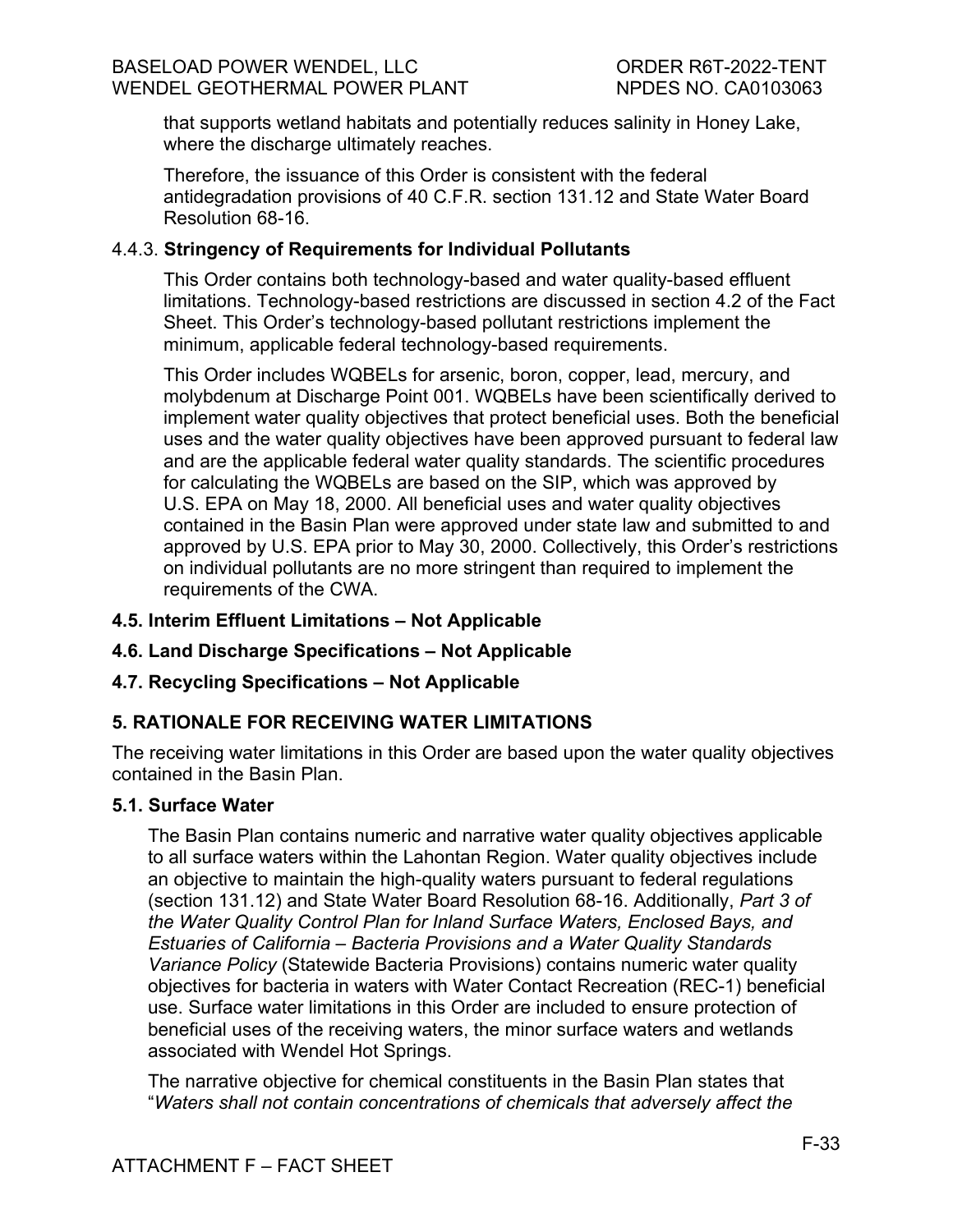that supports wetland habitats and potentially reduces salinity in Honey Lake, where the discharge ultimately reaches.

Therefore, the issuance of this Order is consistent with the federal antidegradation provisions of 40 C.F.R. section 131.12 and State Water Board Resolution 68-16.

#### 4.4.3. **Stringency of Requirements for Individual Pollutants**

This Order contains both technology-based and water quality-based effluent limitations. Technology-based restrictions are discussed in section 4.2 of the Fact Sheet. This Order's technology-based pollutant restrictions implement the minimum, applicable federal technology-based requirements.

This Order includes WQBELs for arsenic, boron, copper, lead, mercury, and molybdenum at Discharge Point 001. WQBELs have been scientifically derived to implement water quality objectives that protect beneficial uses. Both the beneficial uses and the water quality objectives have been approved pursuant to federal law and are the applicable federal water quality standards. The scientific procedures for calculating the WQBELs are based on the SIP, which was approved by U.S. EPA on May 18, 2000. All beneficial uses and water quality objectives contained in the Basin Plan were approved under state law and submitted to and approved by U.S. EPA prior to May 30, 2000. Collectively, this Order's restrictions on individual pollutants are no more stringent than required to implement the requirements of the CWA.

### 4.5. Interim Effluent Limitations – Not Applicable

### 4.6. Land Discharge Specifications – Not Applicable

### 4.7. Recycling Specifications – Not Applicable

## 5. RATIONALE FOR RECEIVING WATER LIMITATIONS

The receiving water limitations in this Order are based upon the water quality objectives contained in the Basin Plan.

### 5.1. Surface Water

The Basin Plan contains numeric and narrative water quality objectives applicable to all surface waters within the Lahontan Region. Water quality objectives include an objective to maintain the high-quality waters pursuant to federal regulations (section 131.12) and State Water Board Resolution 68-16. Additionally, *Part 3 of the Water Quality Control Plan for Inland Surface Waters, Enclosed Bays, and Estuaries of California – Bacteria Provisions and a Water Quality Standards Variance Policy* (Statewide Bacteria Provisions) contains numeric water quality objectives for bacteria in waters with Water Contact Recreation (REC-1) beneficial use. Surface water limitations in this Order are included to ensure protection of beneficial uses of the receiving waters, the minor surface waters and wetlands associated with Wendel Hot Springs.

The narrative objective for chemical constituents in the Basin Plan states that "*Waters shall not contain concentrations of chemicals that adversely affect the*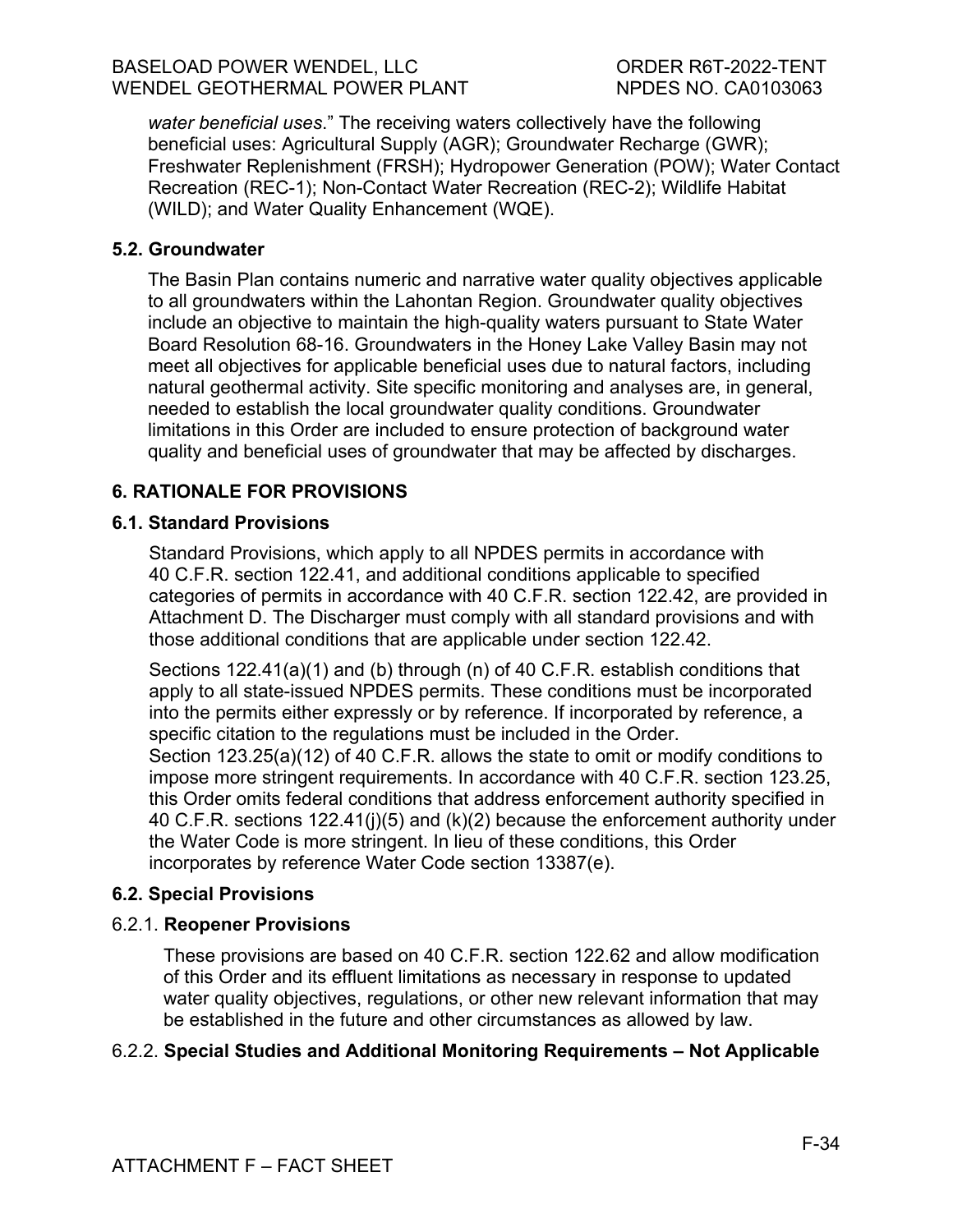*water beneficial uses*." The receiving waters collectively have the following beneficial uses: Agricultural Supply (AGR); Groundwater Recharge (GWR); Freshwater Replenishment (FRSH); Hydropower Generation (POW); Water Contact Recreation (REC-1); Non-Contact Water Recreation (REC-2); Wildlife Habitat (WILD); and Water Quality Enhancement (WQE).

### 5.2. Groundwater

The Basin Plan contains numeric and narrative water quality objectives applicable to all groundwaters within the Lahontan Region. Groundwater quality objectives include an objective to maintain the high-quality waters pursuant to State Water Board Resolution 68-16. Groundwaters in the Honey Lake Valley Basin may not meet all objectives for applicable beneficial uses due to natural factors, including natural geothermal activity. Site specific monitoring and analyses are, in general, needed to establish the local groundwater quality conditions. Groundwater limitations in this Order are included to ensure protection of background water quality and beneficial uses of groundwater that may be affected by discharges.

## 6. RATIONALE FOR PROVISIONS

### 6.1. Standard Provisions

Standard Provisions, which apply to all NPDES permits in accordance with 40 C.F.R. section 122.41, and additional conditions applicable to specified categories of permits in accordance with 40 C.F.R. section 122.42, are provided in Attachment D. The Discharger must comply with all standard provisions and with those additional conditions that are applicable under section 122.42.

Sections 122.41(a)(1) and (b) through (n) of 40 C.F.R. establish conditions that apply to all state-issued NPDES permits. These conditions must be incorporated into the permits either expressly or by reference. If incorporated by reference, a specific citation to the regulations must be included in the Order.
Section 123.25(a)(12) of 40 C.F.R. allows the state to omit or modify conditions to impose more stringent requirements. In accordance with 40 C.F.R. section 123.25, this Order omits federal conditions that address enforcement authority specified in 40 C.F.R. sections 122.41(j)(5) and (k)(2) because the enforcement authority under the Water Code is more stringent. In lieu of these conditions, this Order incorporates by reference Water Code section 13387(e).

### 6.2. Special Provisions

#### 6.2.1. **Reopener Provisions**

These provisions are based on 40 C.F.R. section 122.62 and allow modification of this Order and its effluent limitations as necessary in response to updated water quality objectives, regulations, or other new relevant information that may be established in the future and other circumstances as allowed by law.

#### 6.2.2. **Special Studies and Additional Monitoring Requirements – Not Applicable**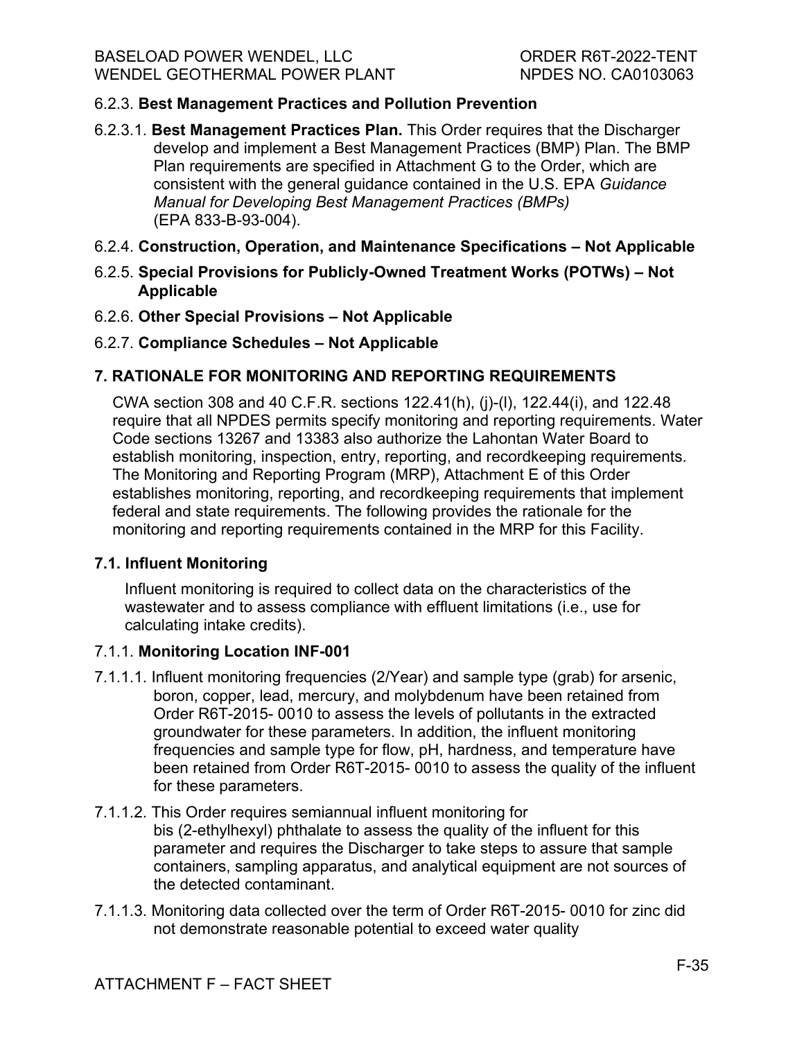6.2.3. **Best Management Practices and Pollution Prevention**

6.2.3.1. **Best Management Practices Plan.** This Order requires that the Discharger develop and implement a Best Management Practices (BMP) Plan. The BMP Plan requirements are specified in Attachment G to the Order, which are consistent with the general guidance contained in the U.S. EPA *Guidance Manual for Developing Best Management Practices (BMPs)* (EPA 833-B-93-004).

6.2.4. **Construction, Operation, and Maintenance Specifications – Not Applicable**

6.2.5. **Special Provisions for Publicly-Owned Treatment Works (POTWs) – Not Applicable**

6.2.6. **Other Special Provisions – Not Applicable**

6.2.7. **Compliance Schedules – Not Applicable**

## 7. RATIONALE FOR MONITORING AND REPORTING REQUIREMENTS

CWA section 308 and 40 C.F.R. sections 122.41(h), (j)-(l), 122.44(i), and 122.48 require that all NPDES permits specify monitoring and reporting requirements. Water Code sections 13267 and 13383 also authorize the Lahontan Water Board to establish monitoring, inspection, entry, reporting, and recordkeeping requirements. The Monitoring and Reporting Program (MRP), Attachment E of this Order establishes monitoring, reporting, and recordkeeping requirements that implement federal and state requirements. The following provides the rationale for the monitoring and reporting requirements contained in the MRP for this Facility.

### 7.1. Influent Monitoring

Influent monitoring is required to collect data on the characteristics of the wastewater and to assess compliance with effluent limitations (i.e., use for calculating intake credits).

7.1.1. **Monitoring Location INF-001**

7.1.1.1. Influent monitoring frequencies (2/Year) and sample type (grab) for arsenic, boron, copper, lead, mercury, and molybdenum have been retained from Order R6T-2015- 0010 to assess the levels of pollutants in the extracted groundwater for these parameters. In addition, the influent monitoring frequencies and sample type for flow, pH, hardness, and temperature have been retained from Order R6T-2015- 0010 to assess the quality of the influent for these parameters.

7.1.1.2. This Order requires semiannual influent monitoring for bis (2-ethylhexyl) phthalate to assess the quality of the influent for this parameter and requires the Discharger to take steps to assure that sample containers, sampling apparatus, and analytical equipment are not sources of the detected contaminant.

7.1.1.3. Monitoring data collected over the term of Order R6T-2015- 0010 for zinc did not demonstrate reasonable potential to exceed water quality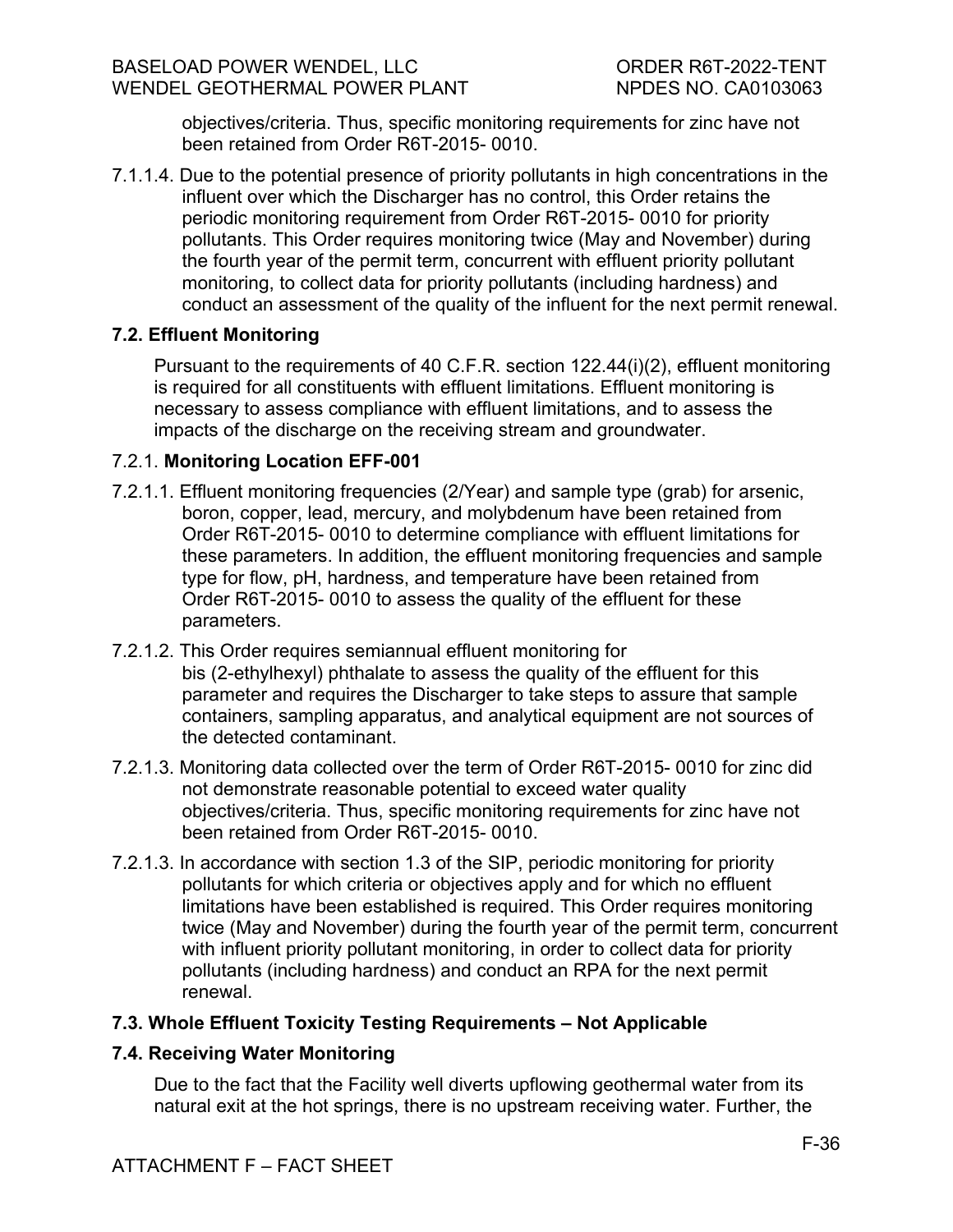objectives/criteria. Thus, specific monitoring requirements for zinc have not been retained from Order R6T-2015- 0010.

7.1.1.4. Due to the potential presence of priority pollutants in high concentrations in the influent over which the Discharger has no control, this Order retains the periodic monitoring requirement from Order R6T-2015- 0010 for priority pollutants. This Order requires monitoring twice (May and November) during the fourth year of the permit term, concurrent with effluent priority pollutant monitoring, to collect data for priority pollutants (including hardness) and conduct an assessment of the quality of the influent for the next permit renewal.

### 7.2. Effluent Monitoring

Pursuant to the requirements of 40 C.F.R. section 122.44(i)(2), effluent monitoring is required for all constituents with effluent limitations. Effluent monitoring is necessary to assess compliance with effluent limitations, and to assess the impacts of the discharge on the receiving stream and groundwater.

#### 7.2.1. **Monitoring Location EFF-001**

7.2.1.1. Effluent monitoring frequencies (2/Year) and sample type (grab) for arsenic, boron, copper, lead, mercury, and molybdenum have been retained from Order R6T-2015- 0010 to determine compliance with effluent limitations for these parameters. In addition, the effluent monitoring frequencies and sample type for flow, pH, hardness, and temperature have been retained from Order R6T-2015- 0010 to assess the quality of the effluent for these parameters.

7.2.1.2. This Order requires semiannual effluent monitoring for bis (2-ethylhexyl) phthalate to assess the quality of the effluent for this parameter and requires the Discharger to take steps to assure that sample containers, sampling apparatus, and analytical equipment are not sources of the detected contaminant.

7.2.1.3. Monitoring data collected over the term of Order R6T-2015- 0010 for zinc did not demonstrate reasonable potential to exceed water quality objectives/criteria. Thus, specific monitoring requirements for zinc have not been retained from Order R6T-2015- 0010.

7.2.1.3. In accordance with section 1.3 of the SIP, periodic monitoring for priority pollutants for which criteria or objectives apply and for which no effluent limitations have been established is required. This Order requires monitoring twice (May and November) during the fourth year of the permit term, concurrent with influent priority pollutant monitoring, in order to collect data for priority pollutants (including hardness) and conduct an RPA for the next permit renewal.

### 7.3. Whole Effluent Toxicity Testing Requirements – Not Applicable

### 7.4. Receiving Water Monitoring

Due to the fact that the Facility well diverts upflowing geothermal water from its natural exit at the hot springs, there is no upstream receiving water. Further, the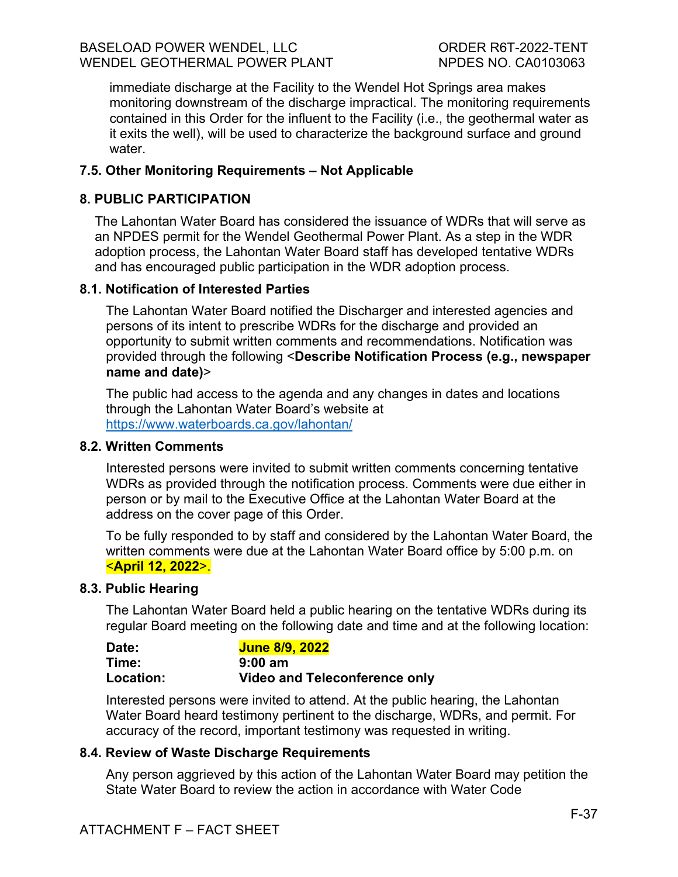immediate discharge at the Facility to the Wendel Hot Springs area makes monitoring downstream of the discharge impractical. The monitoring requirements contained in this Order for the influent to the Facility (i.e., the geothermal water as it exits the well), will be used to characterize the background surface and ground water.

### 7.5. Other Monitoring Requirements – Not Applicable

## 8. PUBLIC PARTICIPATION

The Lahontan Water Board has considered the issuance of WDRs that will serve as an NPDES permit for the Wendel Geothermal Power Plant. As a step in the WDR adoption process, the Lahontan Water Board staff has developed tentative WDRs and has encouraged public participation in the WDR adoption process.

### 8.1. Notification of Interested Parties

The Lahontan Water Board notified the Discharger and interested agencies and persons of its intent to prescribe WDRs for the discharge and provided an opportunity to submit written comments and recommendations. Notification was provided through the following <**Describe Notification Process (e.g., newspaper name and date)**>

The public had access to the agenda and any changes in dates and locations through the Lahontan Water Board's website at https://www.waterboards.ca.gov/lahontan/

### 8.2. Written Comments

Interested persons were invited to submit written comments concerning tentative WDRs as provided through the notification process. Comments were due either in person or by mail to the Executive Office at the Lahontan Water Board at the address on the cover page of this Order.

To be fully responded to by staff and considered by the Lahontan Water Board, the written comments were due at the Lahontan Water Board office by 5:00 p.m. on <**April 12, 2022**>.

### 8.3. Public Hearing

The Lahontan Water Board held a public hearing on the tentative WDRs during its regular Board meeting on the following date and time and at the following location:

**Date:** **June 8/9, 2022**
**Time:** **9:00 am**
**Location:** **Video and Teleconference only**

Interested persons were invited to attend. At the public hearing, the Lahontan Water Board heard testimony pertinent to the discharge, WDRs, and permit. For accuracy of the record, important testimony was requested in writing.

### 8.4. Review of Waste Discharge Requirements

Any person aggrieved by this action of the Lahontan Water Board may petition the State Water Board to review the action in accordance with Water Code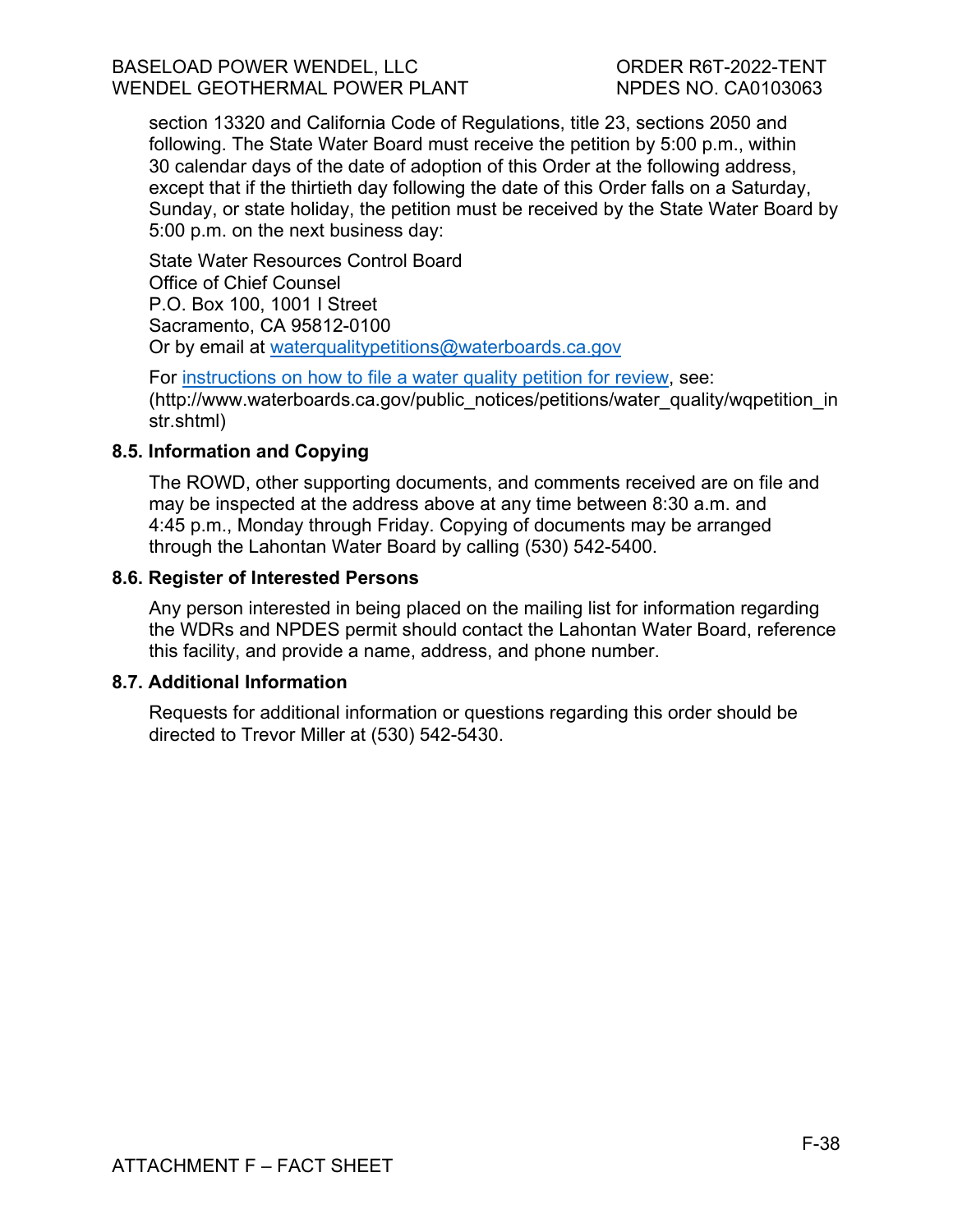section 13320 and California Code of Regulations, title 23, sections 2050 and following. The State Water Board must receive the petition by 5:00 p.m., within 30 calendar days of the date of adoption of this Order at the following address, except that if the thirtieth day following the date of this Order falls on a Saturday, Sunday, or state holiday, the petition must be received by the State Water Board by 5:00 p.m. on the next business day:

State Water Resources Control Board
Office of Chief Counsel
P.O. Box 100, 1001 I Street
Sacramento, CA 95812-0100
Or by email at waterqualitypetitions@waterboards.ca.gov

For instructions on how to file a water quality petition for review, see: (http://www.waterboards.ca.gov/public_notices/petitions/water_quality/wqpetition_instr.shtml)

### 8.5. Information and Copying

The ROWD, other supporting documents, and comments received are on file and may be inspected at the address above at any time between 8:30 a.m. and 4:45 p.m., Monday through Friday. Copying of documents may be arranged through the Lahontan Water Board by calling (530) 542-5400.

### 8.6. Register of Interested Persons

Any person interested in being placed on the mailing list for information regarding the WDRs and NPDES permit should contact the Lahontan Water Board, reference this facility, and provide a name, address, and phone number.

### 8.7. Additional Information

Requests for additional information or questions regarding this order should be directed to Trevor Miller at (530) 542-5430.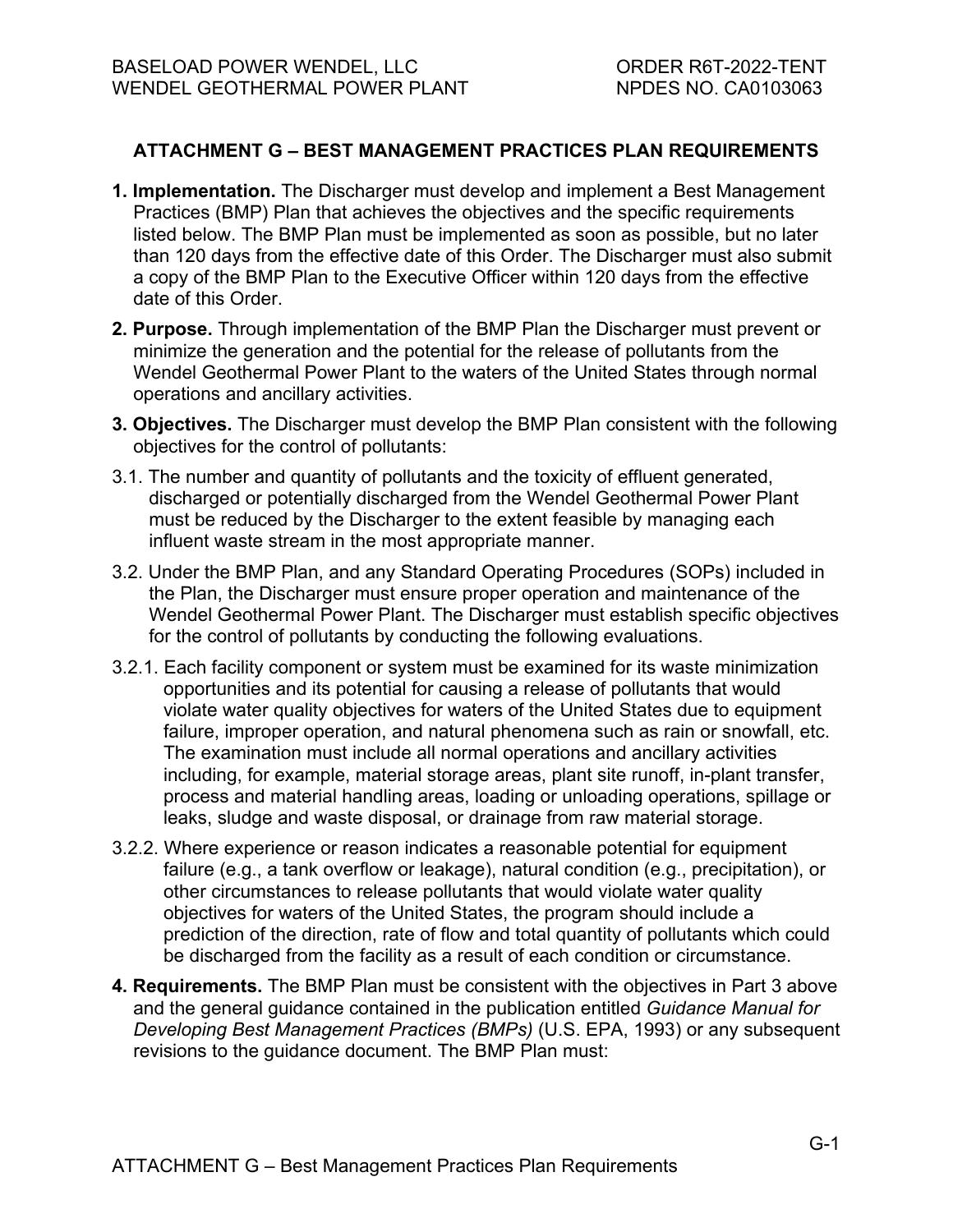## ATTACHMENT G – BEST MANAGEMENT PRACTICES PLAN REQUIREMENTS

**1. Implementation.** The Discharger must develop and implement a Best Management Practices (BMP) Plan that achieves the objectives and the specific requirements listed below. The BMP Plan must be implemented as soon as possible, but no later than 120 days from the effective date of this Order. The Discharger must also submit a copy of the BMP Plan to the Executive Officer within 120 days from the effective date of this Order.

**2. Purpose.** Through implementation of the BMP Plan the Discharger must prevent or minimize the generation and the potential for the release of pollutants from the Wendel Geothermal Power Plant to the waters of the United States through normal operations and ancillary activities.

**3. Objectives.** The Discharger must develop the BMP Plan consistent with the following objectives for the control of pollutants:

3.1. The number and quantity of pollutants and the toxicity of effluent generated, discharged or potentially discharged from the Wendel Geothermal Power Plant must be reduced by the Discharger to the extent feasible by managing each influent waste stream in the most appropriate manner.

3.2. Under the BMP Plan, and any Standard Operating Procedures (SOPs) included in the Plan, the Discharger must ensure proper operation and maintenance of the Wendel Geothermal Power Plant. The Discharger must establish specific objectives for the control of pollutants by conducting the following evaluations.

3.2.1. Each facility component or system must be examined for its waste minimization opportunities and its potential for causing a release of pollutants that would violate water quality objectives for waters of the United States due to equipment failure, improper operation, and natural phenomena such as rain or snowfall, etc. The examination must include all normal operations and ancillary activities including, for example, material storage areas, plant site runoff, in-plant transfer, process and material handling areas, loading or unloading operations, spillage or leaks, sludge and waste disposal, or drainage from raw material storage.

3.2.2. Where experience or reason indicates a reasonable potential for equipment failure (e.g., a tank overflow or leakage), natural condition (e.g., precipitation), or other circumstances to release pollutants that would violate water quality objectives for waters of the United States, the program should include a prediction of the direction, rate of flow and total quantity of pollutants which could be discharged from the facility as a result of each condition or circumstance.

**4. Requirements.** The BMP Plan must be consistent with the objectives in Part 3 above and the general guidance contained in the publication entitled *Guidance Manual for Developing Best Management Practices (BMPs)* (U.S. EPA, 1993) or any subsequent revisions to the guidance document. The BMP Plan must: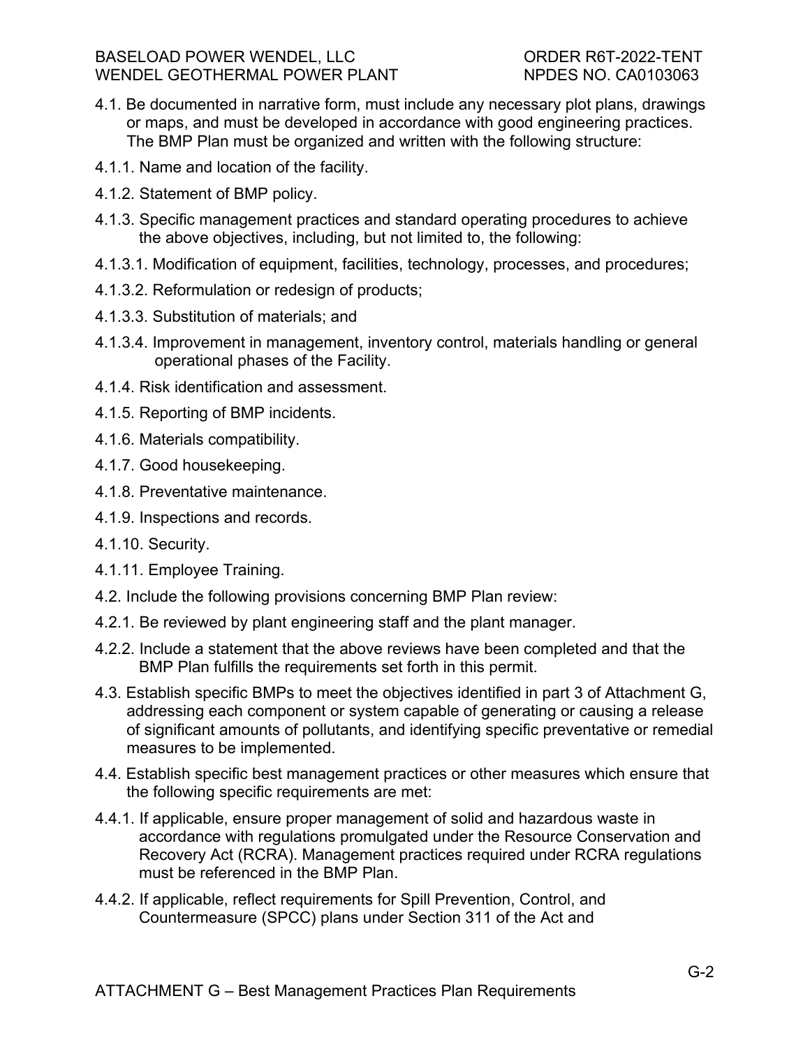4.1. Be documented in narrative form, must include any necessary plot plans, drawings or maps, and must be developed in accordance with good engineering practices. The BMP Plan must be organized and written with the following structure:

4.1.1. Name and location of the facility.

4.1.2. Statement of BMP policy.

4.1.3. Specific management practices and standard operating procedures to achieve the above objectives, including, but not limited to, the following:

4.1.3.1. Modification of equipment, facilities, technology, processes, and procedures;

4.1.3.2. Reformulation or redesign of products;

4.1.3.3. Substitution of materials; and

4.1.3.4. Improvement in management, inventory control, materials handling or general operational phases of the Facility.

4.1.4. Risk identification and assessment.

4.1.5. Reporting of BMP incidents.

4.1.6. Materials compatibility.

4.1.7. Good housekeeping.

4.1.8. Preventative maintenance.

4.1.9. Inspections and records.

4.1.10. Security.

4.1.11. Employee Training.

4.2. Include the following provisions concerning BMP Plan review:

4.2.1. Be reviewed by plant engineering staff and the plant manager.

4.2.2. Include a statement that the above reviews have been completed and that the BMP Plan fulfills the requirements set forth in this permit.

4.3. Establish specific BMPs to meet the objectives identified in part 3 of Attachment G, addressing each component or system capable of generating or causing a release of significant amounts of pollutants, and identifying specific preventative or remedial measures to be implemented.

4.4. Establish specific best management practices or other measures which ensure that the following specific requirements are met:

4.4.1. If applicable, ensure proper management of solid and hazardous waste in accordance with regulations promulgated under the Resource Conservation and Recovery Act (RCRA). Management practices required under RCRA regulations must be referenced in the BMP Plan.

4.4.2. If applicable, reflect requirements for Spill Prevention, Control, and Countermeasure (SPCC) plans under Section 311 of the Act and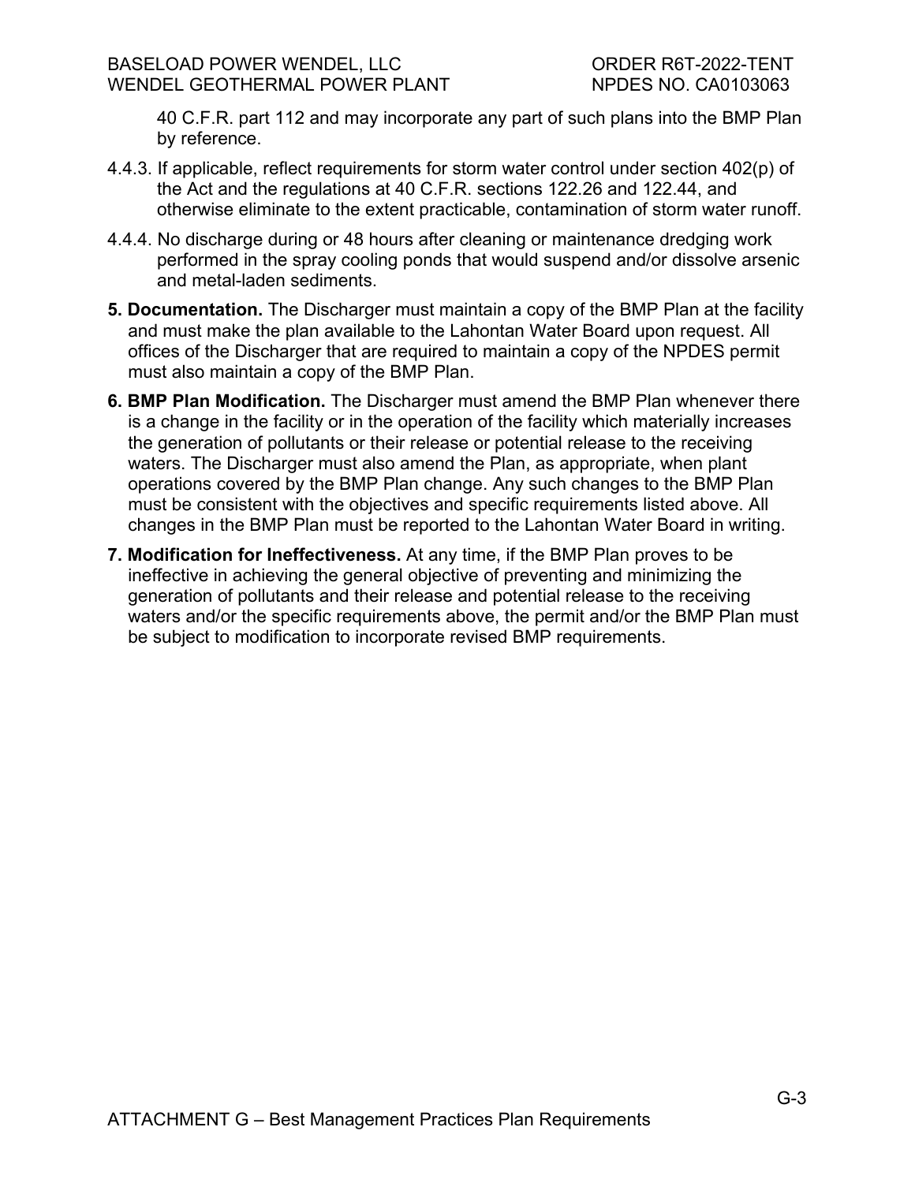40 C.F.R. part 112 and may incorporate any part of such plans into the BMP Plan by reference.

4.4.3. If applicable, reflect requirements for storm water control under section 402(p) of the Act and the regulations at 40 C.F.R. sections 122.26 and 122.44, and otherwise eliminate to the extent practicable, contamination of storm water runoff.

4.4.4. No discharge during or 48 hours after cleaning or maintenance dredging work performed in the spray cooling ponds that would suspend and/or dissolve arsenic and metal-laden sediments.

5. **Documentation.** The Discharger must maintain a copy of the BMP Plan at the facility and must make the plan available to the Lahontan Water Board upon request. All offices of the Discharger that are required to maintain a copy of the NPDES permit must also maintain a copy of the BMP Plan.

6. **BMP Plan Modification.** The Discharger must amend the BMP Plan whenever there is a change in the facility or in the operation of the facility which materially increases the generation of pollutants or their release or potential release to the receiving waters. The Discharger must also amend the Plan, as appropriate, when plant operations covered by the BMP Plan change. Any such changes to the BMP Plan must be consistent with the objectives and specific requirements listed above. All changes in the BMP Plan must be reported to the Lahontan Water Board in writing.

7. **Modification for Ineffectiveness.** At any time, if the BMP Plan proves to be ineffective in achieving the general objective of preventing and minimizing the generation of pollutants and their release and potential release to the receiving waters and/or the specific requirements above, the permit and/or the BMP Plan must be subject to modification to incorporate revised BMP requirements.